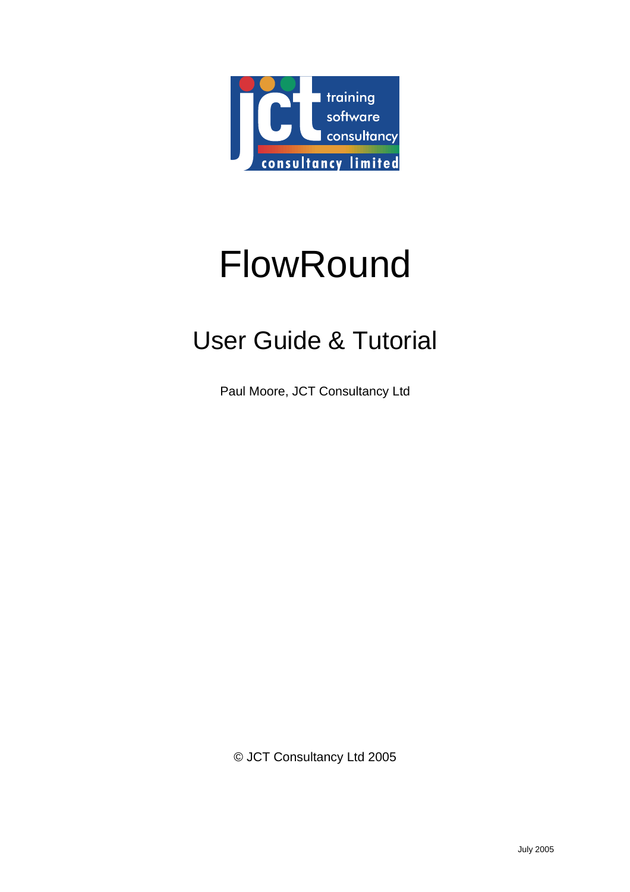# FlowRound

## User Guide & Tutorial

Paul Moore, JCT Consultancy Ltd

© JCT Consultancy Ltd 2005

July 2005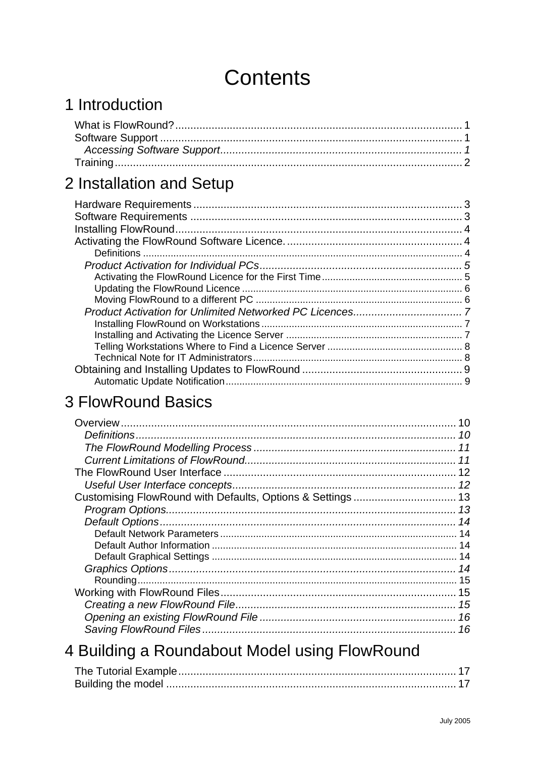# Contents

## 1 Introduction

What is FlowRound? ..... 1
Software Support ..... 1
*Accessing Software Support* ..... *1*
Training ..... 2

## 2 Installation and Setup

Hardware Requirements ..... 3
Software Requirements ..... 3
Installing FlowRound ..... 4
Activating the FlowRound Software Licence. ..... 4
Definitions ..... 4
*Product Activation for Individual PCs* ..... *5*
Activating the FlowRound Licence for the First Time ..... 5
Updating the FlowRound Licence ..... 6
Moving FlowRound to a different PC ..... 6
*Product Activation for Unlimited Networked PC Licences* ..... *7*
Installing FlowRound on Workstations ..... 7
Installing and Activating the Licence Server ..... 7
Telling Workstations Where to Find a Licence Server ..... 8
Technical Note for IT Administrators ..... 8
Obtaining and Installing Updates to FlowRound ..... 9
Automatic Update Notification ..... 9

## 3 FlowRound Basics

Overview ..... 10
*Definitions* ..... *10*
*The FlowRound Modelling Process* ..... *11*
*Current Limitations of FlowRound.* ..... *11*
The FlowRound User Interface ..... 12
*Useful User Interface concepts* ..... *12*
Customising FlowRound with Defaults, Options & Settings ..... 13
*Program Options.* ..... *13*
*Default Options* ..... *14*
Default Network Parameters ..... 14
Default Author Information ..... 14
Default Graphical Settings ..... 14
*Graphics Options* ..... *14*
Rounding ..... 15
Working with FlowRound Files ..... 15
*Creating a new FlowRound File* ..... *15*
*Opening an existing FlowRound File* ..... *16*
*Saving FlowRound Files* ..... *16*

## 4 Building a Roundabout Model using FlowRound

The Tutorial Example ..... 17
Building the model ..... 17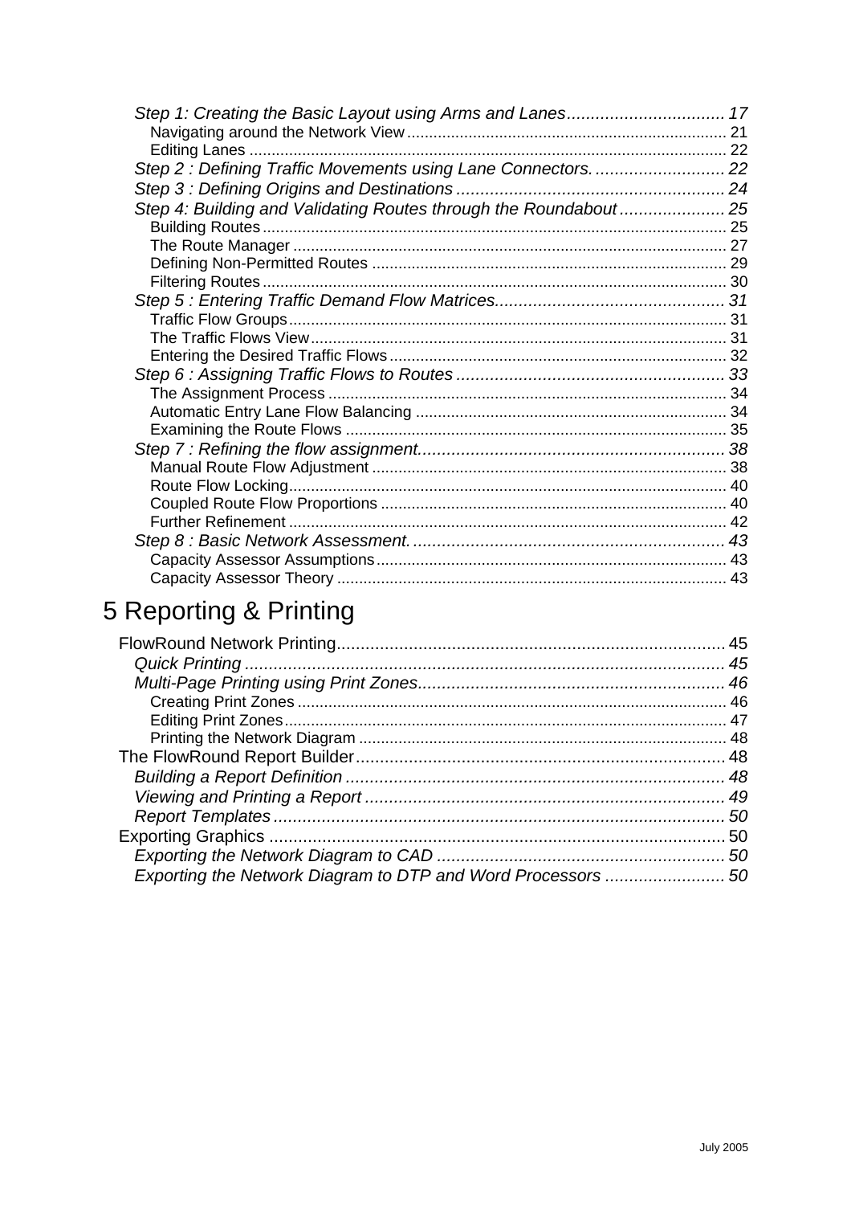*Step 1: Creating the Basic Layout using Arms and Lanes* ................................. 17
Navigating around the Network View ........................................................................ 21
Editing Lanes ............................................................................................................ 22
*Step 2 : Defining Traffic Movements using Lane Connectors.* ........................... 22
*Step 3 : Defining Origins and Destinations* ........................................................ 24
*Step 4: Building and Validating Routes through the Roundabout* ...................... 25
Building Routes ......................................................................................................... 25
The Route Manager .................................................................................................. 27
Defining Non-Permitted Routes ................................................................................ 29
Filtering Routes ......................................................................................................... 30
*Step 5 : Entering Traffic Demand Flow Matrices* ................................................ 31
Traffic Flow Groups ................................................................................................... 31
The Traffic Flows View .............................................................................................. 31
Entering the Desired Traffic Flows ............................................................................ 32
*Step 6 : Assigning Traffic Flows to Routes* ........................................................ 33
The Assignment Process .......................................................................................... 34
Automatic Entry Lane Flow Balancing ...................................................................... 34
Examining the Route Flows ...................................................................................... 35
*Step 7 : Refining the flow assignment.* ............................................................... 38
Manual Route Flow Adjustment ................................................................................ 38
Route Flow Locking ................................................................................................... 40
Coupled Route Flow Proportions .............................................................................. 40
Further Refinement ................................................................................................... 42
*Step 8 : Basic Network Assessment.* ................................................................. 43
Capacity Assessor Assumptions ............................................................................... 43
Capacity Assessor Theory ........................................................................................ 43

# 5 Reporting & Printing

FlowRound Network Printing ................................................................................. 45
*Quick Printing* .................................................................................................... 45
*Multi-Page Printing using Print Zones* ................................................................ 46
Creating Print Zones ................................................................................................. 46
Editing Print Zones .................................................................................................... 47
Printing the Network Diagram ................................................................................... 48
The FlowRound Report Builder ............................................................................. 48
*Building a Report Definition* ............................................................................... 48
*Viewing and Printing a Report* ........................................................................... 49
*Report Templates* .............................................................................................. 50
Exporting Graphics ............................................................................................... 50
*Exporting the Network Diagram to CAD* ........................................................... 50
*Exporting the Network Diagram to DTP and Word Processors* ......................... 50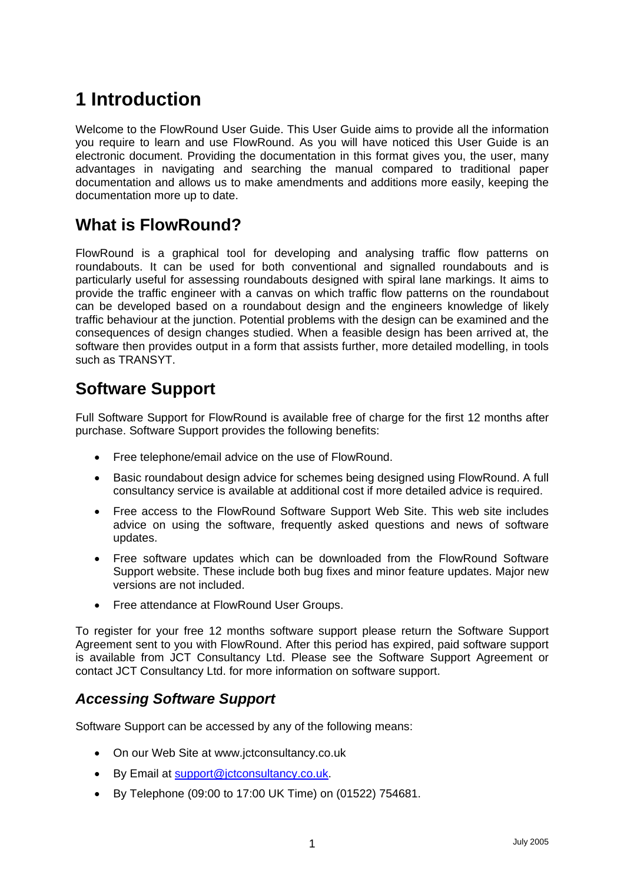# 1 Introduction

Welcome to the FlowRound User Guide. This User Guide aims to provide all the information you require to learn and use FlowRound. As you will have noticed this User Guide is an electronic document. Providing the documentation in this format gives you, the user, many advantages in navigating and searching the manual compared to traditional paper documentation and allows us to make amendments and additions more easily, keeping the documentation more up to date.

## What is FlowRound?

FlowRound is a graphical tool for developing and analysing traffic flow patterns on roundabouts. It can be used for both conventional and signalled roundabouts and is particularly useful for assessing roundabouts designed with spiral lane markings. It aims to provide the traffic engineer with a canvas on which traffic flow patterns on the roundabout can be developed based on a roundabout design and the engineers knowledge of likely traffic behaviour at the junction. Potential problems with the design can be examined and the consequences of design changes studied. When a feasible design has been arrived at, the software then provides output in a form that assists further, more detailed modelling, in tools such as TRANSYT.

## Software Support

Full Software Support for FlowRound is available free of charge for the first 12 months after purchase. Software Support provides the following benefits:

- Free telephone/email advice on the use of FlowRound.
- Basic roundabout design advice for schemes being designed using FlowRound. A full consultancy service is available at additional cost if more detailed advice is required.
- Free access to the FlowRound Software Support Web Site. This web site includes advice on using the software, frequently asked questions and news of software updates.
- Free software updates which can be downloaded from the FlowRound Software Support website. These include both bug fixes and minor feature updates. Major new versions are not included.
- Free attendance at FlowRound User Groups.

To register for your free 12 months software support please return the Software Support Agreement sent to you with FlowRound. After this period has expired, paid software support is available from JCT Consultancy Ltd. Please see the Software Support Agreement or contact JCT Consultancy Ltd. for more information on software support.

### *Accessing Software Support*

Software Support can be accessed by any of the following means:

- On our Web Site at www.jctconsultancy.co.uk
- By Email at support@jctconsultancy.co.uk.
- By Telephone (09:00 to 17:00 UK Time) on (01522) 754681.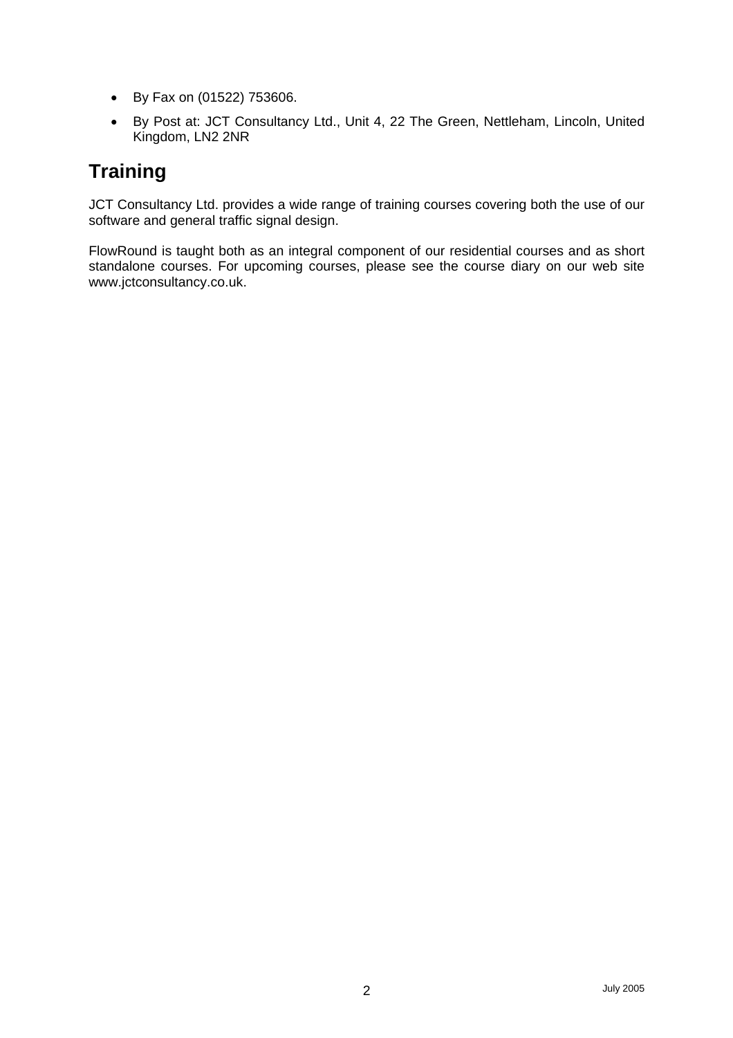- By Fax on (01522) 753606.
- By Post at: JCT Consultancy Ltd., Unit 4, 22 The Green, Nettleham, Lincoln, United Kingdom, LN2 2NR

# Training

JCT Consultancy Ltd. provides a wide range of training courses covering both the use of our software and general traffic signal design.

FlowRound is taught both as an integral component of our residential courses and as short standalone courses. For upcoming courses, please see the course diary on our web site www.jctconsultancy.co.uk.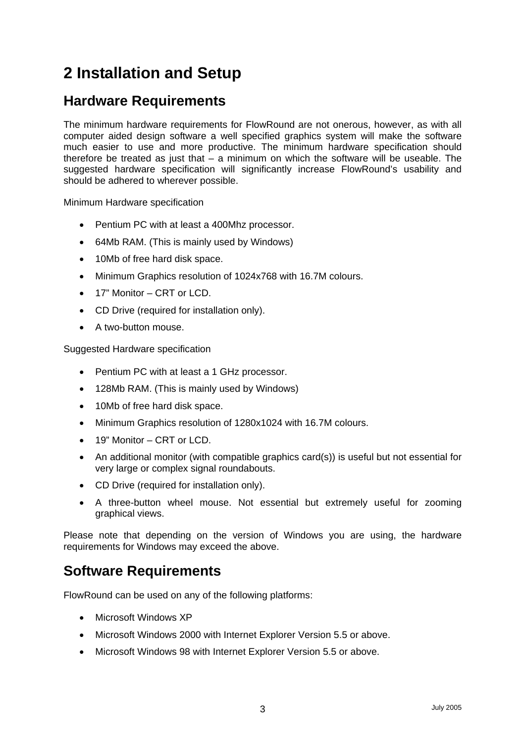# 2 Installation and Setup

## Hardware Requirements

The minimum hardware requirements for FlowRound are not onerous, however, as with all computer aided design software a well specified graphics system will make the software much easier to use and more productive. The minimum hardware specification should therefore be treated as just that – a minimum on which the software will be useable. The suggested hardware specification will significantly increase FlowRound's usability and should be adhered to wherever possible.

Minimum Hardware specification

- Pentium PC with at least a 400Mhz processor.
- 64Mb RAM. (This is mainly used by Windows)
- 10Mb of free hard disk space.
- Minimum Graphics resolution of 1024x768 with 16.7M colours.
- 17" Monitor – CRT or LCD.
- CD Drive (required for installation only).
- A two-button mouse.

Suggested Hardware specification

- Pentium PC with at least a 1 GHz processor.
- 128Mb RAM. (This is mainly used by Windows)
- 10Mb of free hard disk space.
- Minimum Graphics resolution of 1280x1024 with 16.7M colours.
- 19" Monitor – CRT or LCD.
- An additional monitor (with compatible graphics card(s)) is useful but not essential for very large or complex signal roundabouts.
- CD Drive (required for installation only).
- A three-button wheel mouse. Not essential but extremely useful for zooming graphical views.

Please note that depending on the version of Windows you are using, the hardware requirements for Windows may exceed the above.

## Software Requirements

FlowRound can be used on any of the following platforms:

- Microsoft Windows XP
- Microsoft Windows 2000 with Internet Explorer Version 5.5 or above.
- Microsoft Windows 98 with Internet Explorer Version 5.5 or above.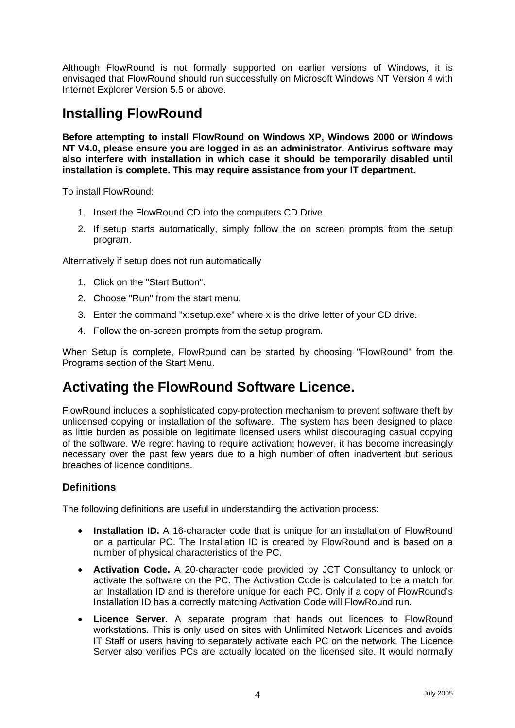Although FlowRound is not formally supported on earlier versions of Windows, it is envisaged that FlowRound should run successfully on Microsoft Windows NT Version 4 with Internet Explorer Version 5.5 or above.

# Installing FlowRound

**Before attempting to install FlowRound on Windows XP, Windows 2000 or Windows NT V4.0, please ensure you are logged in as an administrator. Antivirus software may also interfere with installation in which case it should be temporarily disabled until installation is complete. This may require assistance from your IT department.**

To install FlowRound:

1. Insert the FlowRound CD into the computers CD Drive.
2. If setup starts automatically, simply follow the on screen prompts from the setup program.

Alternatively if setup does not run automatically

1. Click on the "Start Button".
2. Choose "Run" from the start menu.
3. Enter the command "x:setup.exe" where x is the drive letter of your CD drive.
4. Follow the on-screen prompts from the setup program.

When Setup is complete, FlowRound can be started by choosing "FlowRound" from the Programs section of the Start Menu.

# Activating the FlowRound Software Licence.

FlowRound includes a sophisticated copy-protection mechanism to prevent software theft by unlicensed copying or installation of the software. The system has been designed to place as little burden as possible on legitimate licensed users whilst discouraging casual copying of the software. We regret having to require activation; however, it has become increasingly necessary over the past few years due to a high number of often inadvertent but serious breaches of licence conditions.

## Definitions

The following definitions are useful in understanding the activation process:

- **Installation ID.** A 16-character code that is unique for an installation of FlowRound on a particular PC. The Installation ID is created by FlowRound and is based on a number of physical characteristics of the PC.
- **Activation Code.** A 20-character code provided by JCT Consultancy to unlock or activate the software on the PC. The Activation Code is calculated to be a match for an Installation ID and is therefore unique for each PC. Only if a copy of FlowRound's Installation ID has a correctly matching Activation Code will FlowRound run.
- **Licence Server.** A separate program that hands out licences to FlowRound workstations. This is only used on sites with Unlimited Network Licences and avoids IT Staff or users having to separately activate each PC on the network. The Licence Server also verifies PCs are actually located on the licensed site. It would normally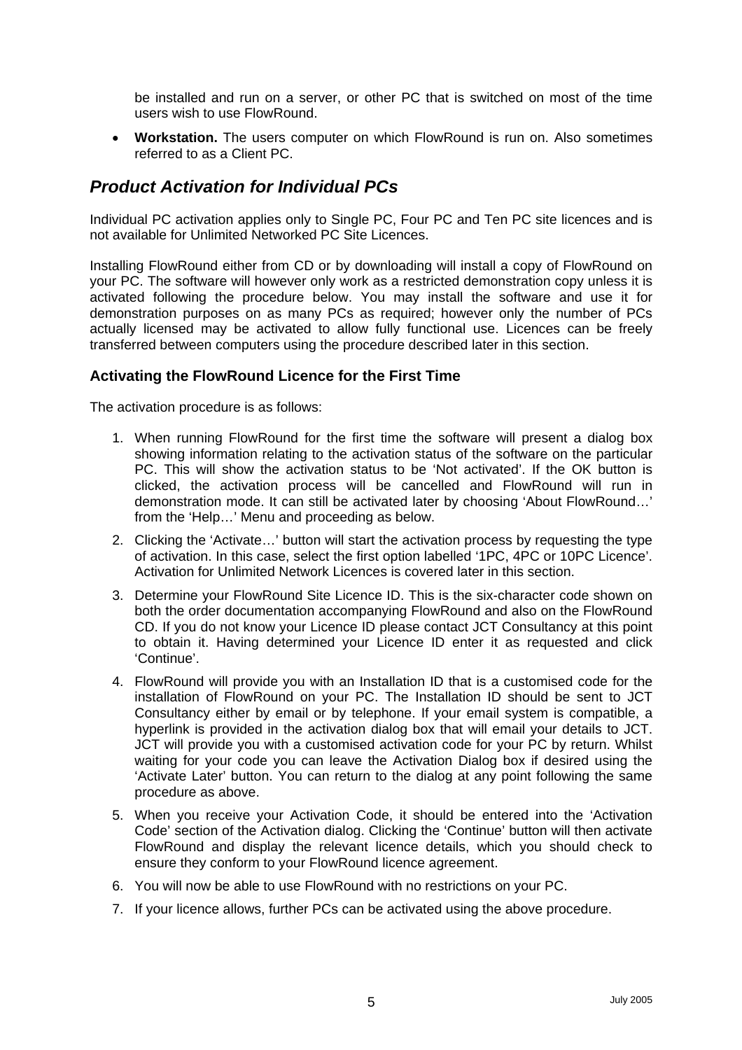be installed and run on a server, or other PC that is switched on most of the time users wish to use FlowRound.

- **Workstation.** The users computer on which FlowRound is run on. Also sometimes referred to as a Client PC.

## *Product Activation for Individual PCs*

Individual PC activation applies only to Single PC, Four PC and Ten PC site licences and is not available for Unlimited Networked PC Site Licences.

Installing FlowRound either from CD or by downloading will install a copy of FlowRound on your PC. The software will however only work as a restricted demonstration copy unless it is activated following the procedure below. You may install the software and use it for demonstration purposes on as many PCs as required; however only the number of PCs actually licensed may be activated to allow fully functional use. Licences can be freely transferred between computers using the procedure described later in this section.

### Activating the FlowRound Licence for the First Time

The activation procedure is as follows:

1. When running FlowRound for the first time the software will present a dialog box showing information relating to the activation status of the software on the particular PC. This will show the activation status to be 'Not activated'. If the OK button is clicked, the activation process will be cancelled and FlowRound will run in demonstration mode. It can still be activated later by choosing 'About FlowRound…' from the 'Help…' Menu and proceeding as below.
2. Clicking the 'Activate…' button will start the activation process by requesting the type of activation. In this case, select the first option labelled '1PC, 4PC or 10PC Licence'. Activation for Unlimited Network Licences is covered later in this section.
3. Determine your FlowRound Site Licence ID. This is the six-character code shown on both the order documentation accompanying FlowRound and also on the FlowRound CD. If you do not know your Licence ID please contact JCT Consultancy at this point to obtain it. Having determined your Licence ID enter it as requested and click 'Continue'.
4. FlowRound will provide you with an Installation ID that is a customised code for the installation of FlowRound on your PC. The Installation ID should be sent to JCT Consultancy either by email or by telephone. If your email system is compatible, a hyperlink is provided in the activation dialog box that will email your details to JCT. JCT will provide you with a customised activation code for your PC by return. Whilst waiting for your code you can leave the Activation Dialog box if desired using the 'Activate Later' button. You can return to the dialog at any point following the same procedure as above.
5. When you receive your Activation Code, it should be entered into the 'Activation Code' section of the Activation dialog. Clicking the 'Continue' button will then activate FlowRound and display the relevant licence details, which you should check to ensure they conform to your FlowRound licence agreement.
6. You will now be able to use FlowRound with no restrictions on your PC.
7. If your licence allows, further PCs can be activated using the above procedure.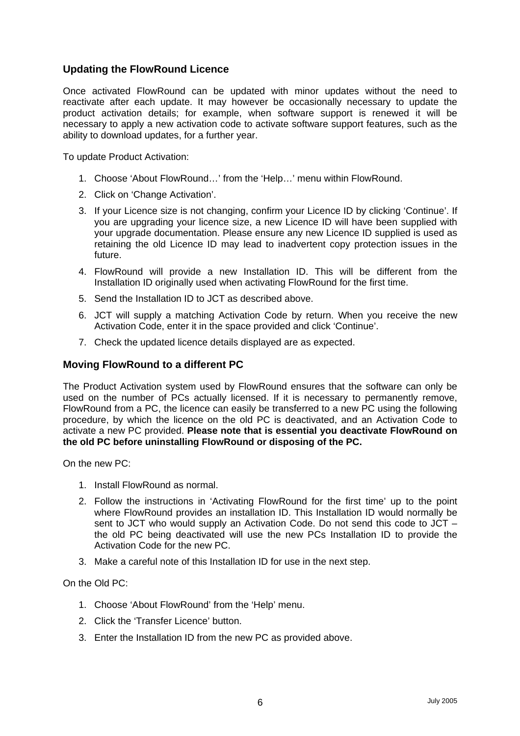## Updating the FlowRound Licence

Once activated FlowRound can be updated with minor updates without the need to reactivate after each update. It may however be occasionally necessary to update the product activation details; for example, when software support is renewed it will be necessary to apply a new activation code to activate software support features, such as the ability to download updates, for a further year.

To update Product Activation:

1. Choose ‘About FlowRound…’ from the ‘Help…’ menu within FlowRound.
2. Click on ‘Change Activation’.
3. If your Licence size is not changing, confirm your Licence ID by clicking ‘Continue’. If you are upgrading your licence size, a new Licence ID will have been supplied with your upgrade documentation. Please ensure any new Licence ID supplied is used as retaining the old Licence ID may lead to inadvertent copy protection issues in the future.
4. FlowRound will provide a new Installation ID. This will be different from the Installation ID originally used when activating FlowRound for the first time.
5. Send the Installation ID to JCT as described above.
6. JCT will supply a matching Activation Code by return. When you receive the new Activation Code, enter it in the space provided and click ‘Continue’.
7. Check the updated licence details displayed are as expected.

## Moving FlowRound to a different PC

The Product Activation system used by FlowRound ensures that the software can only be used on the number of PCs actually licensed. If it is necessary to permanently remove, FlowRound from a PC, the licence can easily be transferred to a new PC using the following procedure, by which the licence on the old PC is deactivated, and an Activation Code to activate a new PC provided. **Please note that is essential you deactivate FlowRound on the old PC before uninstalling FlowRound or disposing of the PC.**

On the new PC:

1. Install FlowRound as normal.
2. Follow the instructions in ‘Activating FlowRound for the first time’ up to the point where FlowRound provides an installation ID. This Installation ID would normally be sent to JCT who would supply an Activation Code. Do not send this code to JCT – the old PC being deactivated will use the new PCs Installation ID to provide the Activation Code for the new PC.
3. Make a careful note of this Installation ID for use in the next step.

On the Old PC:

1. Choose ‘About FlowRound’ from the ‘Help’ menu.
2. Click the ‘Transfer Licence’ button.
3. Enter the Installation ID from the new PC as provided above.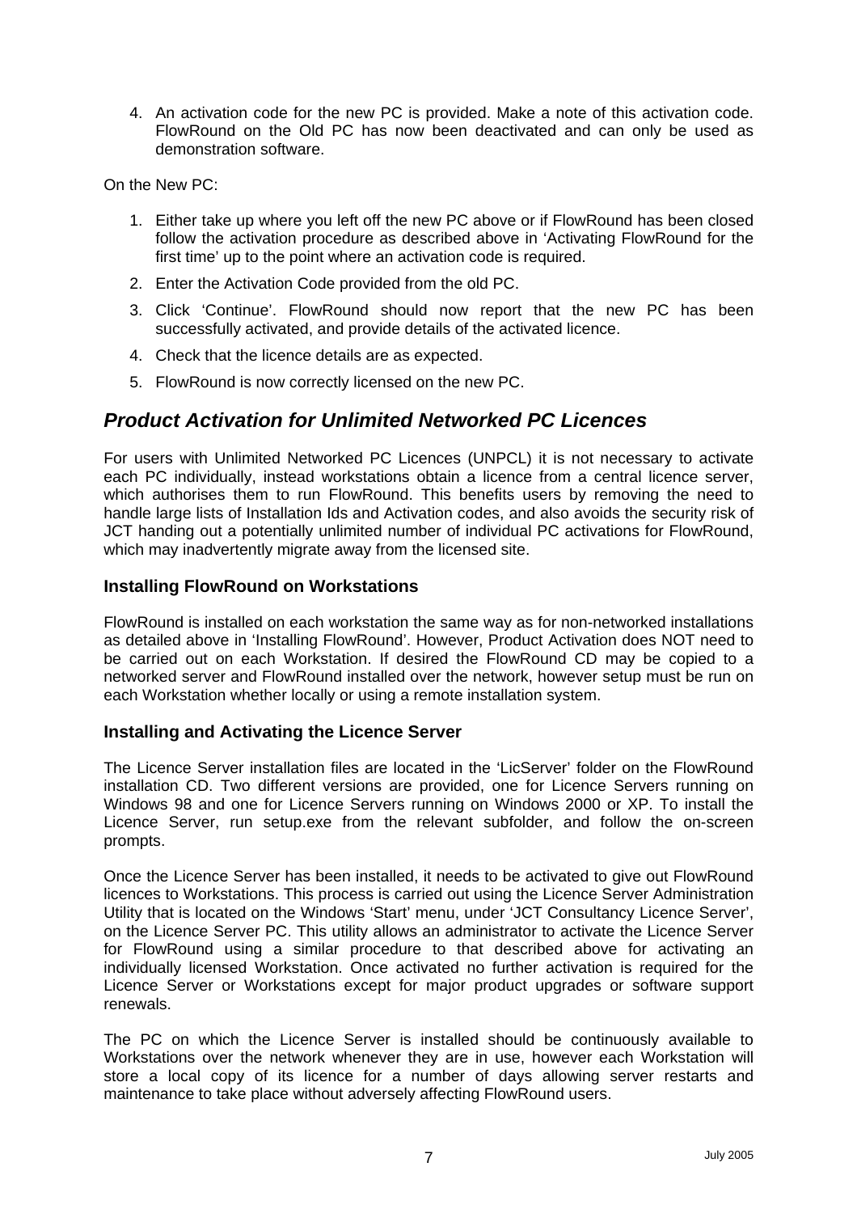4. An activation code for the new PC is provided. Make a note of this activation code. FlowRound on the Old PC has now been deactivated and can only be used as demonstration software.

On the New PC:

1. Either take up where you left off the new PC above or if FlowRound has been closed follow the activation procedure as described above in 'Activating FlowRound for the first time' up to the point where an activation code is required.
2. Enter the Activation Code provided from the old PC.
3. Click 'Continue'. FlowRound should now report that the new PC has been successfully activated, and provide details of the activated licence.
4. Check that the licence details are as expected.
5. FlowRound is now correctly licensed on the new PC.

## *Product Activation for Unlimited Networked PC Licences*

For users with Unlimited Networked PC Licences (UNPCL) it is not necessary to activate each PC individually, instead workstations obtain a licence from a central licence server, which authorises them to run FlowRound. This benefits users by removing the need to handle large lists of Installation Ids and Activation codes, and also avoids the security risk of JCT handing out a potentially unlimited number of individual PC activations for FlowRound, which may inadvertently migrate away from the licensed site.

### Installing FlowRound on Workstations

FlowRound is installed on each workstation the same way as for non-networked installations as detailed above in 'Installing FlowRound'. However, Product Activation does NOT need to be carried out on each Workstation. If desired the FlowRound CD may be copied to a networked server and FlowRound installed over the network, however setup must be run on each Workstation whether locally or using a remote installation system.

### Installing and Activating the Licence Server

The Licence Server installation files are located in the 'LicServer' folder on the FlowRound installation CD. Two different versions are provided, one for Licence Servers running on Windows 98 and one for Licence Servers running on Windows 2000 or XP. To install the Licence Server, run setup.exe from the relevant subfolder, and follow the on-screen prompts.

Once the Licence Server has been installed, it needs to be activated to give out FlowRound licences to Workstations. This process is carried out using the Licence Server Administration Utility that is located on the Windows 'Start' menu, under 'JCT Consultancy Licence Server', on the Licence Server PC. This utility allows an administrator to activate the Licence Server for FlowRound using a similar procedure to that described above for activating an individually licensed Workstation. Once activated no further activation is required for the Licence Server or Workstations except for major product upgrades or software support renewals.

The PC on which the Licence Server is installed should be continuously available to Workstations over the network whenever they are in use, however each Workstation will store a local copy of its licence for a number of days allowing server restarts and maintenance to take place without adversely affecting FlowRound users.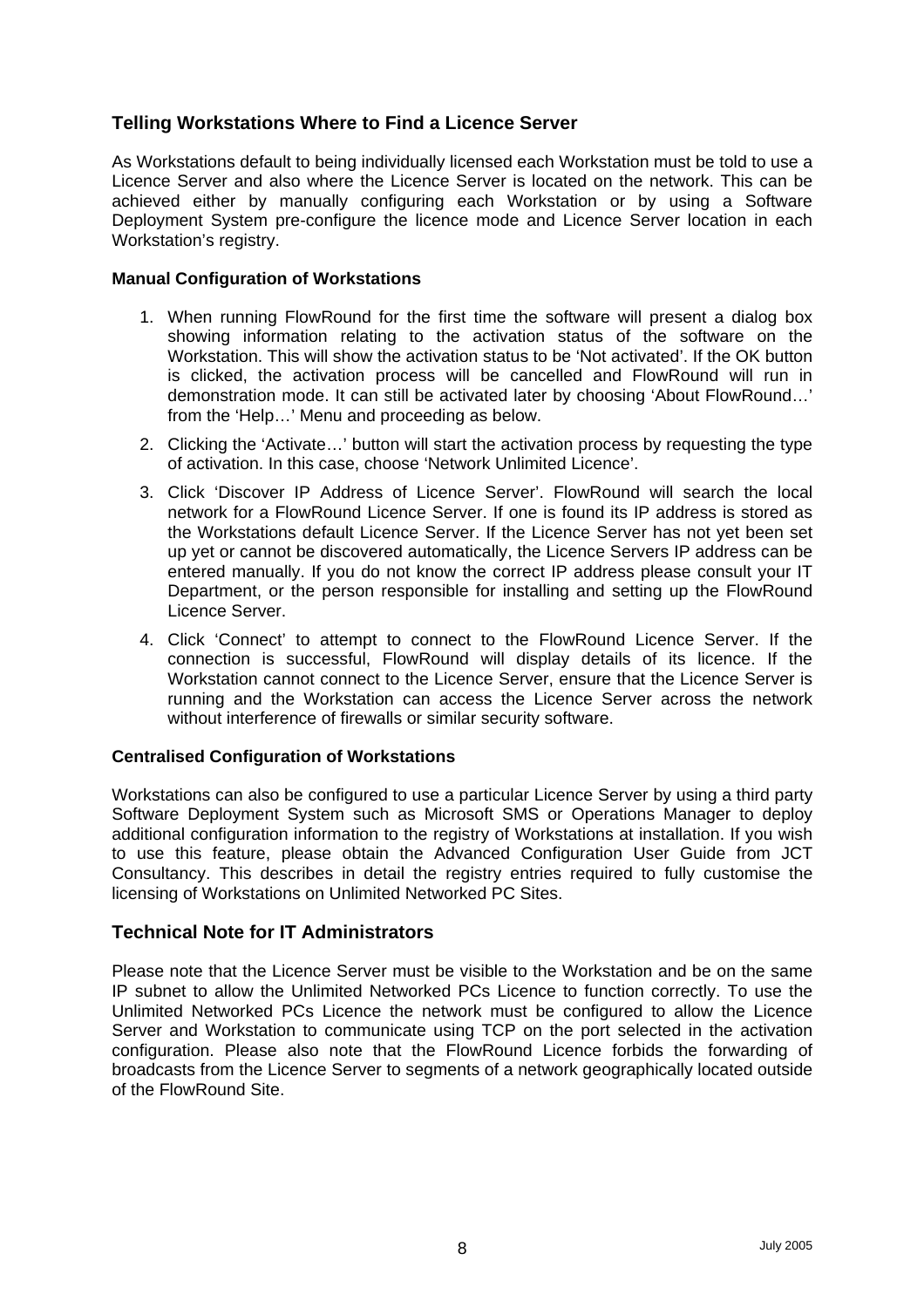## Telling Workstations Where to Find a Licence Server

As Workstations default to being individually licensed each Workstation must be told to use a Licence Server and also where the Licence Server is located on the network. This can be achieved either by manually configuring each Workstation or by using a Software Deployment System pre-configure the licence mode and Licence Server location in each Workstation's registry.

**Manual Configuration of Workstations**

1. When running FlowRound for the first time the software will present a dialog box showing information relating to the activation status of the software on the Workstation. This will show the activation status to be 'Not activated'. If the OK button is clicked, the activation process will be cancelled and FlowRound will run in demonstration mode. It can still be activated later by choosing 'About FlowRound…' from the 'Help…' Menu and proceeding as below.
2. Clicking the 'Activate…' button will start the activation process by requesting the type of activation. In this case, choose 'Network Unlimited Licence'.
3. Click 'Discover IP Address of Licence Server'. FlowRound will search the local network for a FlowRound Licence Server. If one is found its IP address is stored as the Workstations default Licence Server. If the Licence Server has not yet been set up yet or cannot be discovered automatically, the Licence Servers IP address can be entered manually. If you do not know the correct IP address please consult your IT Department, or the person responsible for installing and setting up the FlowRound Licence Server.
4. Click 'Connect' to attempt to connect to the FlowRound Licence Server. If the connection is successful, FlowRound will display details of its licence. If the Workstation cannot connect to the Licence Server, ensure that the Licence Server is running and the Workstation can access the Licence Server across the network without interference of firewalls or similar security software.

**Centralised Configuration of Workstations**

Workstations can also be configured to use a particular Licence Server by using a third party Software Deployment System such as Microsoft SMS or Operations Manager to deploy additional configuration information to the registry of Workstations at installation. If you wish to use this feature, please obtain the Advanced Configuration User Guide from JCT Consultancy. This describes in detail the registry entries required to fully customise the licensing of Workstations on Unlimited Networked PC Sites.

## Technical Note for IT Administrators

Please note that the Licence Server must be visible to the Workstation and be on the same IP subnet to allow the Unlimited Networked PCs Licence to function correctly. To use the Unlimited Networked PCs Licence the network must be configured to allow the Licence Server and Workstation to communicate using TCP on the port selected in the activation configuration. Please also note that the FlowRound Licence forbids the forwarding of broadcasts from the Licence Server to segments of a network geographically located outside of the FlowRound Site.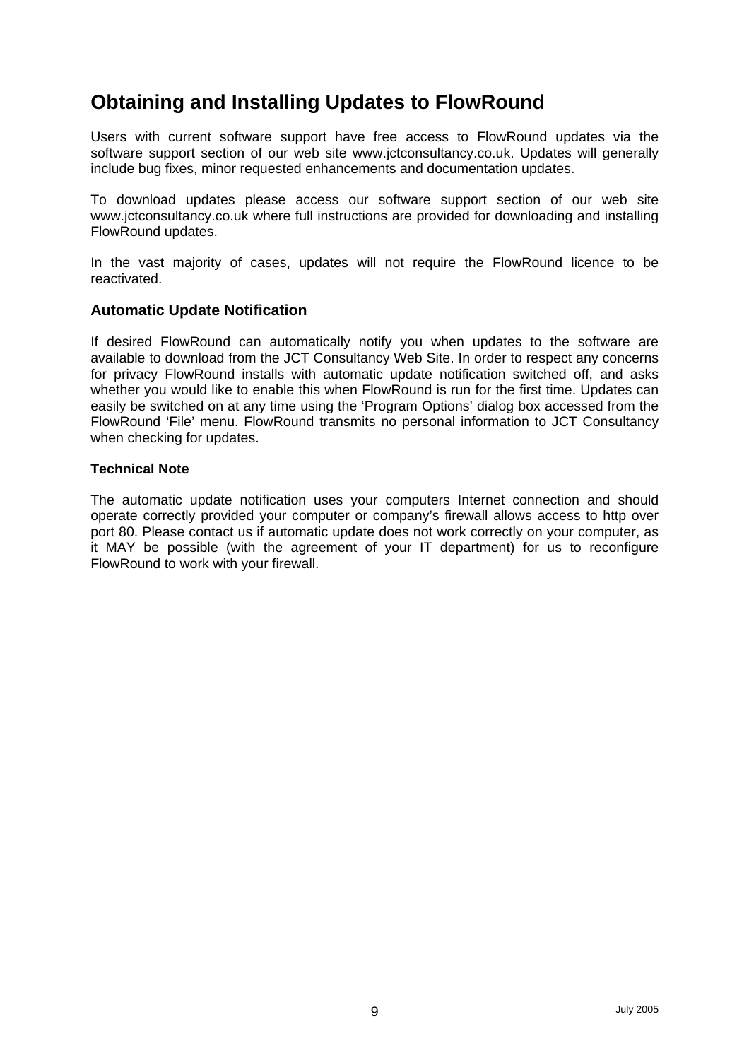# Obtaining and Installing Updates to FlowRound

Users with current software support have free access to FlowRound updates via the software support section of our web site www.jctconsultancy.co.uk. Updates will generally include bug fixes, minor requested enhancements and documentation updates.

To download updates please access our software support section of our web site www.jctconsultancy.co.uk where full instructions are provided for downloading and installing FlowRound updates.

In the vast majority of cases, updates will not require the FlowRound licence to be reactivated.

## Automatic Update Notification

If desired FlowRound can automatically notify you when updates to the software are available to download from the JCT Consultancy Web Site. In order to respect any concerns for privacy FlowRound installs with automatic update notification switched off, and asks whether you would like to enable this when FlowRound is run for the first time. Updates can easily be switched on at any time using the 'Program Options' dialog box accessed from the FlowRound 'File' menu. FlowRound transmits no personal information to JCT Consultancy when checking for updates.

### Technical Note

The automatic update notification uses your computers Internet connection and should operate correctly provided your computer or company's firewall allows access to http over port 80. Please contact us if automatic update does not work correctly on your computer, as it MAY be possible (with the agreement of your IT department) for us to reconfigure FlowRound to work with your firewall.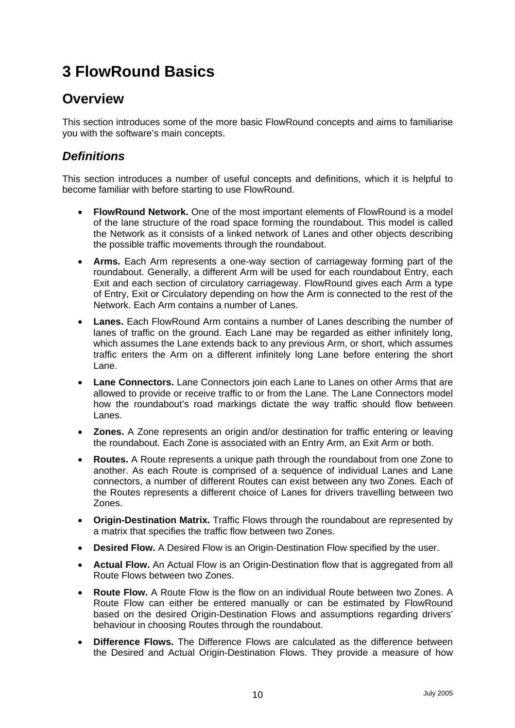# 3 FlowRound Basics

## Overview

This section introduces some of the more basic FlowRound concepts and aims to familiarise you with the software's main concepts.

### *Definitions*

This section introduces a number of useful concepts and definitions, which it is helpful to become familiar with before starting to use FlowRound.

- **FlowRound Network.** One of the most important elements of FlowRound is a model of the lane structure of the road space forming the roundabout. This model is called the Network as it consists of a linked network of Lanes and other objects describing the possible traffic movements through the roundabout.
- **Arms.** Each Arm represents a one-way section of carriageway forming part of the roundabout. Generally, a different Arm will be used for each roundabout Entry, each Exit and each section of circulatory carriageway. FlowRound gives each Arm a type of Entry, Exit or Circulatory depending on how the Arm is connected to the rest of the Network. Each Arm contains a number of Lanes.
- **Lanes.** Each FlowRound Arm contains a number of Lanes describing the number of lanes of traffic on the ground. Each Lane may be regarded as either infinitely long, which assumes the Lane extends back to any previous Arm, or short, which assumes traffic enters the Arm on a different infinitely long Lane before entering the short Lane.
- **Lane Connectors.** Lane Connectors join each Lane to Lanes on other Arms that are allowed to provide or receive traffic to or from the Lane. The Lane Connectors model how the roundabout's road markings dictate the way traffic should flow between Lanes.
- **Zones.** A Zone represents an origin and/or destination for traffic entering or leaving the roundabout. Each Zone is associated with an Entry Arm, an Exit Arm or both.
- **Routes.** A Route represents a unique path through the roundabout from one Zone to another. As each Route is comprised of a sequence of individual Lanes and Lane connectors, a number of different Routes can exist between any two Zones. Each of the Routes represents a different choice of Lanes for drivers travelling between two Zones.
- **Origin-Destination Matrix.** Traffic Flows through the roundabout are represented by a matrix that specifies the traffic flow between two Zones.
- **Desired Flow.** A Desired Flow is an Origin-Destination Flow specified by the user.
- **Actual Flow.** An Actual Flow is an Origin-Destination flow that is aggregated from all Route Flows between two Zones.
- **Route Flow.** A Route Flow is the flow on an individual Route between two Zones. A Route Flow can either be entered manually or can be estimated by FlowRound based on the desired Origin-Destination Flows and assumptions regarding drivers' behaviour in choosing Routes through the roundabout.
- **Difference Flows.** The Difference Flows are calculated as the difference between the Desired and Actual Origin-Destination Flows. They provide a measure of how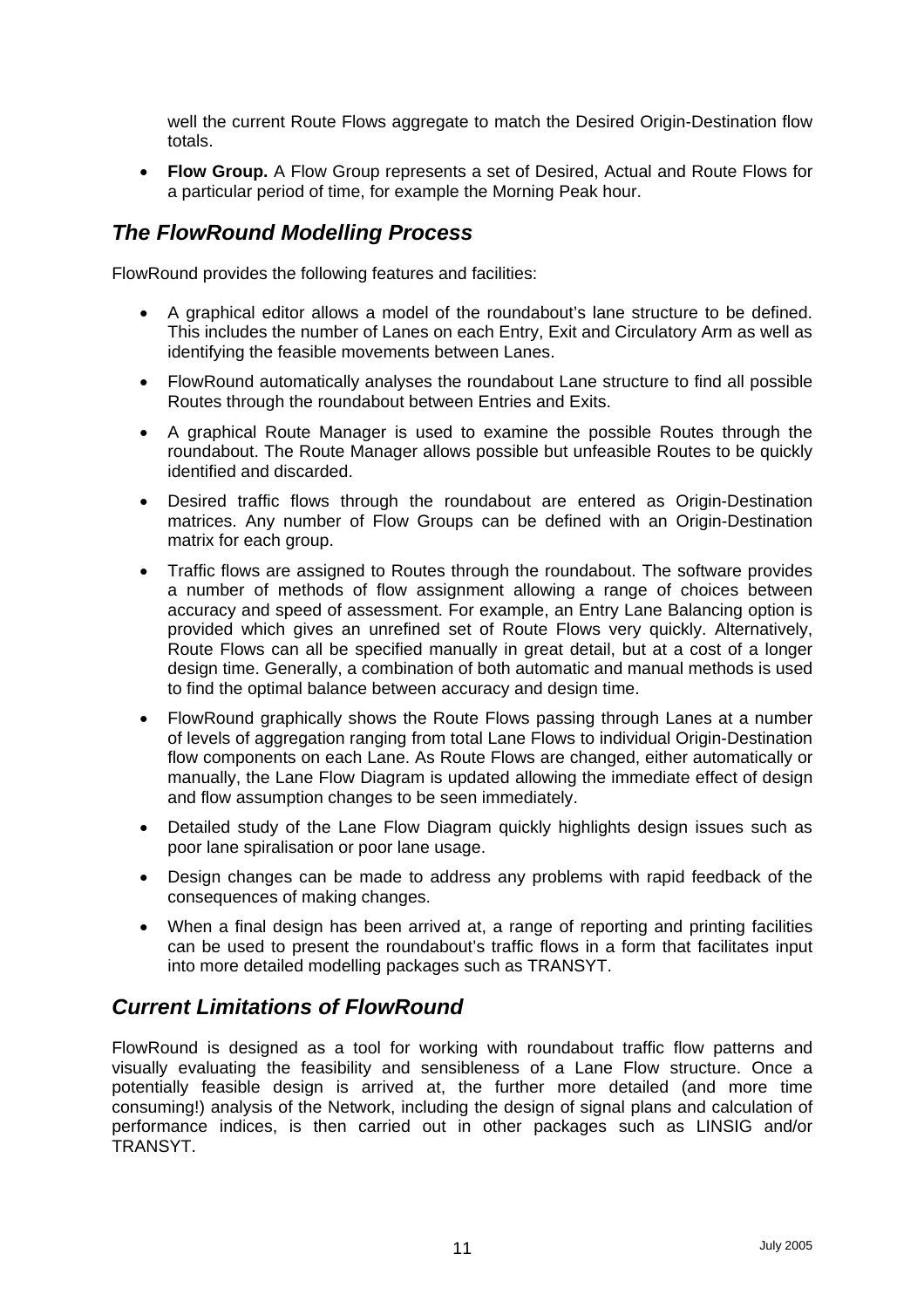well the current Route Flows aggregate to match the Desired Origin-Destination flow totals.

- **Flow Group.** A Flow Group represents a set of Desired, Actual and Route Flows for a particular period of time, for example the Morning Peak hour.

## *The FlowRound Modelling Process*

FlowRound provides the following features and facilities:

- A graphical editor allows a model of the roundabout's lane structure to be defined. This includes the number of Lanes on each Entry, Exit and Circulatory Arm as well as identifying the feasible movements between Lanes.
- FlowRound automatically analyses the roundabout Lane structure to find all possible Routes through the roundabout between Entries and Exits.
- A graphical Route Manager is used to examine the possible Routes through the roundabout. The Route Manager allows possible but unfeasible Routes to be quickly identified and discarded.
- Desired traffic flows through the roundabout are entered as Origin-Destination matrices. Any number of Flow Groups can be defined with an Origin-Destination matrix for each group.
- Traffic flows are assigned to Routes through the roundabout. The software provides a number of methods of flow assignment allowing a range of choices between accuracy and speed of assessment. For example, an Entry Lane Balancing option is provided which gives an unrefined set of Route Flows very quickly. Alternatively, Route Flows can all be specified manually in great detail, but at a cost of a longer design time. Generally, a combination of both automatic and manual methods is used to find the optimal balance between accuracy and design time.
- FlowRound graphically shows the Route Flows passing through Lanes at a number of levels of aggregation ranging from total Lane Flows to individual Origin-Destination flow components on each Lane. As Route Flows are changed, either automatically or manually, the Lane Flow Diagram is updated allowing the immediate effect of design and flow assumption changes to be seen immediately.
- Detailed study of the Lane Flow Diagram quickly highlights design issues such as poor lane spiralisation or poor lane usage.
- Design changes can be made to address any problems with rapid feedback of the consequences of making changes.
- When a final design has been arrived at, a range of reporting and printing facilities can be used to present the roundabout's traffic flows in a form that facilitates input into more detailed modelling packages such as TRANSYT.

## *Current Limitations of FlowRound*

FlowRound is designed as a tool for working with roundabout traffic flow patterns and visually evaluating the feasibility and sensibleness of a Lane Flow structure. Once a potentially feasible design is arrived at, the further more detailed (and more time consuming!) analysis of the Network, including the design of signal plans and calculation of performance indices, is then carried out in other packages such as LINSIG and/or TRANSYT.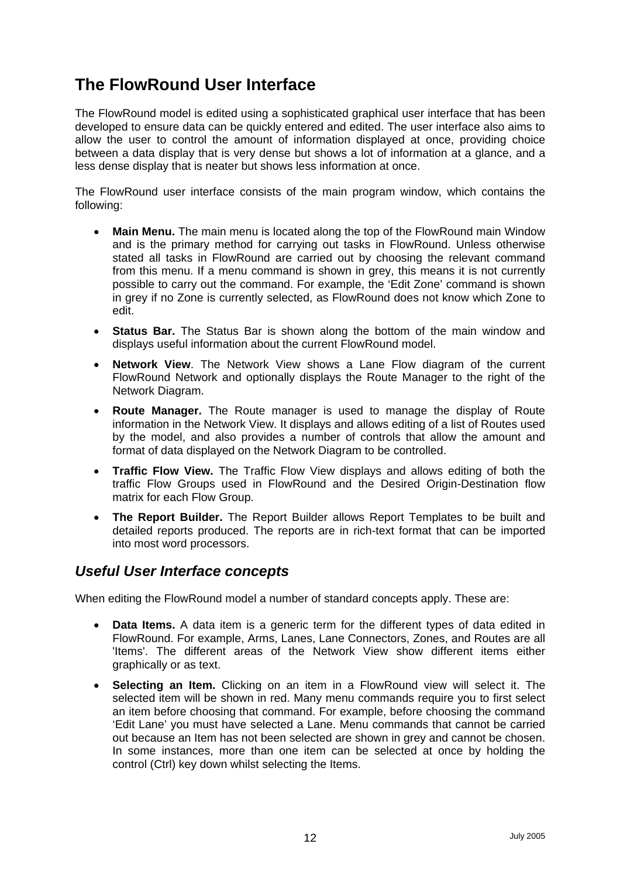# The FlowRound User Interface

The FlowRound model is edited using a sophisticated graphical user interface that has been developed to ensure data can be quickly entered and edited. The user interface also aims to allow the user to control the amount of information displayed at once, providing choice between a data display that is very dense but shows a lot of information at a glance, and a less dense display that is neater but shows less information at once.

The FlowRound user interface consists of the main program window, which contains the following:

- **Main Menu.** The main menu is located along the top of the FlowRound main Window and is the primary method for carrying out tasks in FlowRound. Unless otherwise stated all tasks in FlowRound are carried out by choosing the relevant command from this menu. If a menu command is shown in grey, this means it is not currently possible to carry out the command. For example, the 'Edit Zone' command is shown in grey if no Zone is currently selected, as FlowRound does not know which Zone to edit.
- **Status Bar.** The Status Bar is shown along the bottom of the main window and displays useful information about the current FlowRound model.
- **Network View**. The Network View shows a Lane Flow diagram of the current FlowRound Network and optionally displays the Route Manager to the right of the Network Diagram.
- **Route Manager.** The Route manager is used to manage the display of Route information in the Network View. It displays and allows editing of a list of Routes used by the model, and also provides a number of controls that allow the amount and format of data displayed on the Network Diagram to be controlled.
- **Traffic Flow View.** The Traffic Flow View displays and allows editing of both the traffic Flow Groups used in FlowRound and the Desired Origin-Destination flow matrix for each Flow Group.
- **The Report Builder.** The Report Builder allows Report Templates to be built and detailed reports produced. The reports are in rich-text format that can be imported into most word processors.

## *Useful User Interface concepts*

When editing the FlowRound model a number of standard concepts apply. These are:

- **Data Items.** A data item is a generic term for the different types of data edited in FlowRound. For example, Arms, Lanes, Lane Connectors, Zones, and Routes are all 'Items'. The different areas of the Network View show different items either graphically or as text.
- **Selecting an Item.** Clicking on an item in a FlowRound view will select it. The selected item will be shown in red. Many menu commands require you to first select an item before choosing that command. For example, before choosing the command 'Edit Lane' you must have selected a Lane. Menu commands that cannot be carried out because an Item has not been selected are shown in grey and cannot be chosen. In some instances, more than one item can be selected at once by holding the control (Ctrl) key down whilst selecting the Items.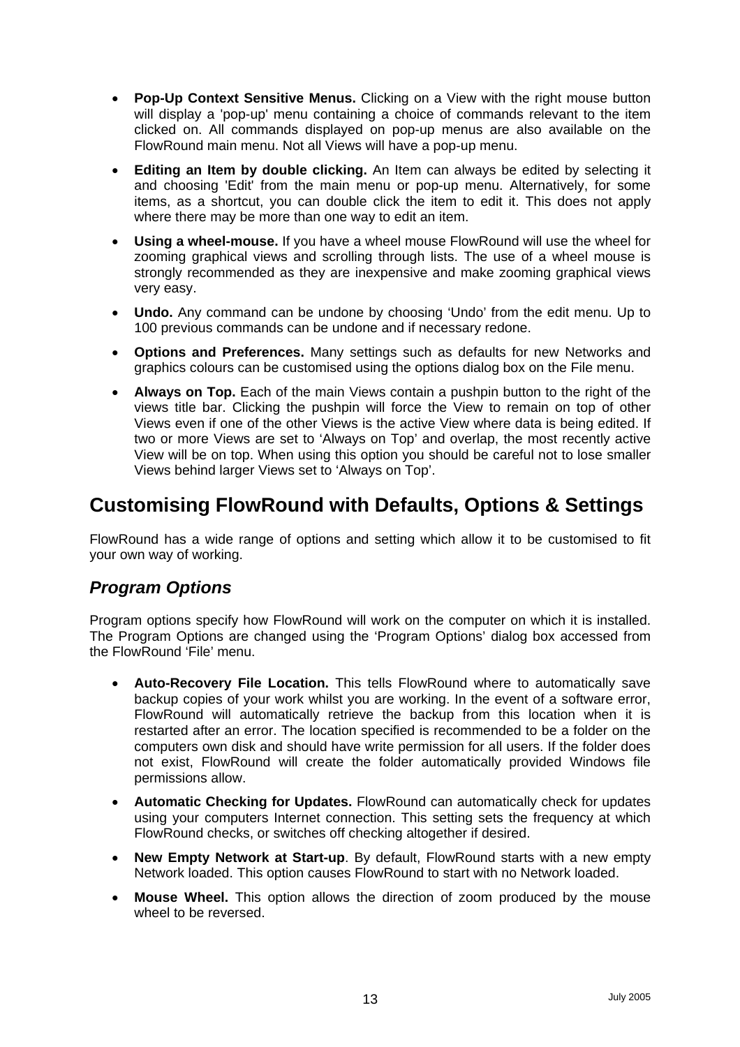- **Pop-Up Context Sensitive Menus.** Clicking on a View with the right mouse button will display a 'pop-up' menu containing a choice of commands relevant to the item clicked on. All commands displayed on pop-up menus are also available on the FlowRound main menu. Not all Views will have a pop-up menu.

- **Editing an Item by double clicking.** An Item can always be edited by selecting it and choosing 'Edit' from the main menu or pop-up menu. Alternatively, for some items, as a shortcut, you can double click the item to edit it. This does not apply where there may be more than one way to edit an item.

- **Using a wheel-mouse.** If you have a wheel mouse FlowRound will use the wheel for zooming graphical views and scrolling through lists. The use of a wheel mouse is strongly recommended as they are inexpensive and make zooming graphical views very easy.

- **Undo.** Any command can be undone by choosing 'Undo' from the edit menu. Up to 100 previous commands can be undone and if necessary redone.

- **Options and Preferences.** Many settings such as defaults for new Networks and graphics colours can be customised using the options dialog box on the File menu.

- **Always on Top.** Each of the main Views contain a pushpin button to the right of the views title bar. Clicking the pushpin will force the View to remain on top of other Views even if one of the other Views is the active View where data is being edited. If two or more Views are set to 'Always on Top' and overlap, the most recently active View will be on top. When using this option you should be careful not to lose smaller Views behind larger Views set to 'Always on Top'.

## Customising FlowRound with Defaults, Options & Settings

FlowRound has a wide range of options and setting which allow it to be customised to fit your own way of working.

### *Program Options*

Program options specify how FlowRound will work on the computer on which it is installed. The Program Options are changed using the 'Program Options' dialog box accessed from the FlowRound 'File' menu.

- **Auto-Recovery File Location.** This tells FlowRound where to automatically save backup copies of your work whilst you are working. In the event of a software error, FlowRound will automatically retrieve the backup from this location when it is restarted after an error. The location specified is recommended to be a folder on the computers own disk and should have write permission for all users. If the folder does not exist, FlowRound will create the folder automatically provided Windows file permissions allow.

- **Automatic Checking for Updates.** FlowRound can automatically check for updates using your computers Internet connection. This setting sets the frequency at which FlowRound checks, or switches off checking altogether if desired.

- **New Empty Network at Start-up**. By default, FlowRound starts with a new empty Network loaded. This option causes FlowRound to start with no Network loaded.

- **Mouse Wheel.** This option allows the direction of zoom produced by the mouse wheel to be reversed.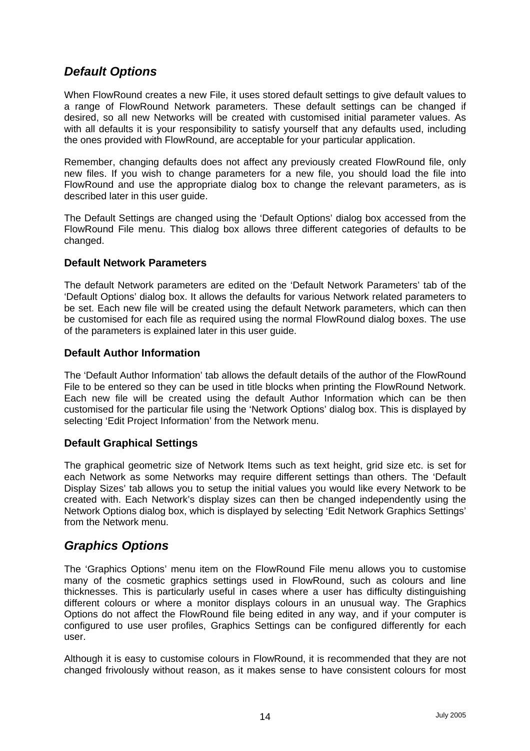## *Default Options*

When FlowRound creates a new File, it uses stored default settings to give default values to a range of FlowRound Network parameters. These default settings can be changed if desired, so all new Networks will be created with customised initial parameter values. As with all defaults it is your responsibility to satisfy yourself that any defaults used, including the ones provided with FlowRound, are acceptable for your particular application.

Remember, changing defaults does not affect any previously created FlowRound file, only new files. If you wish to change parameters for a new file, you should load the file into FlowRound and use the appropriate dialog box to change the relevant parameters, as is described later in this user guide.

The Default Settings are changed using the 'Default Options' dialog box accessed from the FlowRound File menu. This dialog box allows three different categories of defaults to be changed.

### Default Network Parameters

The default Network parameters are edited on the 'Default Network Parameters' tab of the 'Default Options' dialog box. It allows the defaults for various Network related parameters to be set. Each new file will be created using the default Network parameters, which can then be customised for each file as required using the normal FlowRound dialog boxes. The use of the parameters is explained later in this user guide.

### Default Author Information

The 'Default Author Information' tab allows the default details of the author of the FlowRound File to be entered so they can be used in title blocks when printing the FlowRound Network. Each new file will be created using the default Author Information which can be then customised for the particular file using the 'Network Options' dialog box. This is displayed by selecting 'Edit Project Information' from the Network menu.

### Default Graphical Settings

The graphical geometric size of Network Items such as text height, grid size etc. is set for each Network as some Networks may require different settings than others. The 'Default Display Sizes' tab allows you to setup the initial values you would like every Network to be created with. Each Network's display sizes can then be changed independently using the Network Options dialog box, which is displayed by selecting 'Edit Network Graphics Settings' from the Network menu.

## *Graphics Options*

The 'Graphics Options' menu item on the FlowRound File menu allows you to customise many of the cosmetic graphics settings used in FlowRound, such as colours and line thicknesses. This is particularly useful in cases where a user has difficulty distinguishing different colours or where a monitor displays colours in an unusual way. The Graphics Options do not affect the FlowRound file being edited in any way, and if your computer is configured to use user profiles, Graphics Settings can be configured differently for each user.

Although it is easy to customise colours in FlowRound, it is recommended that they are not changed frivolously without reason, as it makes sense to have consistent colours for most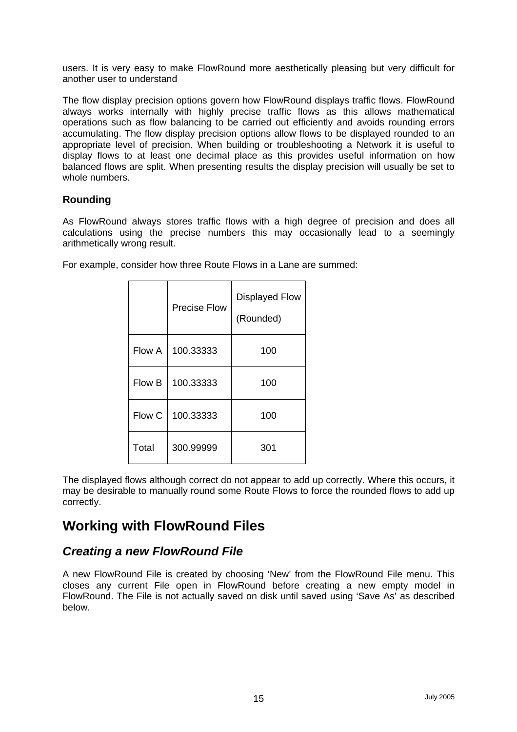users. It is very easy to make FlowRound more aesthetically pleasing but very difficult for another user to understand

The flow display precision options govern how FlowRound displays traffic flows. FlowRound always works internally with highly precise traffic flows as this allows mathematical operations such as flow balancing to be carried out efficiently and avoids rounding errors accumulating. The flow display precision options allow flows to be displayed rounded to an appropriate level of precision. When building or troubleshooting a Network it is useful to display flows to at least one decimal place as this provides useful information on how balanced flows are split. When presenting results the display precision will usually be set to whole numbers.

### Rounding

As FlowRound always stores traffic flows with a high degree of precision and does all calculations using the precise numbers this may occasionally lead to a seemingly arithmetically wrong result.

For example, consider how three Route Flows in a Lane are summed:

| | Precise Flow | Displayed Flow (Rounded) |
|---|---|---|
| Flow A | 100.33333 | 100 |
| Flow B | 100.33333 | 100 |
| Flow C | 100.33333 | 100 |
| Total | 300.99999 | 301 |

The displayed flows although correct do not appear to add up correctly. Where this occurs, it may be desirable to manually round some Route Flows to force the rounded flows to add up correctly.

## Working with FlowRound Files

### *Creating a new FlowRound File*

A new FlowRound File is created by choosing 'New' from the FlowRound File menu. This closes any current File open in FlowRound before creating a new empty model in FlowRound. The File is not actually saved on disk until saved using 'Save As' as described below.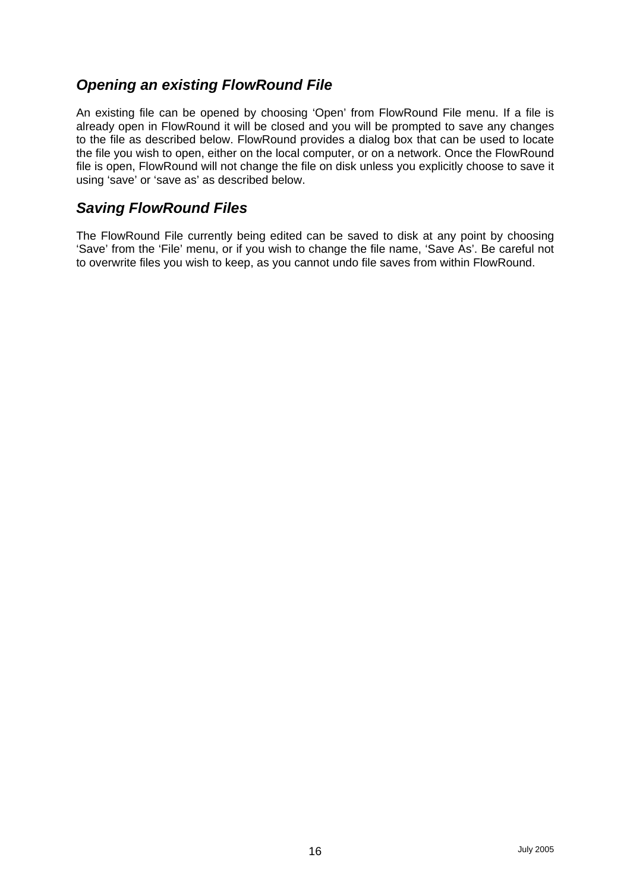### *Opening an existing FlowRound File*

An existing file can be opened by choosing 'Open' from FlowRound File menu. If a file is already open in FlowRound it will be closed and you will be prompted to save any changes to the file as described below. FlowRound provides a dialog box that can be used to locate the file you wish to open, either on the local computer, or on a network. Once the FlowRound file is open, FlowRound will not change the file on disk unless you explicitly choose to save it using 'save' or 'save as' as described below.

### *Saving FlowRound Files*

The FlowRound File currently being edited can be saved to disk at any point by choosing 'Save' from the 'File' menu, or if you wish to change the file name, 'Save As'. Be careful not to overwrite files you wish to keep, as you cannot undo file saves from within FlowRound.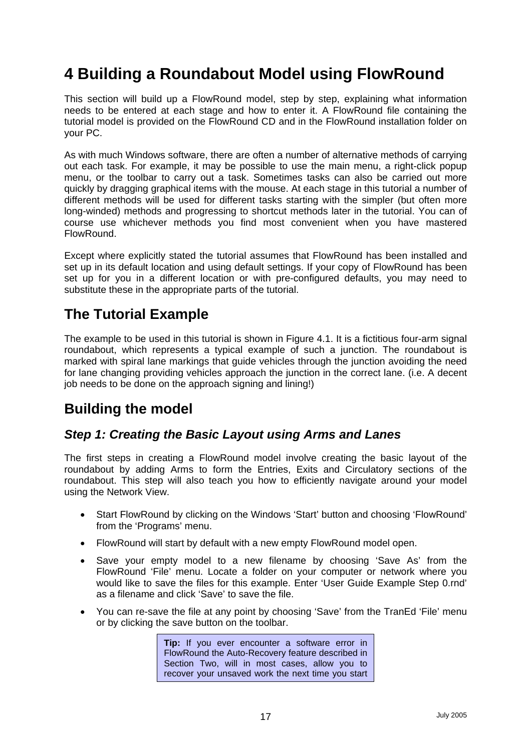# 4 Building a Roundabout Model using FlowRound

This section will build up a FlowRound model, step by step, explaining what information needs to be entered at each stage and how to enter it. A FlowRound file containing the tutorial model is provided on the FlowRound CD and in the FlowRound installation folder on your PC.

As with much Windows software, there are often a number of alternative methods of carrying out each task. For example, it may be possible to use the main menu, a right-click popup menu, or the toolbar to carry out a task. Sometimes tasks can also be carried out more quickly by dragging graphical items with the mouse. At each stage in this tutorial a number of different methods will be used for different tasks starting with the simpler (but often more long-winded) methods and progressing to shortcut methods later in the tutorial. You can of course use whichever methods you find most convenient when you have mastered FlowRound.

Except where explicitly stated the tutorial assumes that FlowRound has been installed and set up in its default location and using default settings. If your copy of FlowRound has been set up for you in a different location or with pre-configured defaults, you may need to substitute these in the appropriate parts of the tutorial.

## The Tutorial Example

The example to be used in this tutorial is shown in Figure 4.1. It is a fictitious four-arm signal roundabout, which represents a typical example of such a junction. The roundabout is marked with spiral lane markings that guide vehicles through the junction avoiding the need for lane changing providing vehicles approach the junction in the correct lane. (i.e. A decent job needs to be done on the approach signing and lining!)

## Building the model

### *Step 1: Creating the Basic Layout using Arms and Lanes*

The first steps in creating a FlowRound model involve creating the basic layout of the roundabout by adding Arms to form the Entries, Exits and Circulatory sections of the roundabout. This step will also teach you how to efficiently navigate around your model using the Network View.

- Start FlowRound by clicking on the Windows 'Start' button and choosing 'FlowRound' from the 'Programs' menu.
- FlowRound will start by default with a new empty FlowRound model open.
- Save your empty model to a new filename by choosing 'Save As' from the FlowRound 'File' menu. Locate a folder on your computer or network where you would like to save the files for this example. Enter 'User Guide Example Step 0.rnd' as a filename and click 'Save' to save the file.
- You can re-save the file at any point by choosing 'Save' from the TranEd 'File' menu or by clicking the save button on the toolbar.

> **Tip:** If you ever encounter a software error in FlowRound the Auto-Recovery feature described in Section Two, will in most cases, allow you to recover your unsaved work the next time you start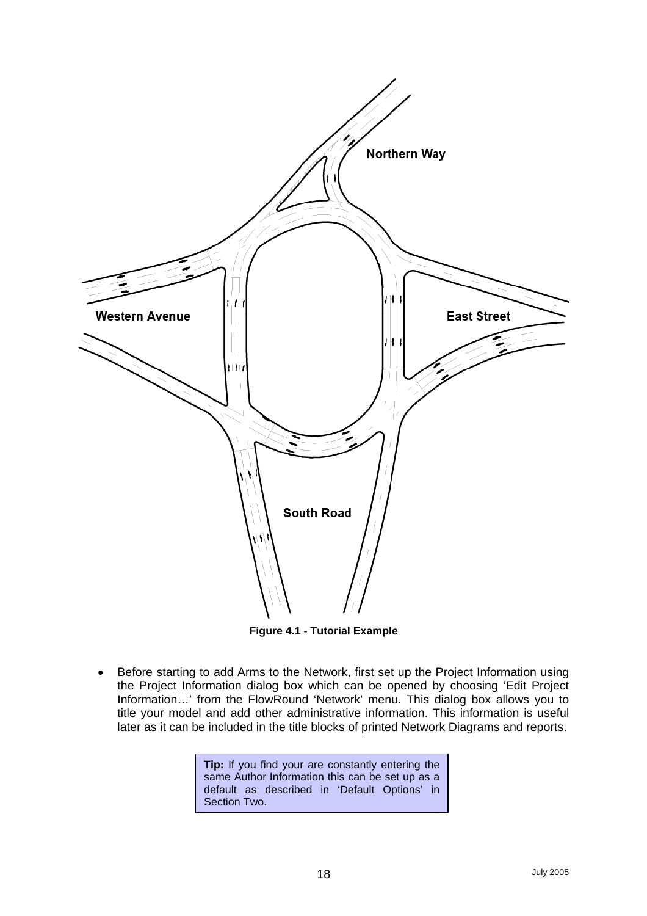Northern Way

Western Avenue

East Street

South Road

**Figure 4.1 - Tutorial Example**

- Before starting to add Arms to the Network, first set up the Project Information using the Project Information dialog box which can be opened by choosing 'Edit Project Information…' from the FlowRound 'Network' menu. This dialog box allows you to title your model and add other administrative information. This information is useful later as it can be included in the title blocks of printed Network Diagrams and reports.

> **Tip:** If you find your are constantly entering the same Author Information this can be set up as a default as described in 'Default Options' in Section Two.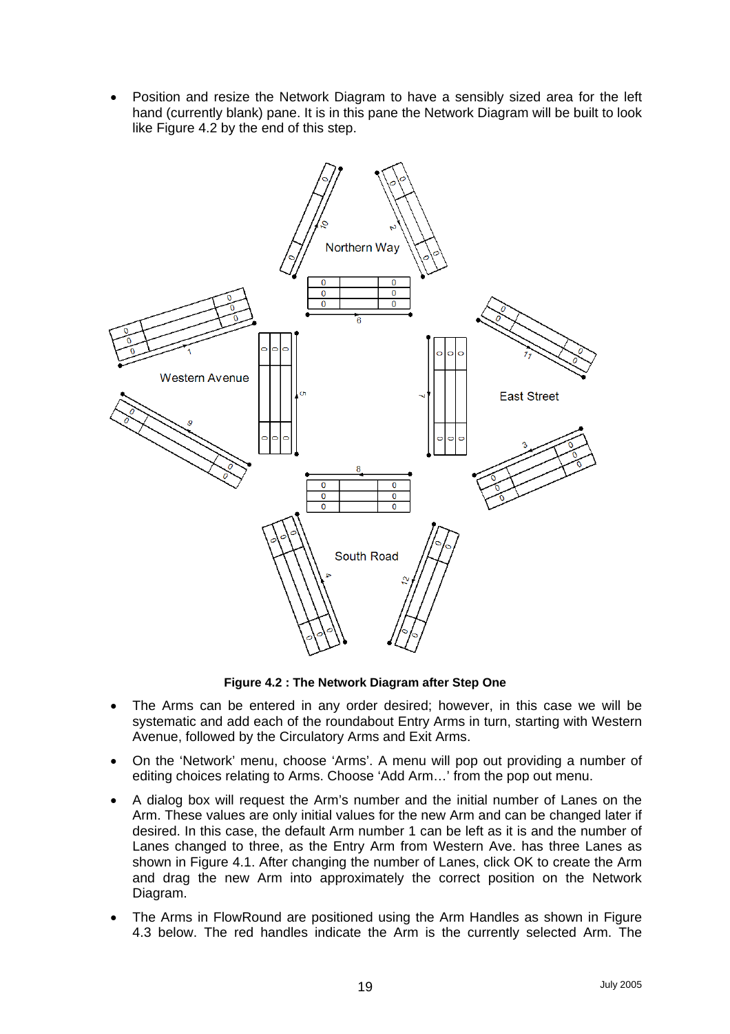- Position and resize the Network Diagram to have a sensibly sized area for the left hand (currently blank) pane. It is in this pane the Network Diagram will be built to look like Figure 4.2 by the end of this step.

**Figure 4.2 : The Network Diagram after Step One**

- The Arms can be entered in any order desired; however, in this case we will be systematic and add each of the roundabout Entry Arms in turn, starting with Western Avenue, followed by the Circulatory Arms and Exit Arms.
- On the 'Network' menu, choose 'Arms'. A menu will pop out providing a number of editing choices relating to Arms. Choose 'Add Arm…' from the pop out menu.
- A dialog box will request the Arm's number and the initial number of Lanes on the Arm. These values are only initial values for the new Arm and can be changed later if desired. In this case, the default Arm number 1 can be left as it is and the number of Lanes changed to three, as the Entry Arm from Western Ave. has three Lanes as shown in Figure 4.1. After changing the number of Lanes, click OK to create the Arm and drag the new Arm into approximately the correct position on the Network Diagram.
- The Arms in FlowRound are positioned using the Arm Handles as shown in Figure 4.3 below. The red handles indicate the Arm is the currently selected Arm. The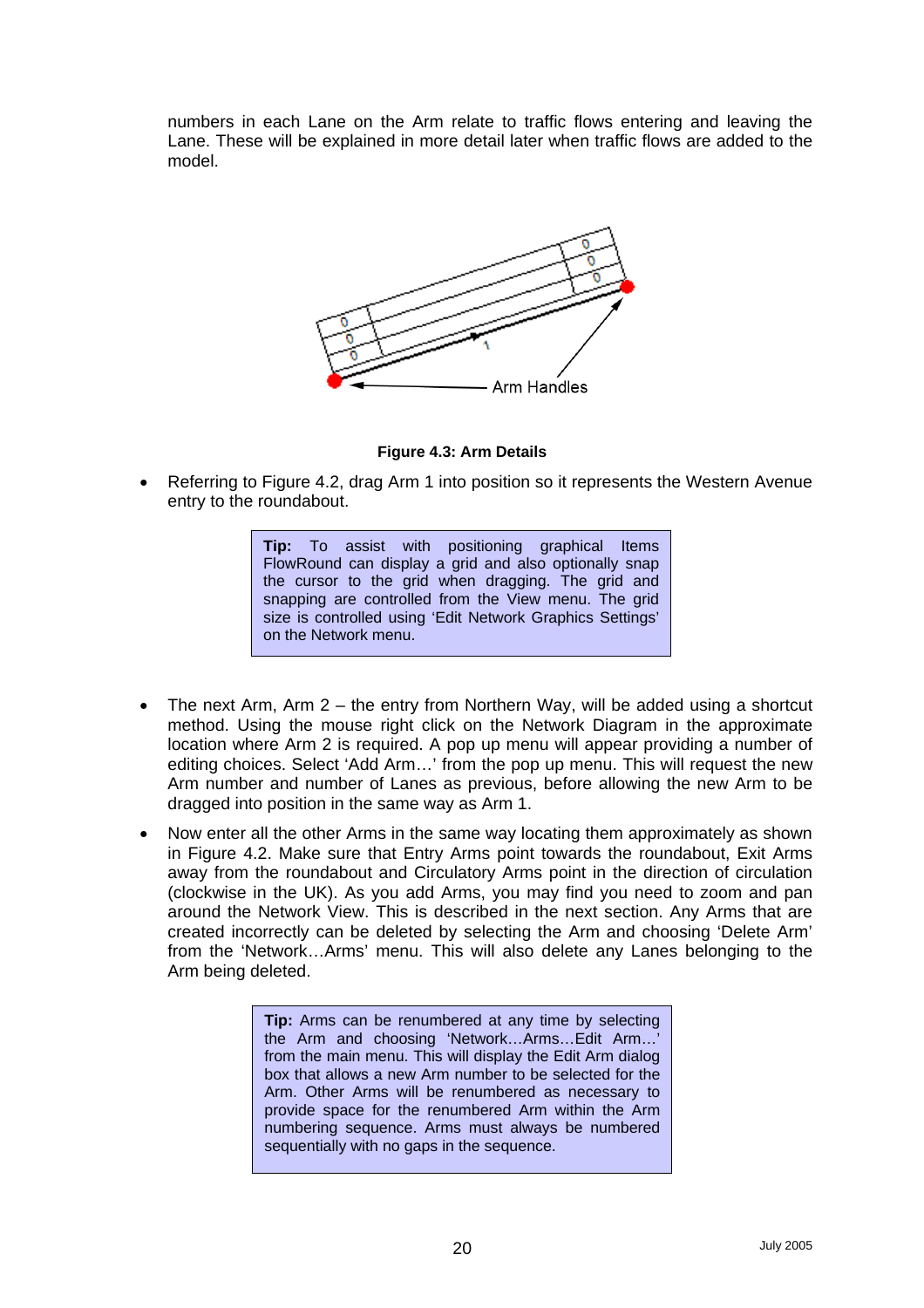numbers in each Lane on the Arm relate to traffic flows entering and leaving the Lane. These will be explained in more detail later when traffic flows are added to the model.

**Figure 4.3: Arm Details**

- Referring to Figure 4.2, drag Arm 1 into position so it represents the Western Avenue entry to the roundabout.

> **Tip:** To assist with positioning graphical Items FlowRound can display a grid and also optionally snap the cursor to the grid when dragging. The grid and snapping are controlled from the View menu. The grid size is controlled using 'Edit Network Graphics Settings' on the Network menu.

- The next Arm, Arm 2 – the entry from Northern Way, will be added using a shortcut method. Using the mouse right click on the Network Diagram in the approximate location where Arm 2 is required. A pop up menu will appear providing a number of editing choices. Select 'Add Arm…' from the pop up menu. This will request the new Arm number and number of Lanes as previous, before allowing the new Arm to be dragged into position in the same way as Arm 1.
- Now enter all the other Arms in the same way locating them approximately as shown in Figure 4.2. Make sure that Entry Arms point towards the roundabout, Exit Arms away from the roundabout and Circulatory Arms point in the direction of circulation (clockwise in the UK). As you add Arms, you may find you need to zoom and pan around the Network View. This is described in the next section. Any Arms that are created incorrectly can be deleted by selecting the Arm and choosing 'Delete Arm' from the 'Network…Arms' menu. This will also delete any Lanes belonging to the Arm being deleted.

> **Tip:** Arms can be renumbered at any time by selecting the Arm and choosing 'Network…Arms…Edit Arm…' from the main menu. This will display the Edit Arm dialog box that allows a new Arm number to be selected for the Arm. Other Arms will be renumbered as necessary to provide space for the renumbered Arm within the Arm numbering sequence. Arms must always be numbered sequentially with no gaps in the sequence.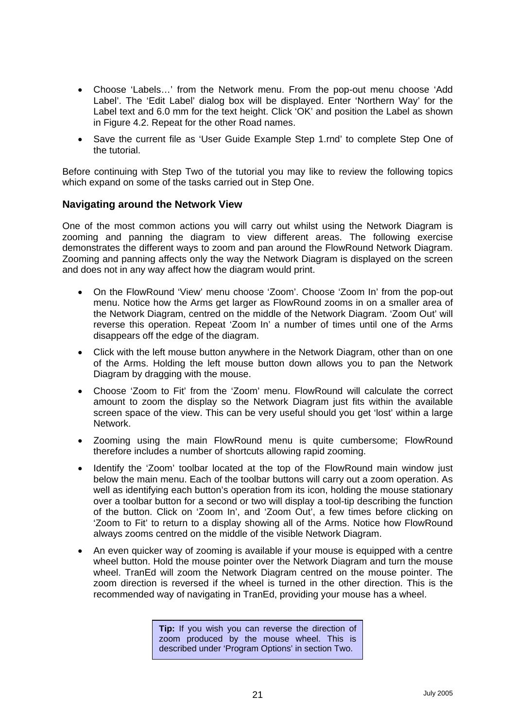- Choose ‘Labels…’ from the Network menu. From the pop-out menu choose ‘Add Label’. The ‘Edit Label’ dialog box will be displayed. Enter ‘Northern Way’ for the Label text and 6.0 mm for the text height. Click ‘OK’ and position the Label as shown in Figure 4.2. Repeat for the other Road names.
- Save the current file as ‘User Guide Example Step 1.rnd’ to complete Step One of the tutorial.

Before continuing with Step Two of the tutorial you may like to review the following topics which expand on some of the tasks carried out in Step One.

### Navigating around the Network View

One of the most common actions you will carry out whilst using the Network Diagram is zooming and panning the diagram to view different areas. The following exercise demonstrates the different ways to zoom and pan around the FlowRound Network Diagram. Zooming and panning affects only the way the Network Diagram is displayed on the screen and does not in any way affect how the diagram would print.

- On the FlowRound ‘View’ menu choose ‘Zoom’. Choose ‘Zoom In’ from the pop-out menu. Notice how the Arms get larger as FlowRound zooms in on a smaller area of the Network Diagram, centred on the middle of the Network Diagram. ‘Zoom Out’ will reverse this operation. Repeat ‘Zoom In’ a number of times until one of the Arms disappears off the edge of the diagram.
- Click with the left mouse button anywhere in the Network Diagram, other than on one of the Arms. Holding the left mouse button down allows you to pan the Network Diagram by dragging with the mouse.
- Choose ‘Zoom to Fit’ from the ‘Zoom’ menu. FlowRound will calculate the correct amount to zoom the display so the Network Diagram just fits within the available screen space of the view. This can be very useful should you get ‘lost’ within a large Network.
- Zooming using the main FlowRound menu is quite cumbersome; FlowRound therefore includes a number of shortcuts allowing rapid zooming.
- Identify the ‘Zoom’ toolbar located at the top of the FlowRound main window just below the main menu. Each of the toolbar buttons will carry out a zoom operation. As well as identifying each button’s operation from its icon, holding the mouse stationary over a toolbar button for a second or two will display a tool-tip describing the function of the button. Click on ‘Zoom In’, and ‘Zoom Out’, a few times before clicking on ‘Zoom to Fit’ to return to a display showing all of the Arms. Notice how FlowRound always zooms centred on the middle of the visible Network Diagram.
- An even quicker way of zooming is available if your mouse is equipped with a centre wheel button. Hold the mouse pointer over the Network Diagram and turn the mouse wheel. TranEd will zoom the Network Diagram centred on the mouse pointer. The zoom direction is reversed if the wheel is turned in the other direction. This is the recommended way of navigating in TranEd, providing your mouse has a wheel.

> **Tip:** If you wish you can reverse the direction of zoom produced by the mouse wheel. This is described under ‘Program Options’ in section Two.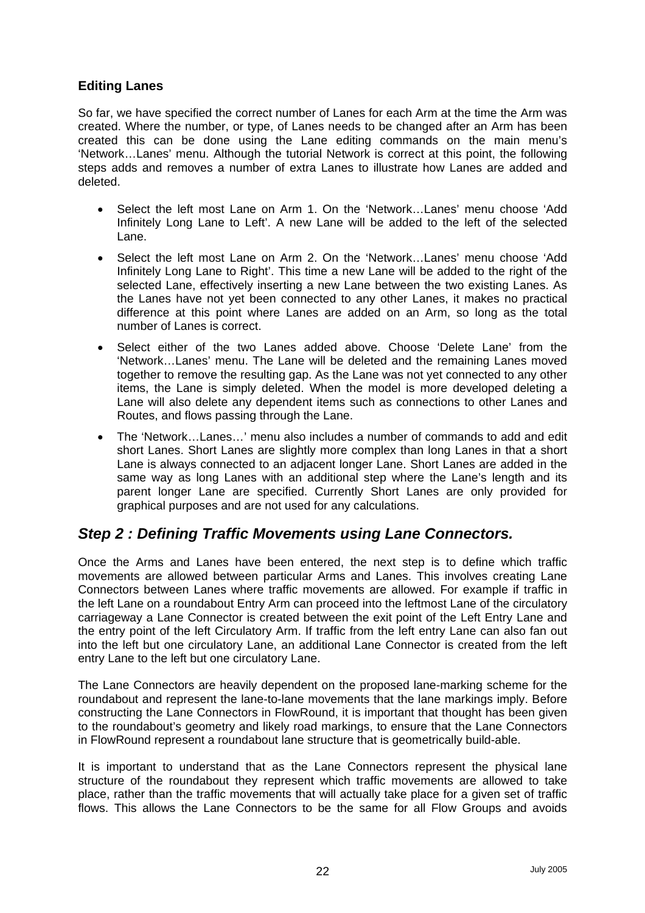### Editing Lanes

So far, we have specified the correct number of Lanes for each Arm at the time the Arm was created. Where the number, or type, of Lanes needs to be changed after an Arm has been created this can be done using the Lane editing commands on the main menu's 'Network…Lanes' menu. Although the tutorial Network is correct at this point, the following steps adds and removes a number of extra Lanes to illustrate how Lanes are added and deleted.

- Select the left most Lane on Arm 1. On the 'Network…Lanes' menu choose 'Add Infinitely Long Lane to Left'. A new Lane will be added to the left of the selected Lane.
- Select the left most Lane on Arm 2. On the 'Network…Lanes' menu choose 'Add Infinitely Long Lane to Right'. This time a new Lane will be added to the right of the selected Lane, effectively inserting a new Lane between the two existing Lanes. As the Lanes have not yet been connected to any other Lanes, it makes no practical difference at this point where Lanes are added on an Arm, so long as the total number of Lanes is correct.
- Select either of the two Lanes added above. Choose 'Delete Lane' from the 'Network…Lanes' menu. The Lane will be deleted and the remaining Lanes moved together to remove the resulting gap. As the Lane was not yet connected to any other items, the Lane is simply deleted. When the model is more developed deleting a Lane will also delete any dependent items such as connections to other Lanes and Routes, and flows passing through the Lane.
- The 'Network…Lanes…' menu also includes a number of commands to add and edit short Lanes. Short Lanes are slightly more complex than long Lanes in that a short Lane is always connected to an adjacent longer Lane. Short Lanes are added in the same way as long Lanes with an additional step where the Lane's length and its parent longer Lane are specified. Currently Short Lanes are only provided for graphical purposes and are not used for any calculations.

## *Step 2 : Defining Traffic Movements using Lane Connectors.*

Once the Arms and Lanes have been entered, the next step is to define which traffic movements are allowed between particular Arms and Lanes. This involves creating Lane Connectors between Lanes where traffic movements are allowed. For example if traffic in the left Lane on a roundabout Entry Arm can proceed into the leftmost Lane of the circulatory carriageway a Lane Connector is created between the exit point of the Left Entry Lane and the entry point of the left Circulatory Arm. If traffic from the left entry Lane can also fan out into the left but one circulatory Lane, an additional Lane Connector is created from the left entry Lane to the left but one circulatory Lane.

The Lane Connectors are heavily dependent on the proposed lane-marking scheme for the roundabout and represent the lane-to-lane movements that the lane markings imply. Before constructing the Lane Connectors in FlowRound, it is important that thought has been given to the roundabout's geometry and likely road markings, to ensure that the Lane Connectors in FlowRound represent a roundabout lane structure that is geometrically build-able.

It is important to understand that as the Lane Connectors represent the physical lane structure of the roundabout they represent which traffic movements are allowed to take place, rather than the traffic movements that will actually take place for a given set of traffic flows. This allows the Lane Connectors to be the same for all Flow Groups and avoids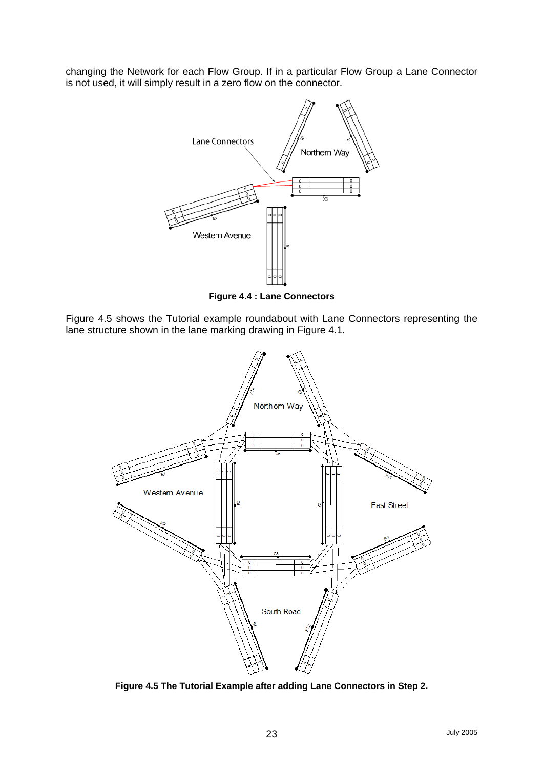changing the Network for each Flow Group. If in a particular Flow Group a Lane Connector is not used, it will simply result in a zero flow on the connector.

**Figure 4.4 : Lane Connectors**

Figure 4.5 shows the Tutorial example roundabout with Lane Connectors representing the lane structure shown in the lane marking drawing in Figure 4.1.

**Figure 4.5 The Tutorial Example after adding Lane Connectors in Step 2.**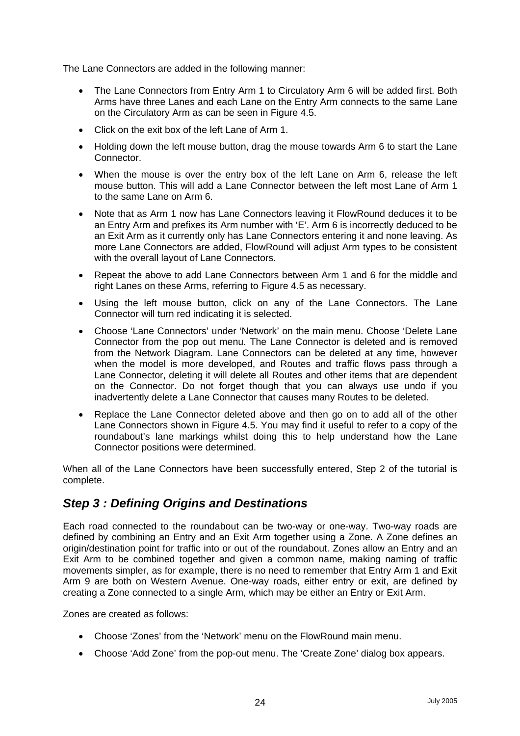The Lane Connectors are added in the following manner:

- The Lane Connectors from Entry Arm 1 to Circulatory Arm 6 will be added first. Both Arms have three Lanes and each Lane on the Entry Arm connects to the same Lane on the Circulatory Arm as can be seen in Figure 4.5.
- Click on the exit box of the left Lane of Arm 1.
- Holding down the left mouse button, drag the mouse towards Arm 6 to start the Lane Connector.
- When the mouse is over the entry box of the left Lane on Arm 6, release the left mouse button. This will add a Lane Connector between the left most Lane of Arm 1 to the same Lane on Arm 6.
- Note that as Arm 1 now has Lane Connectors leaving it FlowRound deduces it to be an Entry Arm and prefixes its Arm number with 'E'. Arm 6 is incorrectly deduced to be an Exit Arm as it currently only has Lane Connectors entering it and none leaving. As more Lane Connectors are added, FlowRound will adjust Arm types to be consistent with the overall layout of Lane Connectors.
- Repeat the above to add Lane Connectors between Arm 1 and 6 for the middle and right Lanes on these Arms, referring to Figure 4.5 as necessary.
- Using the left mouse button, click on any of the Lane Connectors. The Lane Connector will turn red indicating it is selected.
- Choose 'Lane Connectors' under 'Network' on the main menu. Choose 'Delete Lane Connector from the pop out menu. The Lane Connector is deleted and is removed from the Network Diagram. Lane Connectors can be deleted at any time, however when the model is more developed, and Routes and traffic flows pass through a Lane Connector, deleting it will delete all Routes and other items that are dependent on the Connector. Do not forget though that you can always use undo if you inadvertently delete a Lane Connector that causes many Routes to be deleted.
- Replace the Lane Connector deleted above and then go on to add all of the other Lane Connectors shown in Figure 4.5. You may find it useful to refer to a copy of the roundabout's lane markings whilst doing this to help understand how the Lane Connector positions were determined.

When all of the Lane Connectors have been successfully entered, Step 2 of the tutorial is complete.

## *Step 3 : Defining Origins and Destinations*

Each road connected to the roundabout can be two-way or one-way. Two-way roads are defined by combining an Entry and an Exit Arm together using a Zone. A Zone defines an origin/destination point for traffic into or out of the roundabout. Zones allow an Entry and an Exit Arm to be combined together and given a common name, making naming of traffic movements simpler, as for example, there is no need to remember that Entry Arm 1 and Exit Arm 9 are both on Western Avenue. One-way roads, either entry or exit, are defined by creating a Zone connected to a single Arm, which may be either an Entry or Exit Arm.

Zones are created as follows:

- Choose 'Zones' from the 'Network' menu on the FlowRound main menu.
- Choose 'Add Zone' from the pop-out menu. The 'Create Zone' dialog box appears.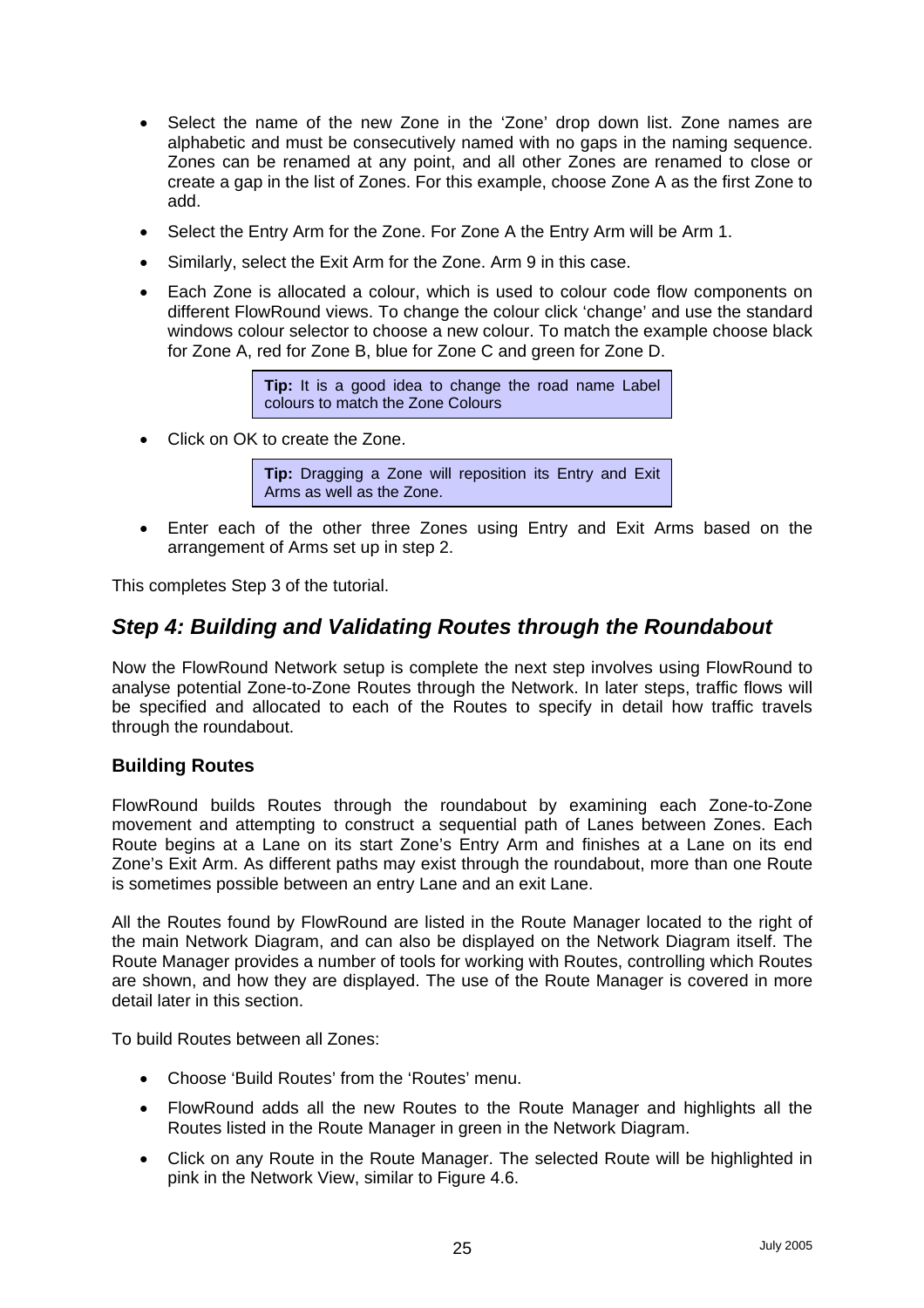- Select the name of the new Zone in the 'Zone' drop down list. Zone names are alphabetic and must be consecutively named with no gaps in the naming sequence. Zones can be renamed at any point, and all other Zones are renamed to close or create a gap in the list of Zones. For this example, choose Zone A as the first Zone to add.
- Select the Entry Arm for the Zone. For Zone A the Entry Arm will be Arm 1.
- Similarly, select the Exit Arm for the Zone. Arm 9 in this case.
- Each Zone is allocated a colour, which is used to colour code flow components on different FlowRound views. To change the colour click 'change' and use the standard windows colour selector to choose a new colour. To match the example choose black for Zone A, red for Zone B, blue for Zone C and green for Zone D.

> **Tip:** It is a good idea to change the road name Label colours to match the Zone Colours

- Click on OK to create the Zone.

> **Tip:** Dragging a Zone will reposition its Entry and Exit Arms as well as the Zone.

- Enter each of the other three Zones using Entry and Exit Arms based on the arrangement of Arms set up in step 2.

This completes Step 3 of the tutorial.

## *Step 4: Building and Validating Routes through the Roundabout*

Now the FlowRound Network setup is complete the next step involves using FlowRound to analyse potential Zone-to-Zone Routes through the Network. In later steps, traffic flows will be specified and allocated to each of the Routes to specify in detail how traffic travels through the roundabout.

### Building Routes

FlowRound builds Routes through the roundabout by examining each Zone-to-Zone movement and attempting to construct a sequential path of Lanes between Zones. Each Route begins at a Lane on its start Zone's Entry Arm and finishes at a Lane on its end Zone's Exit Arm. As different paths may exist through the roundabout, more than one Route is sometimes possible between an entry Lane and an exit Lane.

All the Routes found by FlowRound are listed in the Route Manager located to the right of the main Network Diagram, and can also be displayed on the Network Diagram itself. The Route Manager provides a number of tools for working with Routes, controlling which Routes are shown, and how they are displayed. The use of the Route Manager is covered in more detail later in this section.

To build Routes between all Zones:

- Choose 'Build Routes' from the 'Routes' menu.
- FlowRound adds all the new Routes to the Route Manager and highlights all the Routes listed in the Route Manager in green in the Network Diagram.
- Click on any Route in the Route Manager. The selected Route will be highlighted in pink in the Network View, similar to Figure 4.6.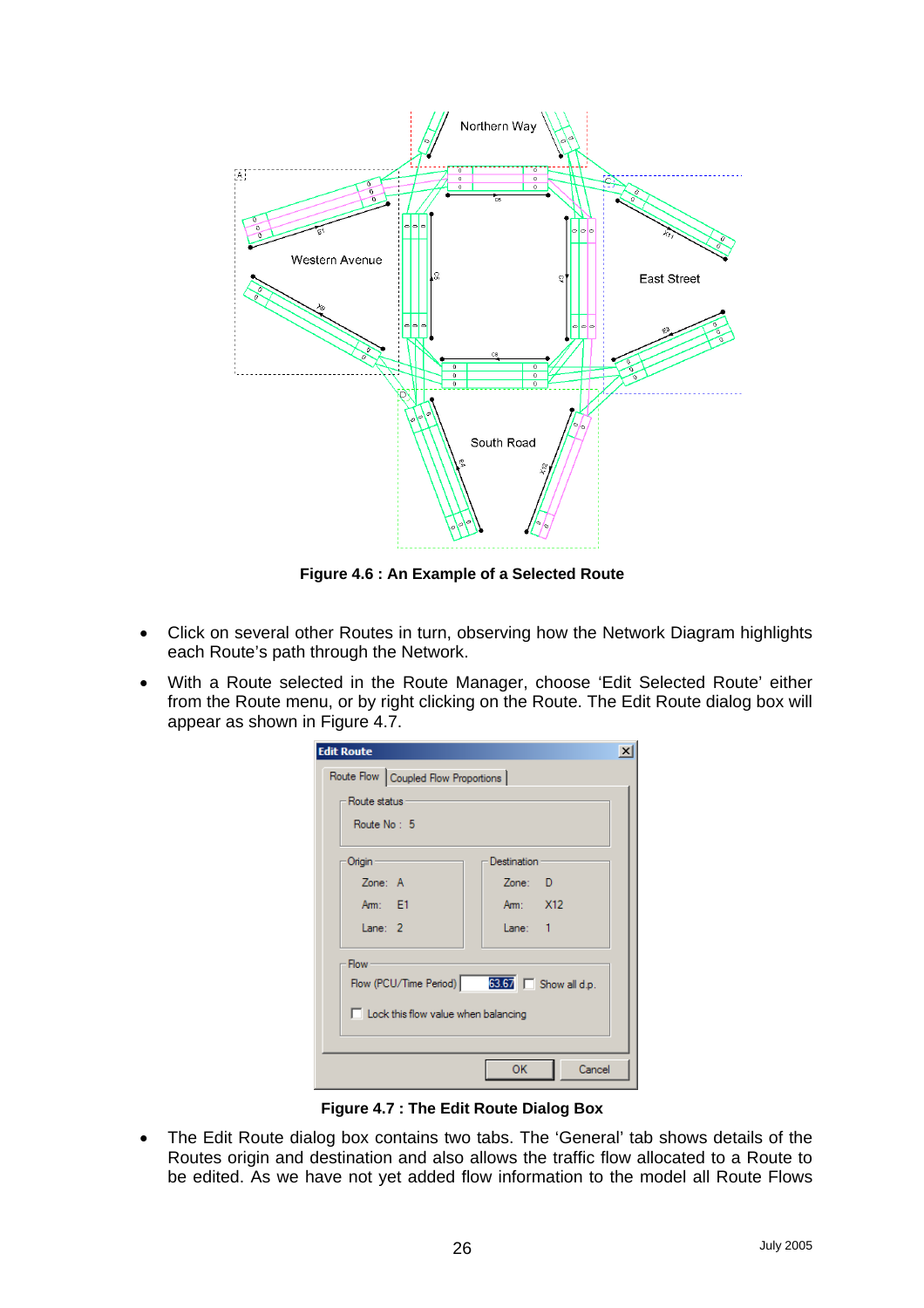**Figure 4.6 : An Example of a Selected Route**

- Click on several other Routes in turn, observing how the Network Diagram highlights each Route's path through the Network.
- With a Route selected in the Route Manager, choose 'Edit Selected Route' either from the Route menu, or by right clicking on the Route. The Edit Route dialog box will appear as shown in Figure 4.7.

**Figure 4.7 : The Edit Route Dialog Box**

- The Edit Route dialog box contains two tabs. The 'General' tab shows details of the Routes origin and destination and also allows the traffic flow allocated to a Route to be edited. As we have not yet added flow information to the model all Route Flows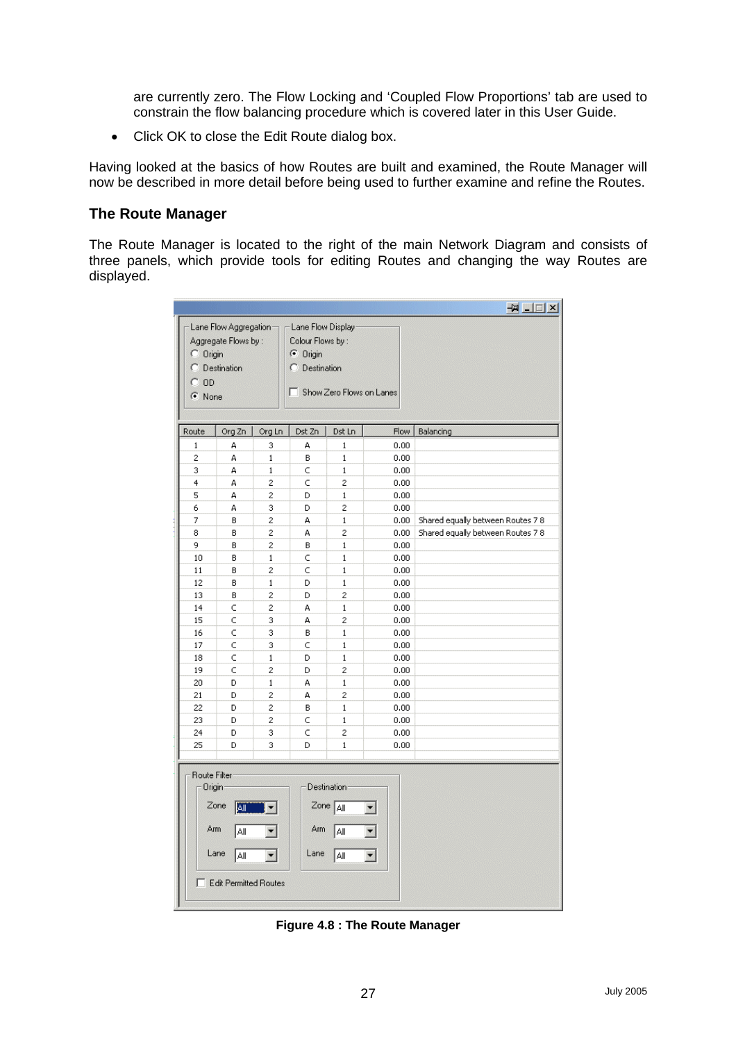are currently zero. The Flow Locking and 'Coupled Flow Proportions' tab are used to constrain the flow balancing procedure which is covered later in this User Guide.

- Click OK to close the Edit Route dialog box.

Having looked at the basics of how Routes are built and examined, the Route Manager will now be described in more detail before being used to further examine and refine the Routes.

### The Route Manager

The Route Manager is located to the right of the main Network Diagram and consists of three panels, which provide tools for editing Routes and changing the way Routes are displayed.

Lane Flow Aggregation — Aggregate Flows by : Origin / Destination / OD / None

Lane Flow Display — Colour Flows by : Origin / Destination — Show Zero Flows on Lanes

| Route | Org Zn | Org Ln | Dst Zn | Dst Ln | Flow | Balancing |
|---|---|---|---|---|---|---|
| 1 | A | 3 | A | 1 | 0.00 | |
| 2 | A | 1 | B | 1 | 0.00 | |
| 3 | A | 1 | C | 1 | 0.00 | |
| 4 | A | 2 | C | 2 | 0.00 | |
| 5 | A | 2 | D | 1 | 0.00 | |
| 6 | A | 3 | D | 2 | 0.00 | |
| 7 | B | 2 | A | 1 | 0.00 | Shared equally between Routes 7 8 |
| 8 | B | 2 | A | 2 | 0.00 | Shared equally between Routes 7 8 |
| 9 | B | 2 | B | 1 | 0.00 | |
| 10 | B | 1 | C | 1 | 0.00 | |
| 11 | B | 2 | C | 1 | 0.00 | |
| 12 | B | 1 | D | 1 | 0.00 | |
| 13 | B | 2 | D | 2 | 0.00 | |
| 14 | C | 2 | A | 1 | 0.00 | |
| 15 | C | 3 | A | 2 | 0.00 | |
| 16 | C | 3 | B | 1 | 0.00 | |
| 17 | C | 3 | C | 1 | 0.00 | |
| 18 | C | 1 | D | 1 | 0.00 | |
| 19 | C | 2 | D | 2 | 0.00 | |
| 20 | D | 1 | A | 1 | 0.00 | |
| 21 | D | 2 | A | 2 | 0.00 | |
| 22 | D | 2 | B | 1 | 0.00 | |
| 23 | D | 2 | C | 1 | 0.00 | |
| 24 | D | 3 | C | 2 | 0.00 | |
| 25 | D | 3 | D | 1 | 0.00 | |

Route Filter — Origin: Zone All, Arm All, Lane All — Destination: Zone All, Arm All, Lane All — Edit Permitted Routes

**Figure 4.8 : The Route Manager**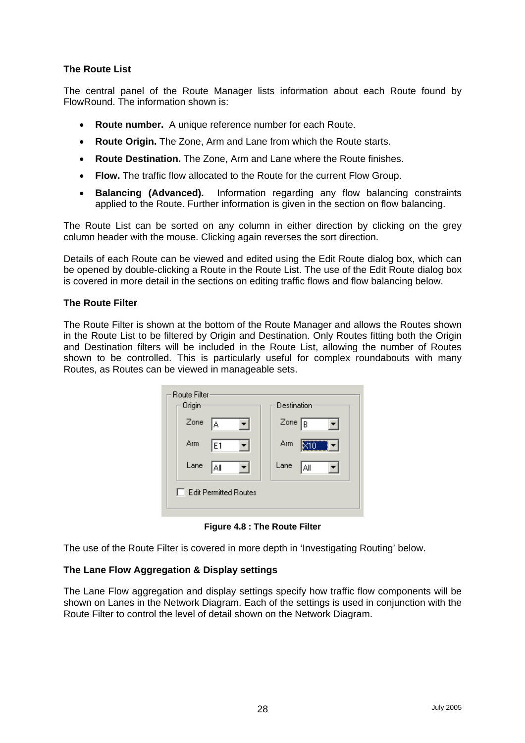**The Route List**

The central panel of the Route Manager lists information about each Route found by FlowRound. The information shown is:

- **Route number.** A unique reference number for each Route.
- **Route Origin.** The Zone, Arm and Lane from which the Route starts.
- **Route Destination.** The Zone, Arm and Lane where the Route finishes.
- **Flow.** The traffic flow allocated to the Route for the current Flow Group.
- **Balancing (Advanced).** Information regarding any flow balancing constraints applied to the Route. Further information is given in the section on flow balancing.

The Route List can be sorted on any column in either direction by clicking on the grey column header with the mouse. Clicking again reverses the sort direction.

Details of each Route can be viewed and edited using the Edit Route dialog box, which can be opened by double-clicking a Route in the Route List. The use of the Edit Route dialog box is covered in more detail in the sections on editing traffic flows and flow balancing below.

**The Route Filter**

The Route Filter is shown at the bottom of the Route Manager and allows the Routes shown in the Route List to be filtered by Origin and Destination. Only Routes fitting both the Origin and Destination filters will be included in the Route List, allowing the number of Routes shown to be controlled. This is particularly useful for complex roundabouts with many Routes, as Routes can be viewed in manageable sets.

**Figure 4.8 : The Route Filter**

The use of the Route Filter is covered in more depth in 'Investigating Routing' below.

**The Lane Flow Aggregation & Display settings**

The Lane Flow aggregation and display settings specify how traffic flow components will be shown on Lanes in the Network Diagram. Each of the settings is used in conjunction with the Route Filter to control the level of detail shown on the Network Diagram.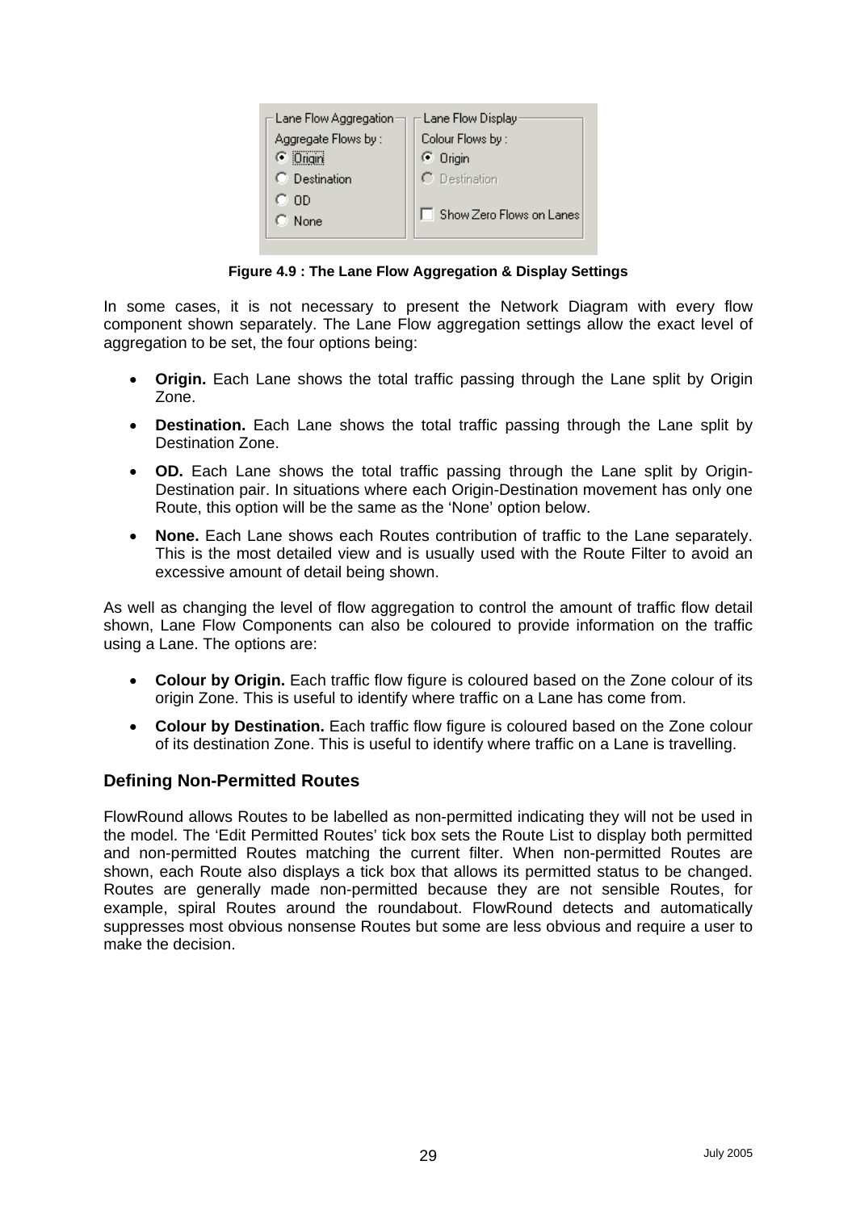Figure 4.9 : The Lane Flow Aggregation & Display Settings

In some cases, it is not necessary to present the Network Diagram with every flow component shown separately. The Lane Flow aggregation settings allow the exact level of aggregation to be set, the four options being:

- **Origin.** Each Lane shows the total traffic passing through the Lane split by Origin Zone.
- **Destination.** Each Lane shows the total traffic passing through the Lane split by Destination Zone.
- **OD.** Each Lane shows the total traffic passing through the Lane split by Origin-Destination pair. In situations where each Origin-Destination movement has only one Route, this option will be the same as the 'None' option below.
- **None.** Each Lane shows each Routes contribution of traffic to the Lane separately. This is the most detailed view and is usually used with the Route Filter to avoid an excessive amount of detail being shown.

As well as changing the level of flow aggregation to control the amount of traffic flow detail shown, Lane Flow Components can also be coloured to provide information on the traffic using a Lane. The options are:

- **Colour by Origin.** Each traffic flow figure is coloured based on the Zone colour of its origin Zone. This is useful to identify where traffic on a Lane has come from.
- **Colour by Destination.** Each traffic flow figure is coloured based on the Zone colour of its destination Zone. This is useful to identify where traffic on a Lane is travelling.

### Defining Non-Permitted Routes

FlowRound allows Routes to be labelled as non-permitted indicating they will not be used in the model. The 'Edit Permitted Routes' tick box sets the Route List to display both permitted and non-permitted Routes matching the current filter. When non-permitted Routes are shown, each Route also displays a tick box that allows its permitted status to be changed. Routes are generally made non-permitted because they are not sensible Routes, for example, spiral Routes around the roundabout. FlowRound detects and automatically suppresses most obvious nonsense Routes but some are less obvious and require a user to make the decision.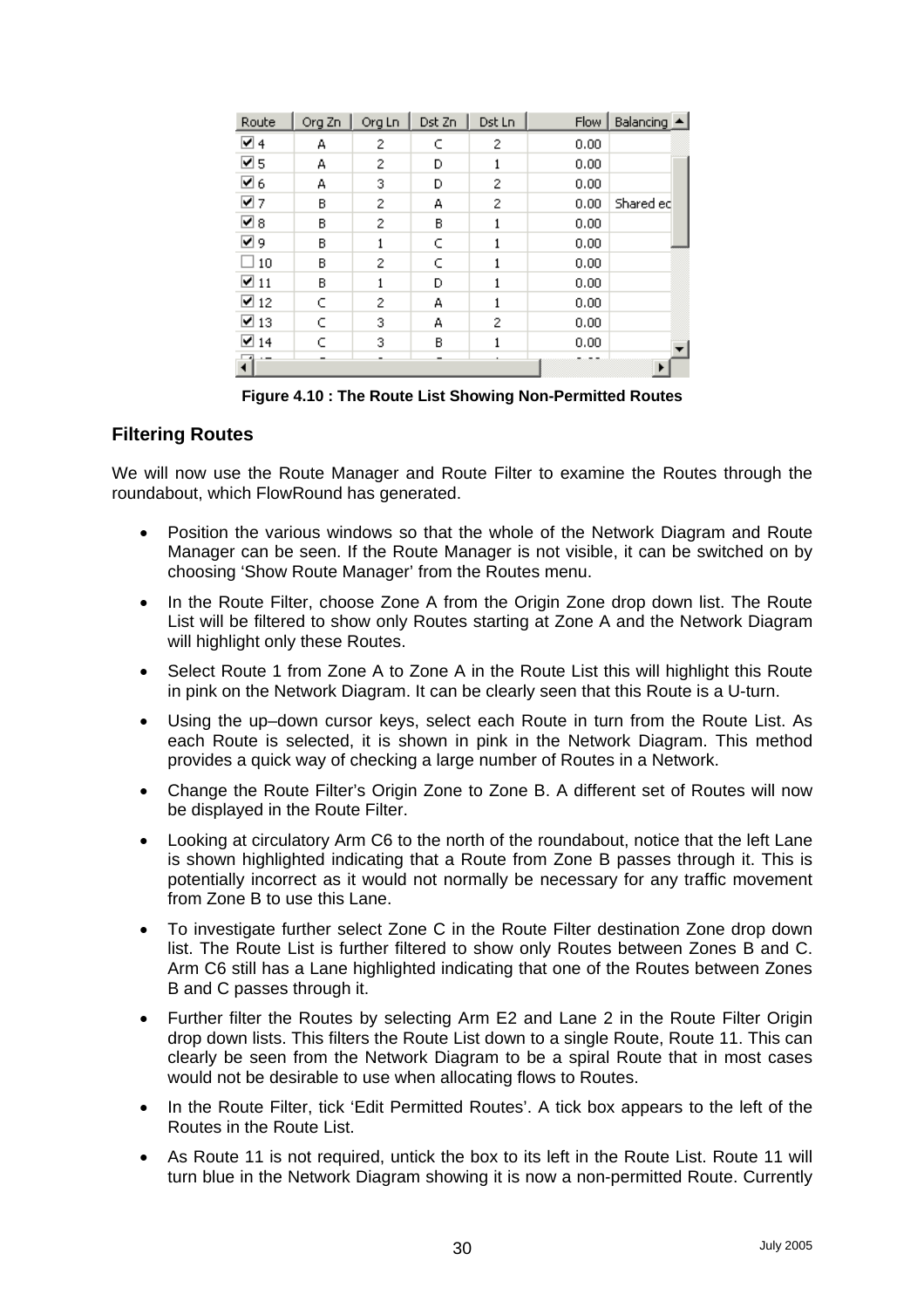| Route | Org Zn | Org Ln | Dst Zn | Dst Ln | Flow | Balancing |
|---|---|---|---|---|---|---|
| ☑ 4 | A | 2 | C | 2 | 0.00 | |
| ☑ 5 | A | 2 | D | 1 | 0.00 | |
| ☑ 6 | A | 3 | D | 2 | 0.00 | |
| ☑ 7 | B | 2 | A | 2 | 0.00 | Shared ec |
| ☑ 8 | B | 2 | B | 1 | 0.00 | |
| ☑ 9 | B | 1 | C | 1 | 0.00 | |
| ☐ 10 | B | 2 | C | 1 | 0.00 | |
| ☑ 11 | B | 1 | D | 1 | 0.00 | |
| ☑ 12 | C | 2 | A | 1 | 0.00 | |
| ☑ 13 | C | 3 | A | 2 | 0.00 | |
| ☑ 14 | C | 3 | B | 1 | 0.00 | |

**Figure 4.10 : The Route List Showing Non-Permitted Routes**

## Filtering Routes

We will now use the Route Manager and Route Filter to examine the Routes through the roundabout, which FlowRound has generated.

- Position the various windows so that the whole of the Network Diagram and Route Manager can be seen. If the Route Manager is not visible, it can be switched on by choosing 'Show Route Manager' from the Routes menu.
- In the Route Filter, choose Zone A from the Origin Zone drop down list. The Route List will be filtered to show only Routes starting at Zone A and the Network Diagram will highlight only these Routes.
- Select Route 1 from Zone A to Zone A in the Route List this will highlight this Route in pink on the Network Diagram. It can be clearly seen that this Route is a U-turn.
- Using the up–down cursor keys, select each Route in turn from the Route List. As each Route is selected, it is shown in pink in the Network Diagram. This method provides a quick way of checking a large number of Routes in a Network.
- Change the Route Filter's Origin Zone to Zone B. A different set of Routes will now be displayed in the Route Filter.
- Looking at circulatory Arm C6 to the north of the roundabout, notice that the left Lane is shown highlighted indicating that a Route from Zone B passes through it. This is potentially incorrect as it would not normally be necessary for any traffic movement from Zone B to use this Lane.
- To investigate further select Zone C in the Route Filter destination Zone drop down list. The Route List is further filtered to show only Routes between Zones B and C. Arm C6 still has a Lane highlighted indicating that one of the Routes between Zones B and C passes through it.
- Further filter the Routes by selecting Arm E2 and Lane 2 in the Route Filter Origin drop down lists. This filters the Route List down to a single Route, Route 11. This can clearly be seen from the Network Diagram to be a spiral Route that in most cases would not be desirable to use when allocating flows to Routes.
- In the Route Filter, tick 'Edit Permitted Routes'. A tick box appears to the left of the Routes in the Route List.
- As Route 11 is not required, untick the box to its left in the Route List. Route 11 will turn blue in the Network Diagram showing it is now a non-permitted Route. Currently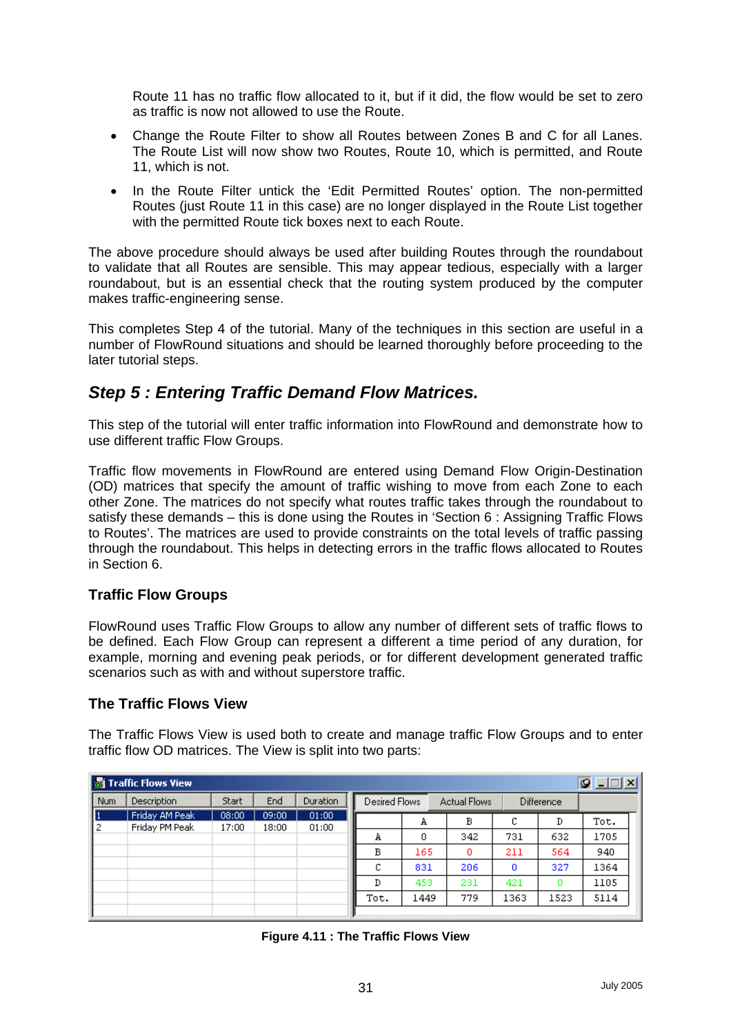Route 11 has no traffic flow allocated to it, but if it did, the flow would be set to zero as traffic is now not allowed to use the Route.

- Change the Route Filter to show all Routes between Zones B and C for all Lanes. The Route List will now show two Routes, Route 10, which is permitted, and Route 11, which is not.
- In the Route Filter untick the 'Edit Permitted Routes' option. The non-permitted Routes (just Route 11 in this case) are no longer displayed in the Route List together with the permitted Route tick boxes next to each Route.

The above procedure should always be used after building Routes through the roundabout to validate that all Routes are sensible. This may appear tedious, especially with a larger roundabout, but is an essential check that the routing system produced by the computer makes traffic-engineering sense.

This completes Step 4 of the tutorial. Many of the techniques in this section are useful in a number of FlowRound situations and should be learned thoroughly before proceeding to the later tutorial steps.

## *Step 5 : Entering Traffic Demand Flow Matrices.*

This step of the tutorial will enter traffic information into FlowRound and demonstrate how to use different traffic Flow Groups.

Traffic flow movements in FlowRound are entered using Demand Flow Origin-Destination (OD) matrices that specify the amount of traffic wishing to move from each Zone to each other Zone. The matrices do not specify what routes traffic takes through the roundabout to satisfy these demands – this is done using the Routes in 'Section 6 : Assigning Traffic Flows to Routes'. The matrices are used to provide constraints on the total levels of traffic passing through the roundabout. This helps in detecting errors in the traffic flows allocated to Routes in Section 6.

### Traffic Flow Groups

FlowRound uses Traffic Flow Groups to allow any number of different sets of traffic flows to be defined. Each Flow Group can represent a different a time period of any duration, for example, morning and evening peak periods, or for different development generated traffic scenarios such as with and without superstore traffic.

### The Traffic Flows View

The Traffic Flows View is used both to create and manage traffic Flow Groups and to enter traffic flow OD matrices. The View is split into two parts:

Traffic Flows View

| Num | Description | Start | End | Duration |
|---|---|---|---|---|
| 1 | Friday AM Peak | 08:00 | 09:00 | 01:00 |
| 2 | Friday PM Peak | 17:00 | 18:00 | 01:00 |

Desired Flows | Actual Flows | Difference

| | A | B | C | D | Tot. |
|---|---|---|---|---|---|
| A | 0 | 342 | 731 | 632 | 1705 |
| B | 165 | 0 | 211 | 564 | 940 |
| C | 831 | 206 | 0 | 327 | 1364 |
| D | 453 | 231 | 421 | 0 | 1105 |
| Tot. | 1449 | 779 | 1363 | 1523 | 5114 |

**Figure 4.11 : The Traffic Flows View**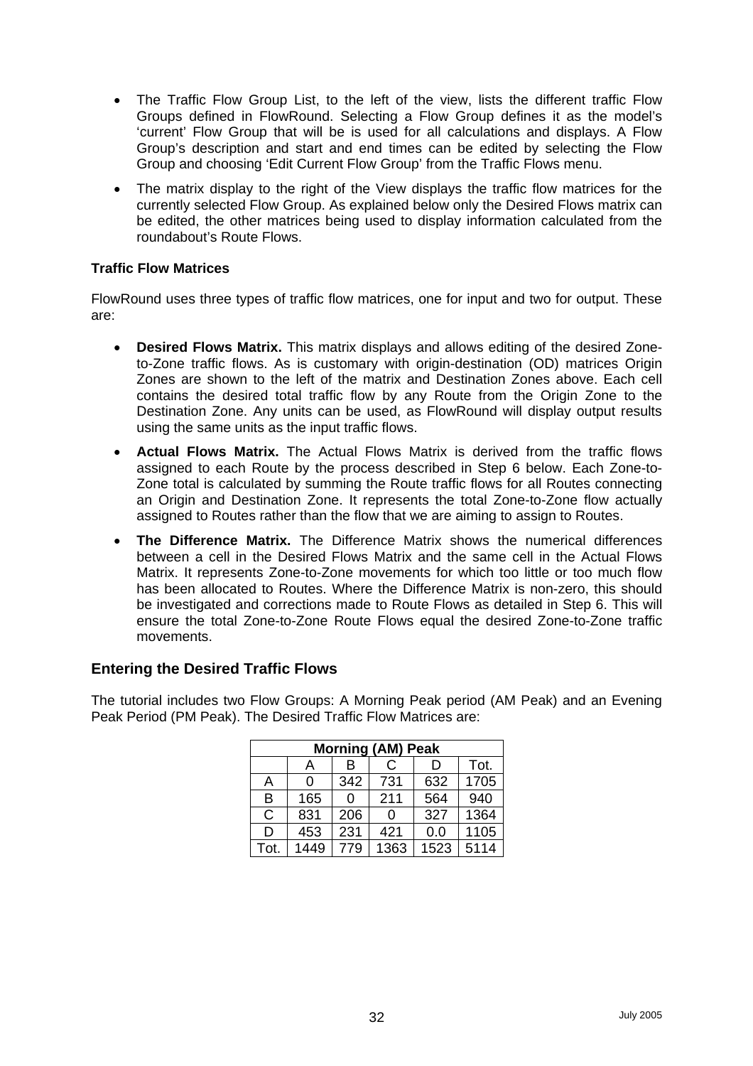- The Traffic Flow Group List, to the left of the view, lists the different traffic Flow Groups defined in FlowRound. Selecting a Flow Group defines it as the model's 'current' Flow Group that will be is used for all calculations and displays. A Flow Group's description and start and end times can be edited by selecting the Flow Group and choosing 'Edit Current Flow Group' from the Traffic Flows menu.
- The matrix display to the right of the View displays the traffic flow matrices for the currently selected Flow Group. As explained below only the Desired Flows matrix can be edited, the other matrices being used to display information calculated from the roundabout's Route Flows.

**Traffic Flow Matrices**

FlowRound uses three types of traffic flow matrices, one for input and two for output. These are:

- **Desired Flows Matrix.** This matrix displays and allows editing of the desired Zone-to-Zone traffic flows. As is customary with origin-destination (OD) matrices Origin Zones are shown to the left of the matrix and Destination Zones above. Each cell contains the desired total traffic flow by any Route from the Origin Zone to the Destination Zone. Any units can be used, as FlowRound will display output results using the same units as the input traffic flows.
- **Actual Flows Matrix.** The Actual Flows Matrix is derived from the traffic flows assigned to each Route by the process described in Step 6 below. Each Zone-to-Zone total is calculated by summing the Route traffic flows for all Routes connecting an Origin and Destination Zone. It represents the total Zone-to-Zone flow actually assigned to Routes rather than the flow that we are aiming to assign to Routes.
- **The Difference Matrix.** The Difference Matrix shows the numerical differences between a cell in the Desired Flows Matrix and the same cell in the Actual Flows Matrix. It represents Zone-to-Zone movements for which too little or too much flow has been allocated to Routes. Where the Difference Matrix is non-zero, this should be investigated and corrections made to Route Flows as detailed in Step 6. This will ensure the total Zone-to-Zone Route Flows equal the desired Zone-to-Zone traffic movements.

## Entering the Desired Traffic Flows

The tutorial includes two Flow Groups: A Morning Peak period (AM Peak) and an Evening Peak Period (PM Peak). The Desired Traffic Flow Matrices are:

| **Morning (AM) Peak** | | | | | |
|---|---|---|---|---|---|
| | A | B | C | D | Tot. |
| A | 0 | 342 | 731 | 632 | 1705 |
| B | 165 | 0 | 211 | 564 | 940 |
| C | 831 | 206 | 0 | 327 | 1364 |
| D | 453 | 231 | 421 | 0.0 | 1105 |
| Tot. | 1449 | 779 | 1363 | 1523 | 5114 |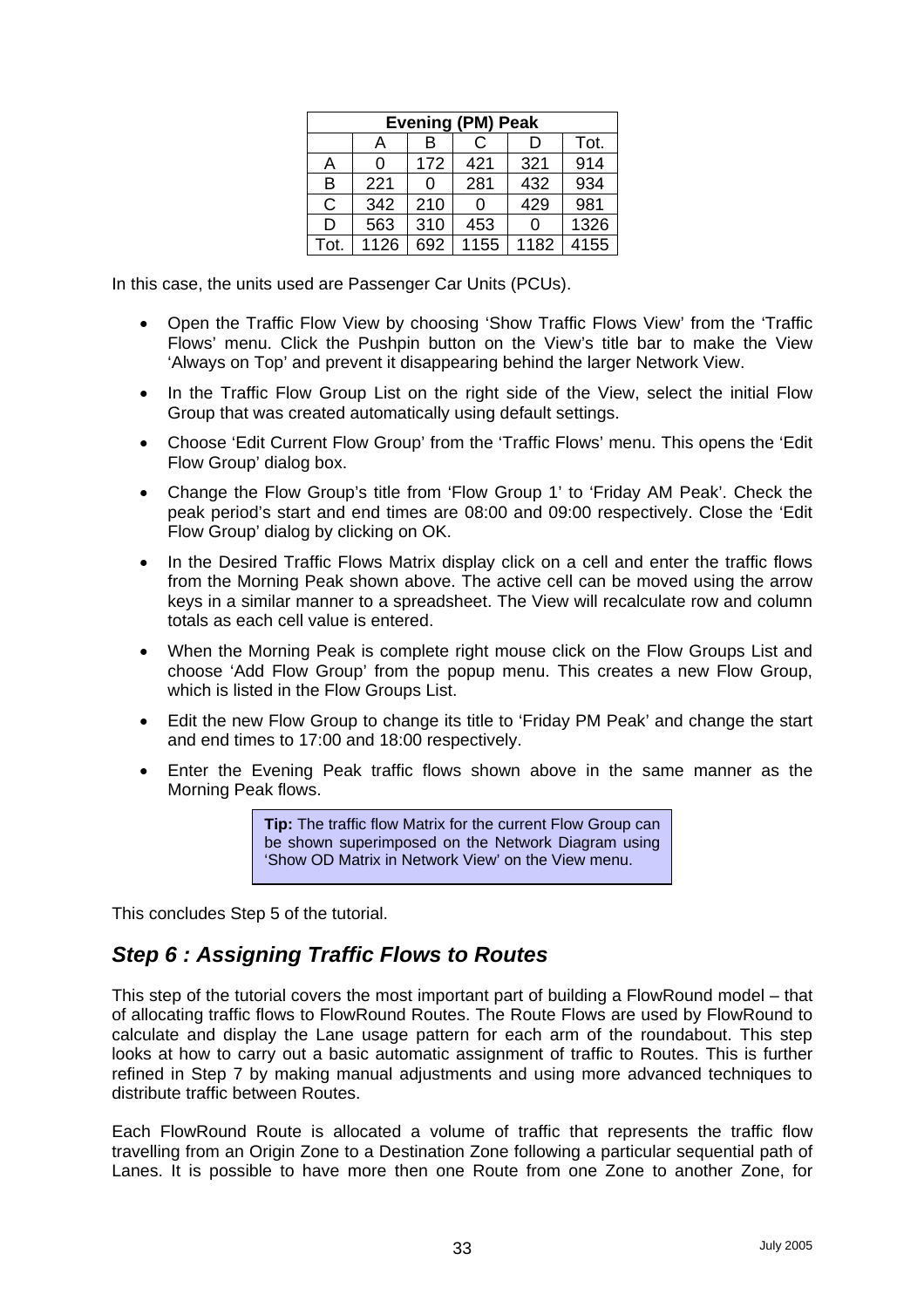| Evening (PM) Peak | | | | | |
|---|---|---|---|---|---|
| | A | B | C | D | Tot. |
| A | 0 | 172 | 421 | 321 | 914 |
| B | 221 | 0 | 281 | 432 | 934 |
| C | 342 | 210 | 0 | 429 | 981 |
| D | 563 | 310 | 453 | 0 | 1326 |
| Tot. | 1126 | 692 | 1155 | 1182 | 4155 |

In this case, the units used are Passenger Car Units (PCUs).

- Open the Traffic Flow View by choosing 'Show Traffic Flows View' from the 'Traffic Flows' menu. Click the Pushpin button on the View's title bar to make the View 'Always on Top' and prevent it disappearing behind the larger Network View.
- In the Traffic Flow Group List on the right side of the View, select the initial Flow Group that was created automatically using default settings.
- Choose 'Edit Current Flow Group' from the 'Traffic Flows' menu. This opens the 'Edit Flow Group' dialog box.
- Change the Flow Group's title from 'Flow Group 1' to 'Friday AM Peak'. Check the peak period's start and end times are 08:00 and 09:00 respectively. Close the 'Edit Flow Group' dialog by clicking on OK.
- In the Desired Traffic Flows Matrix display click on a cell and enter the traffic flows from the Morning Peak shown above. The active cell can be moved using the arrow keys in a similar manner to a spreadsheet. The View will recalculate row and column totals as each cell value is entered.
- When the Morning Peak is complete right mouse click on the Flow Groups List and choose 'Add Flow Group' from the popup menu. This creates a new Flow Group, which is listed in the Flow Groups List.
- Edit the new Flow Group to change its title to 'Friday PM Peak' and change the start and end times to 17:00 and 18:00 respectively.
- Enter the Evening Peak traffic flows shown above in the same manner as the Morning Peak flows.

> **Tip:** The traffic flow Matrix for the current Flow Group can be shown superimposed on the Network Diagram using 'Show OD Matrix in Network View' on the View menu.

This concludes Step 5 of the tutorial.

## *Step 6 : Assigning Traffic Flows to Routes*

This step of the tutorial covers the most important part of building a FlowRound model – that of allocating traffic flows to FlowRound Routes. The Route Flows are used by FlowRound to calculate and display the Lane usage pattern for each arm of the roundabout. This step looks at how to carry out a basic automatic assignment of traffic to Routes. This is further refined in Step 7 by making manual adjustments and using more advanced techniques to distribute traffic between Routes.

Each FlowRound Route is allocated a volume of traffic that represents the traffic flow travelling from an Origin Zone to a Destination Zone following a particular sequential path of Lanes. It is possible to have more then one Route from one Zone to another Zone, for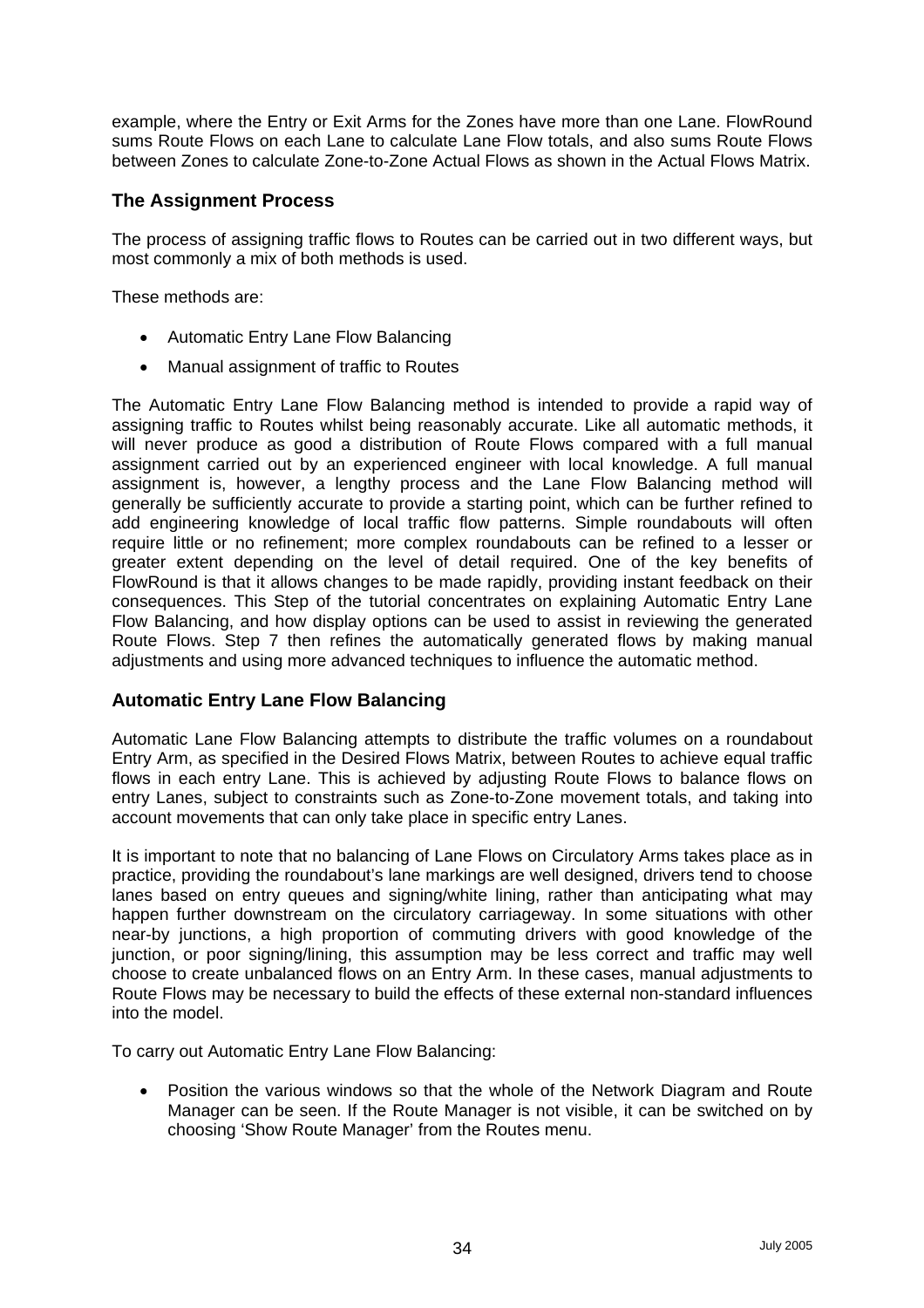example, where the Entry or Exit Arms for the Zones have more than one Lane. FlowRound sums Route Flows on each Lane to calculate Lane Flow totals, and also sums Route Flows between Zones to calculate Zone-to-Zone Actual Flows as shown in the Actual Flows Matrix.

## The Assignment Process

The process of assigning traffic flows to Routes can be carried out in two different ways, but most commonly a mix of both methods is used.

These methods are:

- Automatic Entry Lane Flow Balancing
- Manual assignment of traffic to Routes

The Automatic Entry Lane Flow Balancing method is intended to provide a rapid way of assigning traffic to Routes whilst being reasonably accurate. Like all automatic methods, it will never produce as good a distribution of Route Flows compared with a full manual assignment carried out by an experienced engineer with local knowledge. A full manual assignment is, however, a lengthy process and the Lane Flow Balancing method will generally be sufficiently accurate to provide a starting point, which can be further refined to add engineering knowledge of local traffic flow patterns. Simple roundabouts will often require little or no refinement; more complex roundabouts can be refined to a lesser or greater extent depending on the level of detail required. One of the key benefits of FlowRound is that it allows changes to be made rapidly, providing instant feedback on their consequences. This Step of the tutorial concentrates on explaining Automatic Entry Lane Flow Balancing, and how display options can be used to assist in reviewing the generated Route Flows. Step 7 then refines the automatically generated flows by making manual adjustments and using more advanced techniques to influence the automatic method.

## Automatic Entry Lane Flow Balancing

Automatic Lane Flow Balancing attempts to distribute the traffic volumes on a roundabout Entry Arm, as specified in the Desired Flows Matrix, between Routes to achieve equal traffic flows in each entry Lane. This is achieved by adjusting Route Flows to balance flows on entry Lanes, subject to constraints such as Zone-to-Zone movement totals, and taking into account movements that can only take place in specific entry Lanes.

It is important to note that no balancing of Lane Flows on Circulatory Arms takes place as in practice, providing the roundabout's lane markings are well designed, drivers tend to choose lanes based on entry queues and signing/white lining, rather than anticipating what may happen further downstream on the circulatory carriageway. In some situations with other near-by junctions, a high proportion of commuting drivers with good knowledge of the junction, or poor signing/lining, this assumption may be less correct and traffic may well choose to create unbalanced flows on an Entry Arm. In these cases, manual adjustments to Route Flows may be necessary to build the effects of these external non-standard influences into the model.

To carry out Automatic Entry Lane Flow Balancing:

- Position the various windows so that the whole of the Network Diagram and Route Manager can be seen. If the Route Manager is not visible, it can be switched on by choosing 'Show Route Manager' from the Routes menu.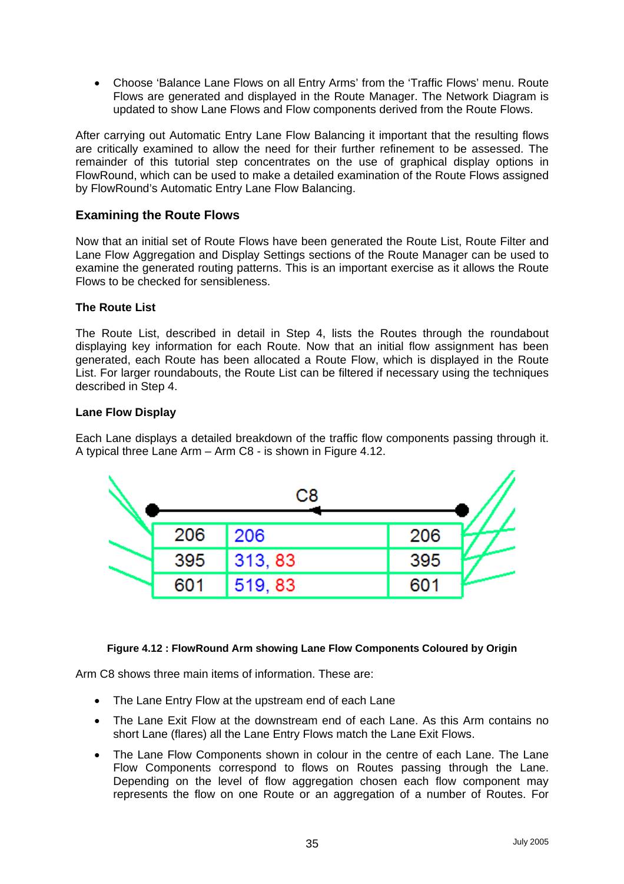- Choose 'Balance Lane Flows on all Entry Arms' from the 'Traffic Flows' menu. Route Flows are generated and displayed in the Route Manager. The Network Diagram is updated to show Lane Flows and Flow components derived from the Route Flows.

After carrying out Automatic Entry Lane Flow Balancing it important that the resulting flows are critically examined to allow the need for their further refinement to be assessed. The remainder of this tutorial step concentrates on the use of graphical display options in FlowRound, which can be used to make a detailed examination of the Route Flows assigned by FlowRound's Automatic Entry Lane Flow Balancing.

### Examining the Route Flows

Now that an initial set of Route Flows have been generated the Route List, Route Filter and Lane Flow Aggregation and Display Settings sections of the Route Manager can be used to examine the generated routing patterns. This is an important exercise as it allows the Route Flows to be checked for sensibleness.

#### The Route List

The Route List, described in detail in Step 4, lists the Routes through the roundabout displaying key information for each Route. Now that an initial flow assignment has been generated, each Route has been allocated a Route Flow, which is displayed in the Route List. For larger roundabouts, the Route List can be filtered if necessary using the techniques described in Step 4.

#### Lane Flow Display

Each Lane displays a detailed breakdown of the traffic flow components passing through it. A typical three Lane Arm – Arm C8 - is shown in Figure 4.12.

| C8 | | |
|---|---|---|
| 206 | 206 | 206 |
| 395 | 313, 83 | 395 |
| 601 | 519, 83 | 601 |

**Figure 4.12 : FlowRound Arm showing Lane Flow Components Coloured by Origin**

Arm C8 shows three main items of information. These are:

- The Lane Entry Flow at the upstream end of each Lane
- The Lane Exit Flow at the downstream end of each Lane. As this Arm contains no short Lane (flares) all the Lane Entry Flows match the Lane Exit Flows.
- The Lane Flow Components shown in colour in the centre of each Lane. The Lane Flow Components correspond to flows on Routes passing through the Lane. Depending on the level of flow aggregation chosen each flow component may represents the flow on one Route or an aggregation of a number of Routes. For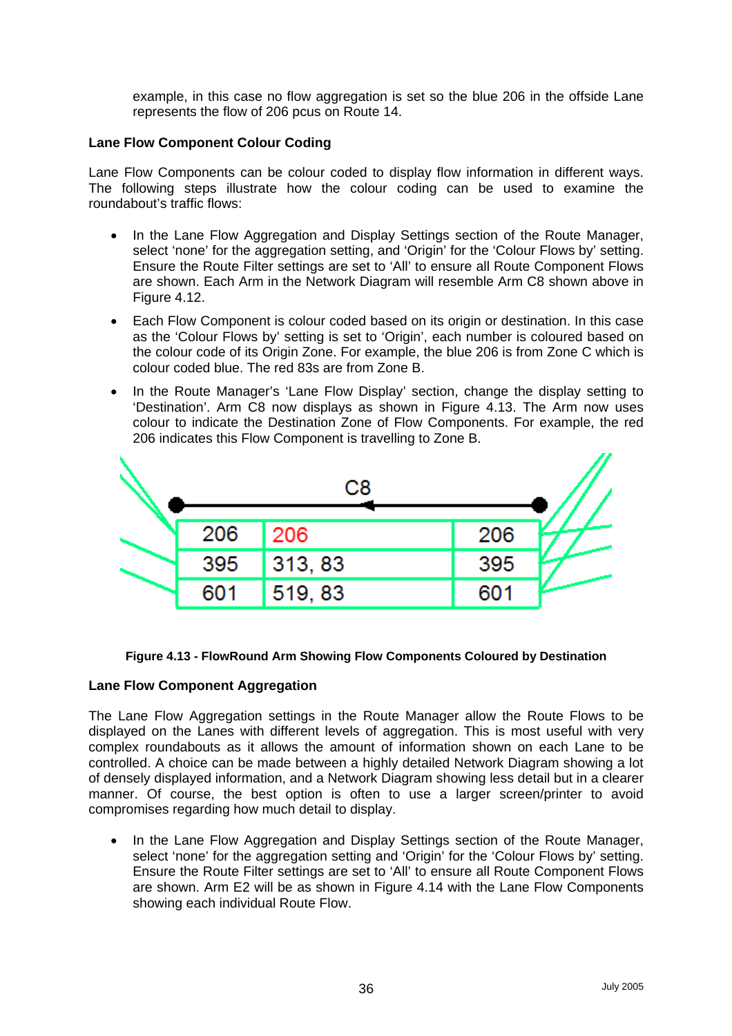example, in this case no flow aggregation is set so the blue 206 in the offside Lane represents the flow of 206 pcus on Route 14.

**Lane Flow Component Colour Coding**

Lane Flow Components can be colour coded to display flow information in different ways. The following steps illustrate how the colour coding can be used to examine the roundabout's traffic flows:

- In the Lane Flow Aggregation and Display Settings section of the Route Manager, select 'none' for the aggregation setting, and 'Origin' for the 'Colour Flows by' setting. Ensure the Route Filter settings are set to 'All' to ensure all Route Component Flows are shown. Each Arm in the Network Diagram will resemble Arm C8 shown above in Figure 4.12.
- Each Flow Component is colour coded based on its origin or destination. In this case as the 'Colour Flows by' setting is set to 'Origin', each number is coloured based on the colour code of its Origin Zone. For example, the blue 206 is from Zone C which is colour coded blue. The red 83s are from Zone B.
- In the Route Manager's 'Lane Flow Display' section, change the display setting to 'Destination'. Arm C8 now displays as shown in Figure 4.13. The Arm now uses colour to indicate the Destination Zone of Flow Components. For example, the red 206 indicates this Flow Component is travelling to Zone B.

| C8 | | |
|---|---|---|
| 206 | 206 | 206 |
| 395 | 313, 83 | 395 |
| 601 | 519, 83 | 601 |

**Figure 4.13 - FlowRound Arm Showing Flow Components Coloured by Destination**

**Lane Flow Component Aggregation**

The Lane Flow Aggregation settings in the Route Manager allow the Route Flows to be displayed on the Lanes with different levels of aggregation. This is most useful with very complex roundabouts as it allows the amount of information shown on each Lane to be controlled. A choice can be made between a highly detailed Network Diagram showing a lot of densely displayed information, and a Network Diagram showing less detail but in a clearer manner. Of course, the best option is often to use a larger screen/printer to avoid compromises regarding how much detail to display.

- In the Lane Flow Aggregation and Display Settings section of the Route Manager, select 'none' for the aggregation setting and 'Origin' for the 'Colour Flows by' setting. Ensure the Route Filter settings are set to 'All' to ensure all Route Component Flows are shown. Arm E2 will be as shown in Figure 4.14 with the Lane Flow Components showing each individual Route Flow.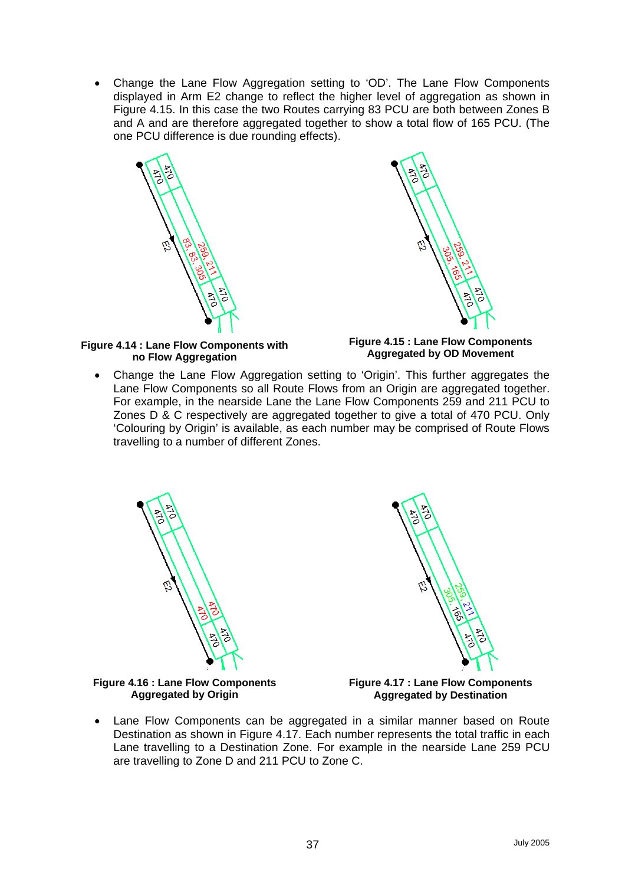- Change the Lane Flow Aggregation setting to 'OD'. The Lane Flow Components displayed in Arm E2 change to reflect the higher level of aggregation as shown in Figure 4.15. In this case the two Routes carrying 83 PCU are both between Zones B and A and are therefore aggregated together to show a total flow of 165 PCU. (The one PCU difference is due rounding effects).

**Figure 4.14 : Lane Flow Components with no Flow Aggregation**

**Figure 4.15 : Lane Flow Components Aggregated by OD Movement**

- Change the Lane Flow Aggregation setting to 'Origin'. This further aggregates the Lane Flow Components so all Route Flows from an Origin are aggregated together. For example, in the nearside Lane the Lane Flow Components 259 and 211 PCU to Zones D & C respectively are aggregated together to give a total of 470 PCU. Only 'Colouring by Origin' is available, as each number may be comprised of Route Flows travelling to a number of different Zones.

**Figure 4.16 : Lane Flow Components Aggregated by Origin**

**Figure 4.17 : Lane Flow Components Aggregated by Destination**

- Lane Flow Components can be aggregated in a similar manner based on Route Destination as shown in Figure 4.17. Each number represents the total traffic in each Lane travelling to a Destination Zone. For example in the nearside Lane 259 PCU are travelling to Zone D and 211 PCU to Zone C.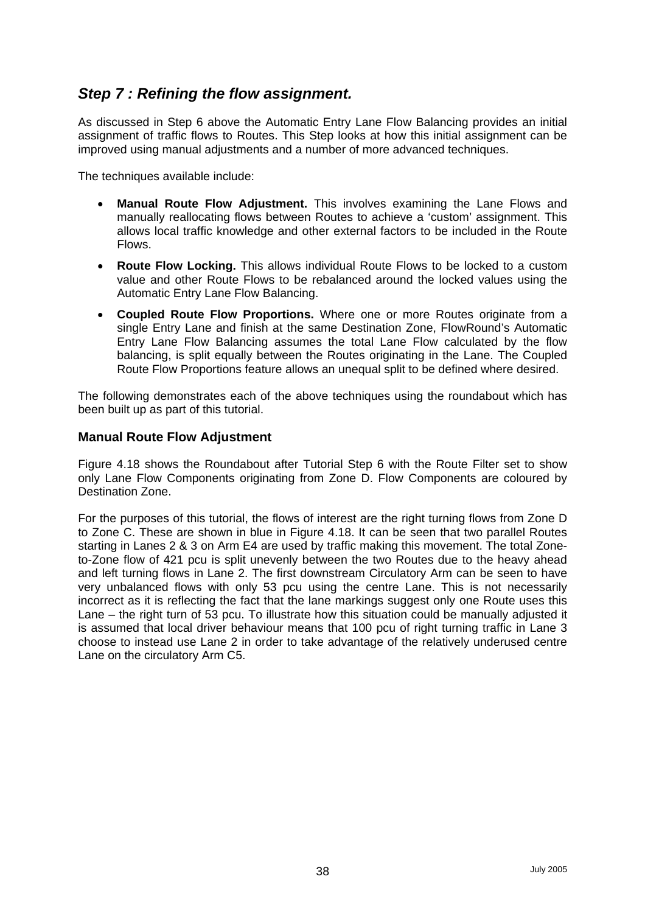## *Step 7 : Refining the flow assignment.*

As discussed in Step 6 above the Automatic Entry Lane Flow Balancing provides an initial assignment of traffic flows to Routes. This Step looks at how this initial assignment can be improved using manual adjustments and a number of more advanced techniques.

The techniques available include:

- **Manual Route Flow Adjustment.** This involves examining the Lane Flows and manually reallocating flows between Routes to achieve a 'custom' assignment. This allows local traffic knowledge and other external factors to be included in the Route Flows.
- **Route Flow Locking.** This allows individual Route Flows to be locked to a custom value and other Route Flows to be rebalanced around the locked values using the Automatic Entry Lane Flow Balancing.
- **Coupled Route Flow Proportions.** Where one or more Routes originate from a single Entry Lane and finish at the same Destination Zone, FlowRound's Automatic Entry Lane Flow Balancing assumes the total Lane Flow calculated by the flow balancing, is split equally between the Routes originating in the Lane. The Coupled Route Flow Proportions feature allows an unequal split to be defined where desired.

The following demonstrates each of the above techniques using the roundabout which has been built up as part of this tutorial.

### Manual Route Flow Adjustment

Figure 4.18 shows the Roundabout after Tutorial Step 6 with the Route Filter set to show only Lane Flow Components originating from Zone D. Flow Components are coloured by Destination Zone.

For the purposes of this tutorial, the flows of interest are the right turning flows from Zone D to Zone C. These are shown in blue in Figure 4.18. It can be seen that two parallel Routes starting in Lanes 2 & 3 on Arm E4 are used by traffic making this movement. The total Zone-to-Zone flow of 421 pcu is split unevenly between the two Routes due to the heavy ahead and left turning flows in Lane 2. The first downstream Circulatory Arm can be seen to have very unbalanced flows with only 53 pcu using the centre Lane. This is not necessarily incorrect as it is reflecting the fact that the lane markings suggest only one Route uses this Lane – the right turn of 53 pcu. To illustrate how this situation could be manually adjusted it is assumed that local driver behaviour means that 100 pcu of right turning traffic in Lane 3 choose to instead use Lane 2 in order to take advantage of the relatively underused centre Lane on the circulatory Arm C5.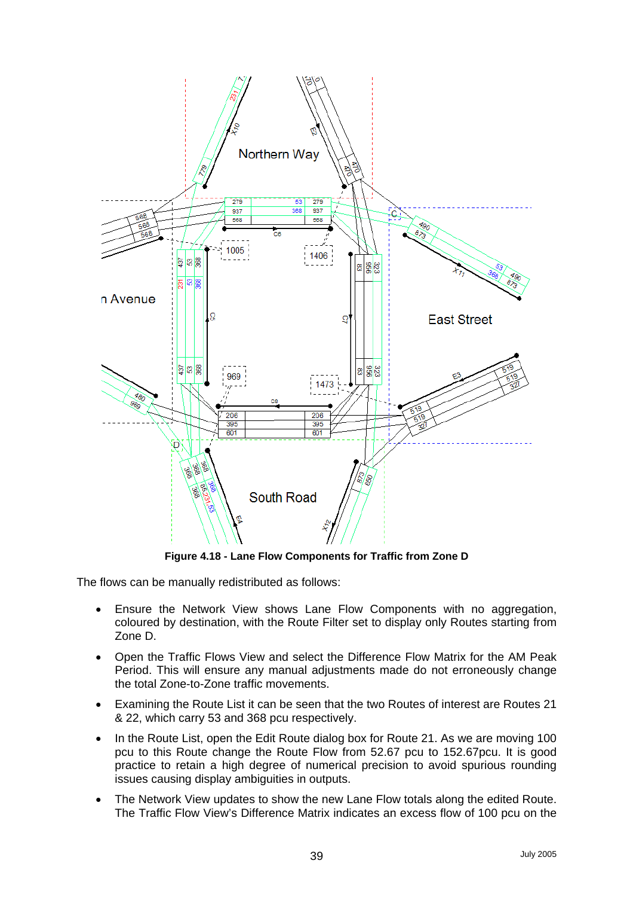**Figure 4.18 - Lane Flow Components for Traffic from Zone D**

The flows can be manually redistributed as follows:

- Ensure the Network View shows Lane Flow Components with no aggregation, coloured by destination, with the Route Filter set to display only Routes starting from Zone D.
- Open the Traffic Flows View and select the Difference Flow Matrix for the AM Peak Period. This will ensure any manual adjustments made do not erroneously change the total Zone-to-Zone traffic movements.
- Examining the Route List it can be seen that the two Routes of interest are Routes 21 & 22, which carry 53 and 368 pcu respectively.
- In the Route List, open the Edit Route dialog box for Route 21. As we are moving 100 pcu to this Route change the Route Flow from 52.67 pcu to 152.67pcu. It is good practice to retain a high degree of numerical precision to avoid spurious rounding issues causing display ambiguities in outputs.
- The Network View updates to show the new Lane Flow totals along the edited Route. The Traffic Flow View's Difference Matrix indicates an excess flow of 100 pcu on the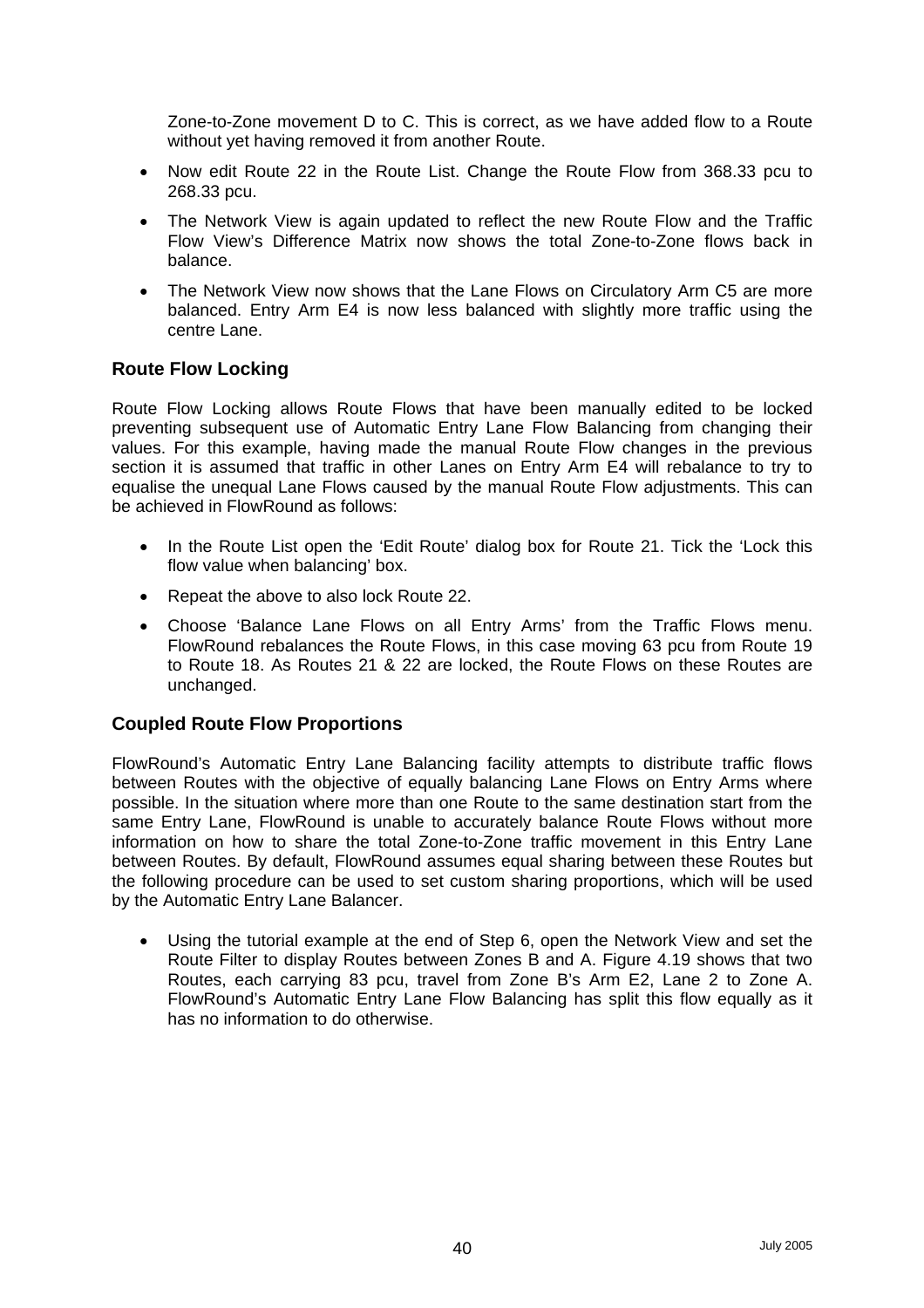Zone-to-Zone movement D to C. This is correct, as we have added flow to a Route without yet having removed it from another Route.

- Now edit Route 22 in the Route List. Change the Route Flow from 368.33 pcu to 268.33 pcu.
- The Network View is again updated to reflect the new Route Flow and the Traffic Flow View's Difference Matrix now shows the total Zone-to-Zone flows back in balance.
- The Network View now shows that the Lane Flows on Circulatory Arm C5 are more balanced. Entry Arm E4 is now less balanced with slightly more traffic using the centre Lane.

### Route Flow Locking

Route Flow Locking allows Route Flows that have been manually edited to be locked preventing subsequent use of Automatic Entry Lane Flow Balancing from changing their values. For this example, having made the manual Route Flow changes in the previous section it is assumed that traffic in other Lanes on Entry Arm E4 will rebalance to try to equalise the unequal Lane Flows caused by the manual Route Flow adjustments. This can be achieved in FlowRound as follows:

- In the Route List open the 'Edit Route' dialog box for Route 21. Tick the 'Lock this flow value when balancing' box.
- Repeat the above to also lock Route 22.
- Choose 'Balance Lane Flows on all Entry Arms' from the Traffic Flows menu. FlowRound rebalances the Route Flows, in this case moving 63 pcu from Route 19 to Route 18. As Routes 21 & 22 are locked, the Route Flows on these Routes are unchanged.

### Coupled Route Flow Proportions

FlowRound's Automatic Entry Lane Balancing facility attempts to distribute traffic flows between Routes with the objective of equally balancing Lane Flows on Entry Arms where possible. In the situation where more than one Route to the same destination start from the same Entry Lane, FlowRound is unable to accurately balance Route Flows without more information on how to share the total Zone-to-Zone traffic movement in this Entry Lane between Routes. By default, FlowRound assumes equal sharing between these Routes but the following procedure can be used to set custom sharing proportions, which will be used by the Automatic Entry Lane Balancer.

- Using the tutorial example at the end of Step 6, open the Network View and set the Route Filter to display Routes between Zones B and A. Figure 4.19 shows that two Routes, each carrying 83 pcu, travel from Zone B's Arm E2, Lane 2 to Zone A. FlowRound's Automatic Entry Lane Flow Balancing has split this flow equally as it has no information to do otherwise.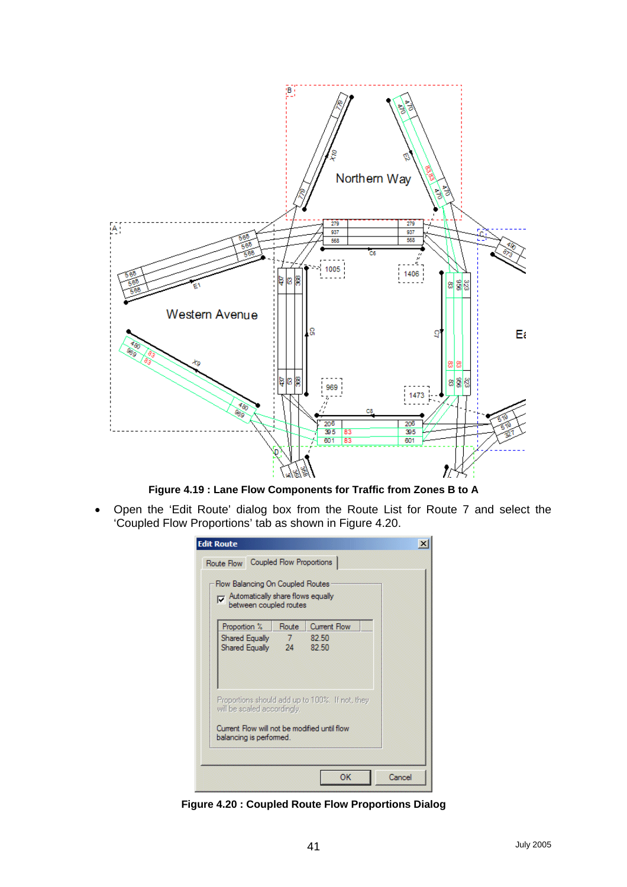**Figure 4.19 : Lane Flow Components for Traffic from Zones B to A**

- Open the 'Edit Route' dialog box from the Route List for Route 7 and select the 'Coupled Flow Proportions' tab as shown in Figure 4.20.

**Figure 4.20 : Coupled Route Flow Proportions Dialog**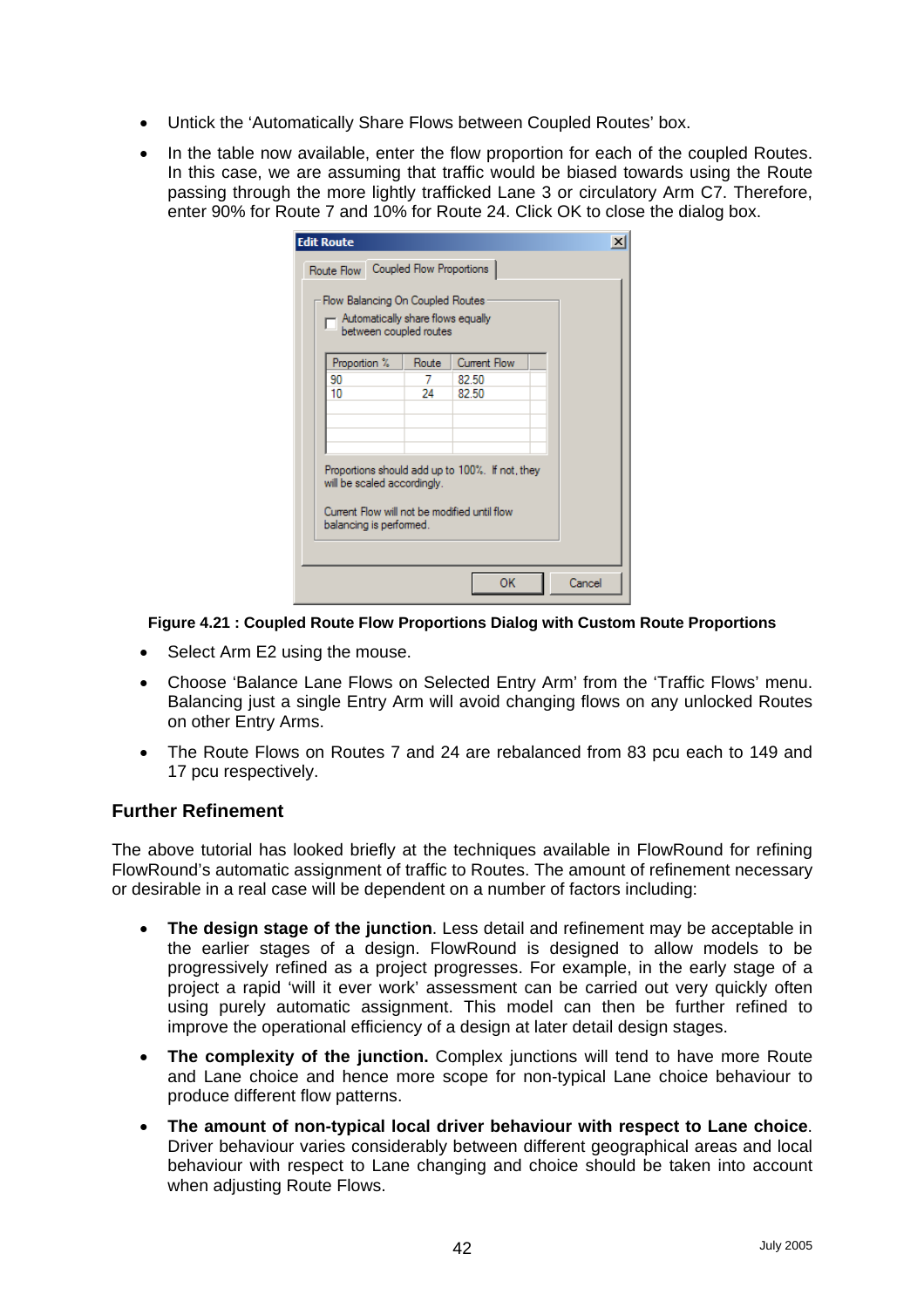- Untick the 'Automatically Share Flows between Coupled Routes' box.
- In the table now available, enter the flow proportion for each of the coupled Routes. In this case, we are assuming that traffic would be biased towards using the Route passing through the more lightly trafficked Lane 3 or circulatory Arm C7. Therefore, enter 90% for Route 7 and 10% for Route 24. Click OK to close the dialog box.

**Figure 4.21 : Coupled Route Flow Proportions Dialog with Custom Route Proportions**

- Select Arm E2 using the mouse.
- Choose 'Balance Lane Flows on Selected Entry Arm' from the 'Traffic Flows' menu. Balancing just a single Entry Arm will avoid changing flows on any unlocked Routes on other Entry Arms.
- The Route Flows on Routes 7 and 24 are rebalanced from 83 pcu each to 149 and 17 pcu respectively.

## Further Refinement

The above tutorial has looked briefly at the techniques available in FlowRound for refining FlowRound's automatic assignment of traffic to Routes. The amount of refinement necessary or desirable in a real case will be dependent on a number of factors including:

- **The design stage of the junction**. Less detail and refinement may be acceptable in the earlier stages of a design. FlowRound is designed to allow models to be progressively refined as a project progresses. For example, in the early stage of a project a rapid 'will it ever work' assessment can be carried out very quickly often using purely automatic assignment. This model can then be further refined to improve the operational efficiency of a design at later detail design stages.
- **The complexity of the junction.** Complex junctions will tend to have more Route and Lane choice and hence more scope for non-typical Lane choice behaviour to produce different flow patterns.
- **The amount of non-typical local driver behaviour with respect to Lane choice**. Driver behaviour varies considerably between different geographical areas and local behaviour with respect to Lane changing and choice should be taken into account when adjusting Route Flows.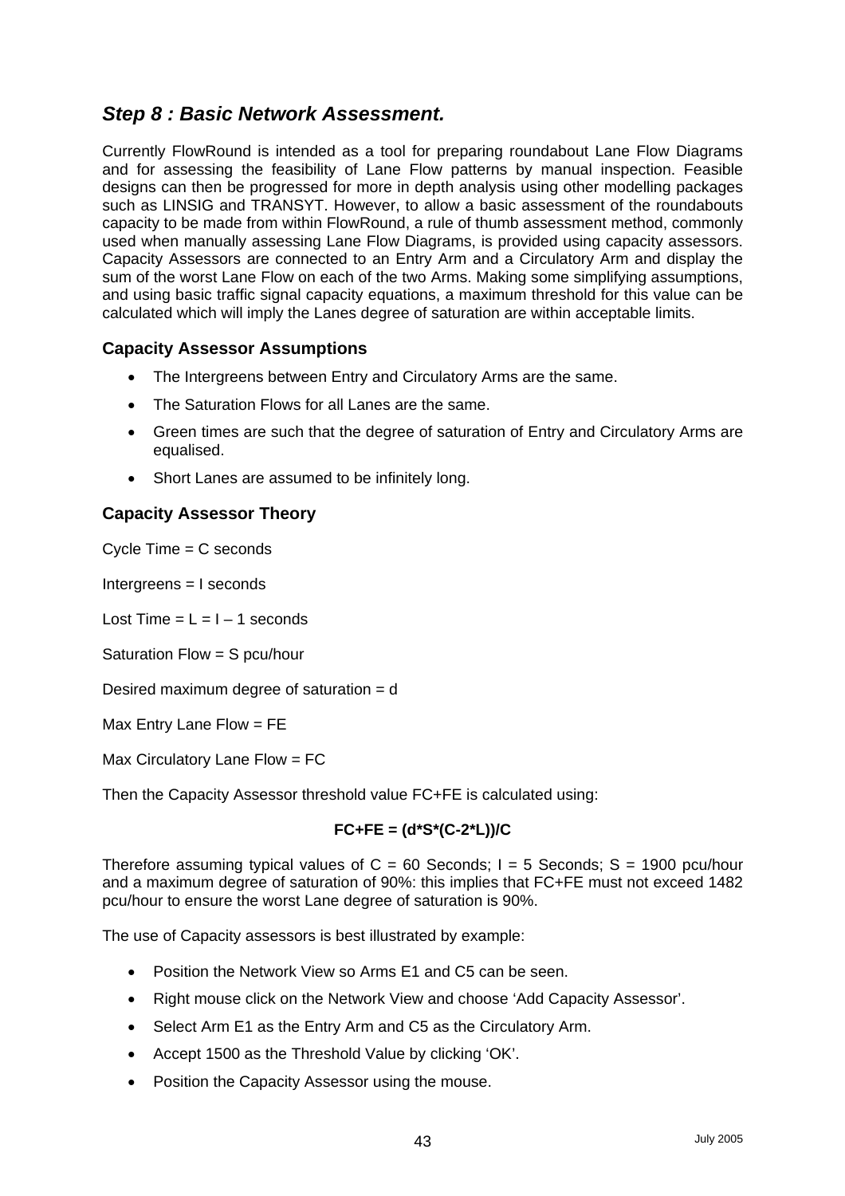## *Step 8 : Basic Network Assessment.*

Currently FlowRound is intended as a tool for preparing roundabout Lane Flow Diagrams and for assessing the feasibility of Lane Flow patterns by manual inspection. Feasible designs can then be progressed for more in depth analysis using other modelling packages such as LINSIG and TRANSYT. However, to allow a basic assessment of the roundabouts capacity to be made from within FlowRound, a rule of thumb assessment method, commonly used when manually assessing Lane Flow Diagrams, is provided using capacity assessors. Capacity Assessors are connected to an Entry Arm and a Circulatory Arm and display the sum of the worst Lane Flow on each of the two Arms. Making some simplifying assumptions, and using basic traffic signal capacity equations, a maximum threshold for this value can be calculated which will imply the Lanes degree of saturation are within acceptable limits.

### Capacity Assessor Assumptions

- The Intergreens between Entry and Circulatory Arms are the same.
- The Saturation Flows for all Lanes are the same.
- Green times are such that the degree of saturation of Entry and Circulatory Arms are equalised.
- Short Lanes are assumed to be infinitely long.

### Capacity Assessor Theory

Cycle Time = C seconds

Intergreens = I seconds

Lost Time = $L = I - 1$ seconds

Saturation Flow = S pcu/hour

Desired maximum degree of saturation = d

Max Entry Lane Flow = FE

Max Circulatory Lane Flow = FC

Then the Capacity Assessor threshold value FC+FE is calculated using:

$$FC+FE = (d*S*(C-2*L))/C$$

Therefore assuming typical values of C = 60 Seconds; I = 5 Seconds; S = 1900 pcu/hour and a maximum degree of saturation of 90%: this implies that FC+FE must not exceed 1482 pcu/hour to ensure the worst Lane degree of saturation is 90%.

The use of Capacity assessors is best illustrated by example:

- Position the Network View so Arms E1 and C5 can be seen.
- Right mouse click on the Network View and choose 'Add Capacity Assessor'.
- Select Arm E1 as the Entry Arm and C5 as the Circulatory Arm.
- Accept 1500 as the Threshold Value by clicking 'OK'.
- Position the Capacity Assessor using the mouse.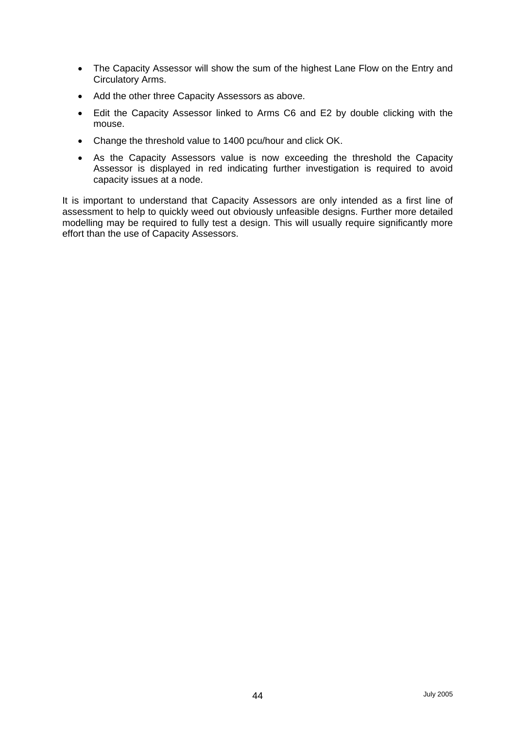- The Capacity Assessor will show the sum of the highest Lane Flow on the Entry and Circulatory Arms.
- Add the other three Capacity Assessors as above.
- Edit the Capacity Assessor linked to Arms C6 and E2 by double clicking with the mouse.
- Change the threshold value to 1400 pcu/hour and click OK.
- As the Capacity Assessors value is now exceeding the threshold the Capacity Assessor is displayed in red indicating further investigation is required to avoid capacity issues at a node.

It is important to understand that Capacity Assessors are only intended as a first line of assessment to help to quickly weed out obviously unfeasible designs. Further more detailed modelling may be required to fully test a design. This will usually require significantly more effort than the use of Capacity Assessors.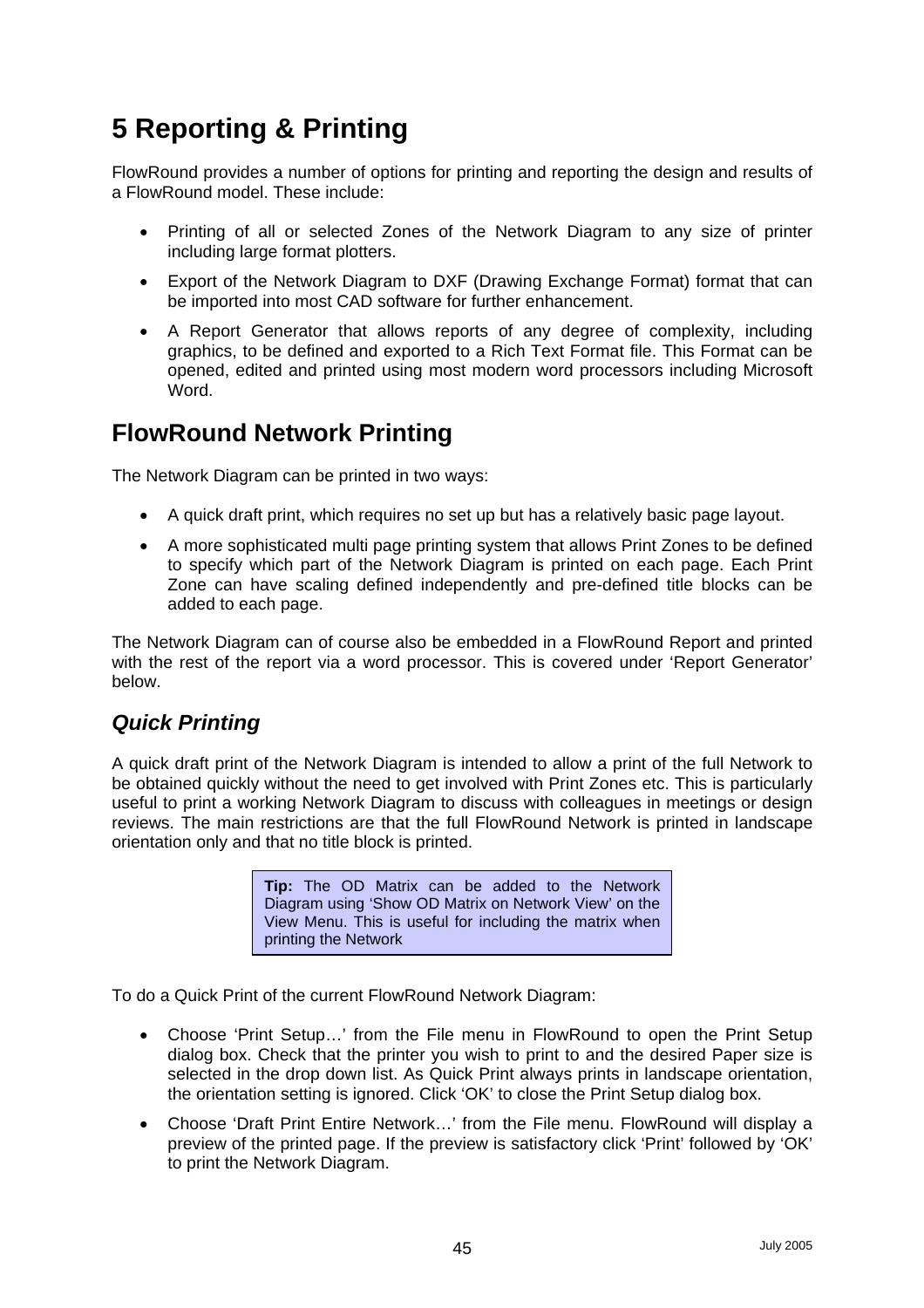# 5 Reporting & Printing

FlowRound provides a number of options for printing and reporting the design and results of a FlowRound model. These include:

- Printing of all or selected Zones of the Network Diagram to any size of printer including large format plotters.
- Export of the Network Diagram to DXF (Drawing Exchange Format) format that can be imported into most CAD software for further enhancement.
- A Report Generator that allows reports of any degree of complexity, including graphics, to be defined and exported to a Rich Text Format file. This Format can be opened, edited and printed using most modern word processors including Microsoft Word.

## FlowRound Network Printing

The Network Diagram can be printed in two ways:

- A quick draft print, which requires no set up but has a relatively basic page layout.
- A more sophisticated multi page printing system that allows Print Zones to be defined to specify which part of the Network Diagram is printed on each page. Each Print Zone can have scaling defined independently and pre-defined title blocks can be added to each page.

The Network Diagram can of course also be embedded in a FlowRound Report and printed with the rest of the report via a word processor. This is covered under 'Report Generator' below.

### *Quick Printing*

A quick draft print of the Network Diagram is intended to allow a print of the full Network to be obtained quickly without the need to get involved with Print Zones etc. This is particularly useful to print a working Network Diagram to discuss with colleagues in meetings or design reviews. The main restrictions are that the full FlowRound Network is printed in landscape orientation only and that no title block is printed.

> **Tip:** The OD Matrix can be added to the Network Diagram using 'Show OD Matrix on Network View' on the View Menu. This is useful for including the matrix when printing the Network

To do a Quick Print of the current FlowRound Network Diagram:

- Choose 'Print Setup…' from the File menu in FlowRound to open the Print Setup dialog box. Check that the printer you wish to print to and the desired Paper size is selected in the drop down list. As Quick Print always prints in landscape orientation, the orientation setting is ignored. Click 'OK' to close the Print Setup dialog box.
- Choose 'Draft Print Entire Network…' from the File menu. FlowRound will display a preview of the printed page. If the preview is satisfactory click 'Print' followed by 'OK' to print the Network Diagram.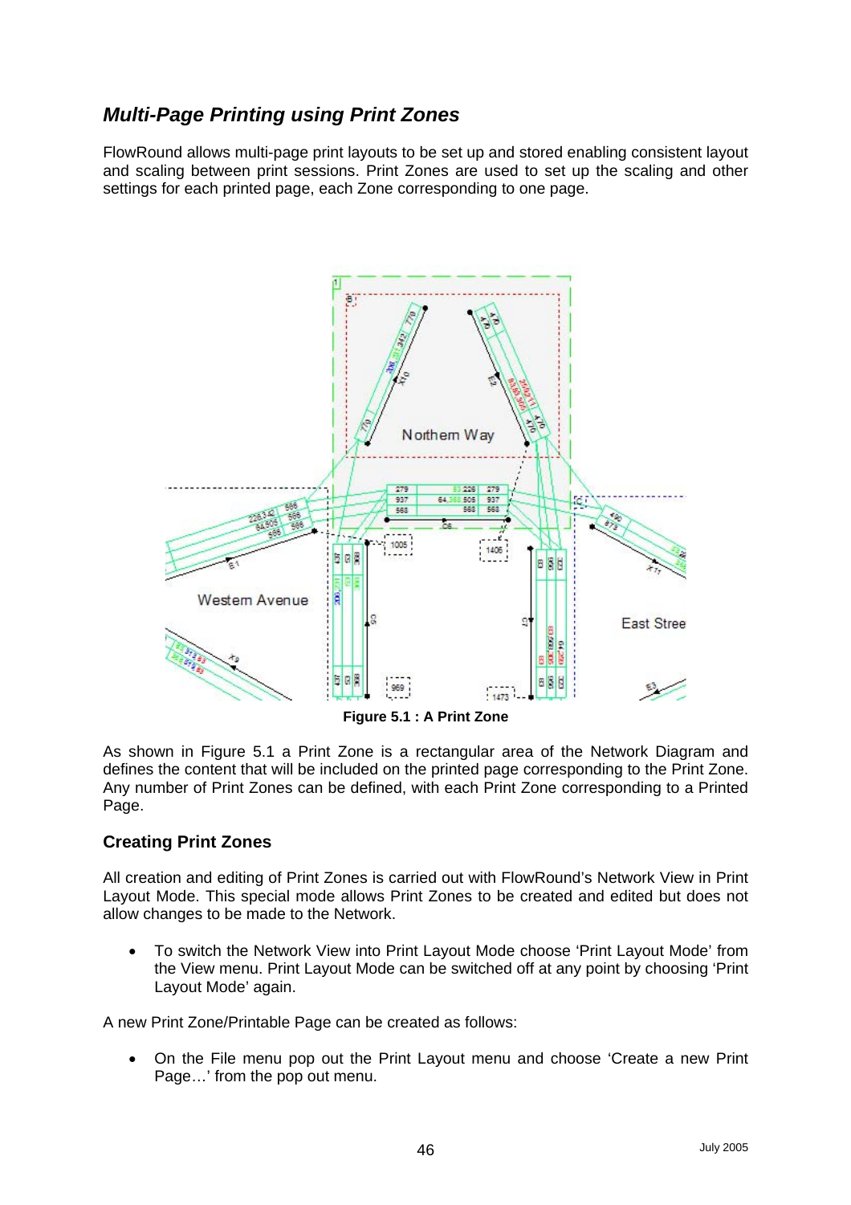## *Multi-Page Printing using Print Zones*

FlowRound allows multi-page print layouts to be set up and stored enabling consistent layout and scaling between print sessions. Print Zones are used to set up the scaling and other settings for each printed page, each Zone corresponding to one page.

**Figure 5.1 : A Print Zone**

As shown in Figure 5.1 a Print Zone is a rectangular area of the Network Diagram and defines the content that will be included on the printed page corresponding to the Print Zone. Any number of Print Zones can be defined, with each Print Zone corresponding to a Printed Page.

### Creating Print Zones

All creation and editing of Print Zones is carried out with FlowRound's Network View in Print Layout Mode. This special mode allows Print Zones to be created and edited but does not allow changes to be made to the Network.

- To switch the Network View into Print Layout Mode choose 'Print Layout Mode' from the View menu. Print Layout Mode can be switched off at any point by choosing 'Print Layout Mode' again.

A new Print Zone/Printable Page can be created as follows:

- On the File menu pop out the Print Layout menu and choose 'Create a new Print Page…' from the pop out menu.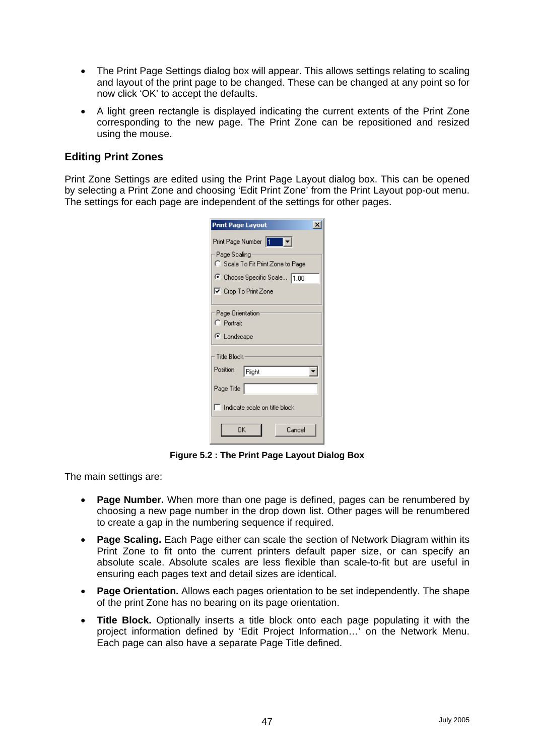- The Print Page Settings dialog box will appear. This allows settings relating to scaling and layout of the print page to be changed. These can be changed at any point so for now click 'OK' to accept the defaults.
- A light green rectangle is displayed indicating the current extents of the Print Zone corresponding to the new page. The Print Zone can be repositioned and resized using the mouse.

### Editing Print Zones

Print Zone Settings are edited using the Print Page Layout dialog box. This can be opened by selecting a Print Zone and choosing 'Edit Print Zone' from the Print Layout pop-out menu. The settings for each page are independent of the settings for other pages.

**Figure 5.2 : The Print Page Layout Dialog Box**

The main settings are:

- **Page Number.** When more than one page is defined, pages can be renumbered by choosing a new page number in the drop down list. Other pages will be renumbered to create a gap in the numbering sequence if required.
- **Page Scaling.** Each Page either can scale the section of Network Diagram within its Print Zone to fit onto the current printers default paper size, or can specify an absolute scale. Absolute scales are less flexible than scale-to-fit but are useful in ensuring each pages text and detail sizes are identical.
- **Page Orientation.** Allows each pages orientation to be set independently. The shape of the print Zone has no bearing on its page orientation.
- **Title Block.** Optionally inserts a title block onto each page populating it with the project information defined by 'Edit Project Information…' on the Network Menu. Each page can also have a separate Page Title defined.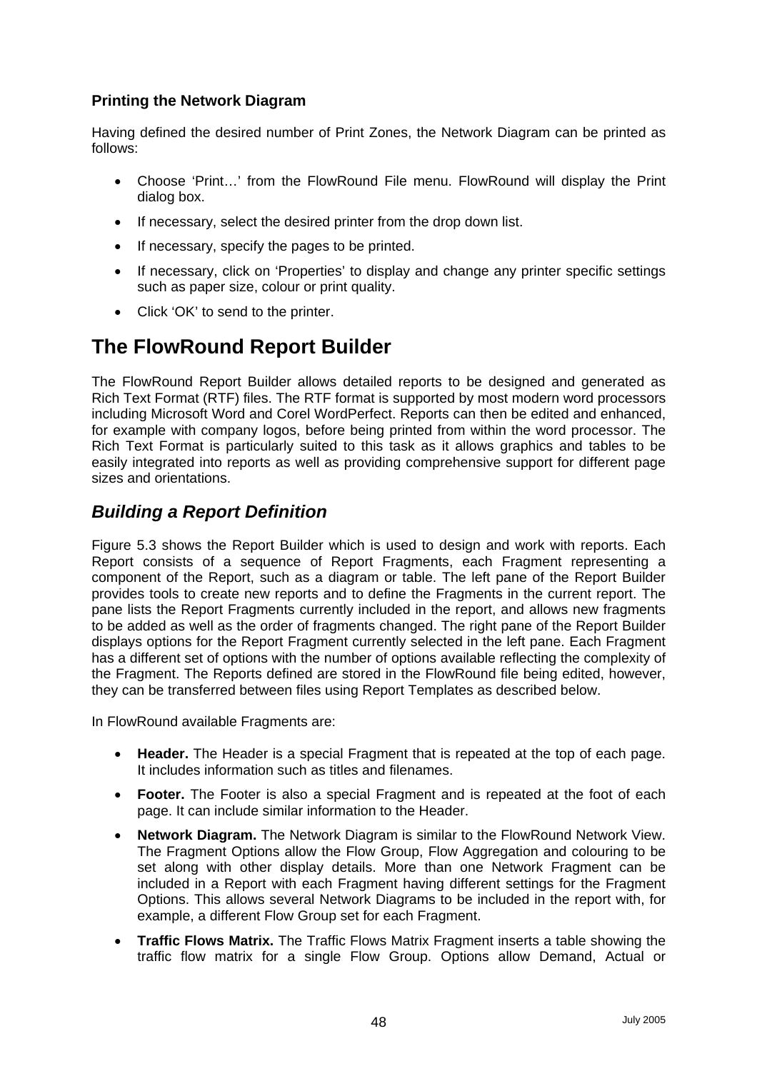### Printing the Network Diagram

Having defined the desired number of Print Zones, the Network Diagram can be printed as follows:

- Choose 'Print…' from the FlowRound File menu. FlowRound will display the Print dialog box.
- If necessary, select the desired printer from the drop down list.
- If necessary, specify the pages to be printed.
- If necessary, click on 'Properties' to display and change any printer specific settings such as paper size, colour or print quality.
- Click 'OK' to send to the printer.

# The FlowRound Report Builder

The FlowRound Report Builder allows detailed reports to be designed and generated as Rich Text Format (RTF) files. The RTF format is supported by most modern word processors including Microsoft Word and Corel WordPerfect. Reports can then be edited and enhanced, for example with company logos, before being printed from within the word processor. The Rich Text Format is particularly suited to this task as it allows graphics and tables to be easily integrated into reports as well as providing comprehensive support for different page sizes and orientations.

## *Building a Report Definition*

Figure 5.3 shows the Report Builder which is used to design and work with reports. Each Report consists of a sequence of Report Fragments, each Fragment representing a component of the Report, such as a diagram or table. The left pane of the Report Builder provides tools to create new reports and to define the Fragments in the current report. The pane lists the Report Fragments currently included in the report, and allows new fragments to be added as well as the order of fragments changed. The right pane of the Report Builder displays options for the Report Fragment currently selected in the left pane. Each Fragment has a different set of options with the number of options available reflecting the complexity of the Fragment. The Reports defined are stored in the FlowRound file being edited, however, they can be transferred between files using Report Templates as described below.

In FlowRound available Fragments are:

- **Header.** The Header is a special Fragment that is repeated at the top of each page. It includes information such as titles and filenames.
- **Footer.** The Footer is also a special Fragment and is repeated at the foot of each page. It can include similar information to the Header.
- **Network Diagram.** The Network Diagram is similar to the FlowRound Network View. The Fragment Options allow the Flow Group, Flow Aggregation and colouring to be set along with other display details. More than one Network Fragment can be included in a Report with each Fragment having different settings for the Fragment Options. This allows several Network Diagrams to be included in the report with, for example, a different Flow Group set for each Fragment.
- **Traffic Flows Matrix.** The Traffic Flows Matrix Fragment inserts a table showing the traffic flow matrix for a single Flow Group. Options allow Demand, Actual or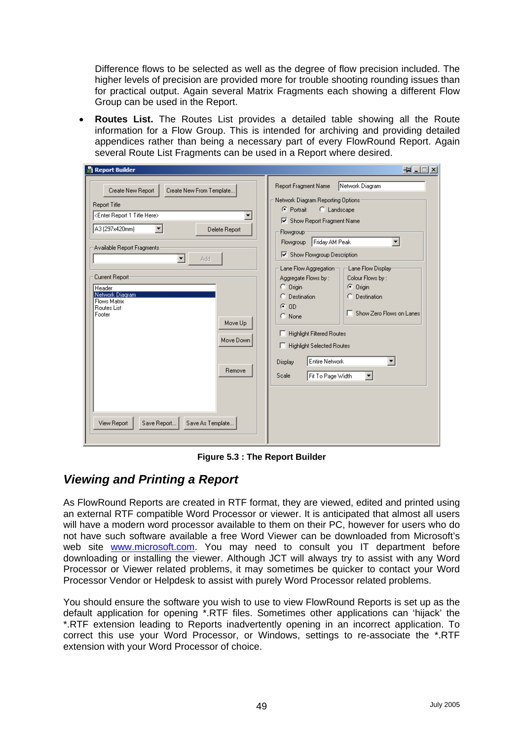Difference flows to be selected as well as the degree of flow precision included. The higher levels of precision are provided more for trouble shooting rounding issues than for practical output. Again several Matrix Fragments each showing a different Flow Group can be used in the Report.

- **Routes List.** The Routes List provides a detailed table showing all the Route information for a Flow Group. This is intended for archiving and providing detailed appendices rather than being a necessary part of every FlowRound Report. Again several Route List Fragments can be used in a Report where desired.

**Figure 5.3 : The Report Builder**

## *Viewing and Printing a Report*

As FlowRound Reports are created in RTF format, they are viewed, edited and printed using an external RTF compatible Word Processor or viewer. It is anticipated that almost all users will have a modern word processor available to them on their PC, however for users who do not have such software available a free Word Viewer can be downloaded from Microsoft's web site [www.microsoft.com](http://www.microsoft.com). You may need to consult you IT department before downloading or installing the viewer. Although JCT will always try to assist with any Word Processor or Viewer related problems, it may sometimes be quicker to contact your Word Processor Vendor or Helpdesk to assist with purely Word Processor related problems.

You should ensure the software you wish to use to view FlowRound Reports is set up as the default application for opening *.RTF files. Sometimes other applications can 'hijack' the *.RTF extension leading to Reports inadvertently opening in an incorrect application. To correct this use your Word Processor, or Windows, settings to re-associate the *.RTF extension with your Word Processor of choice.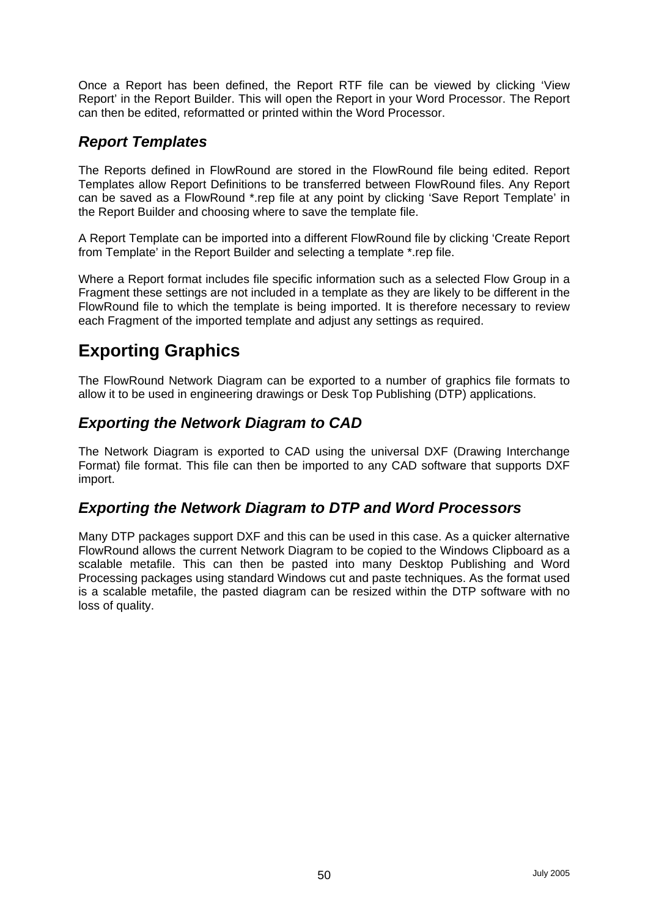Once a Report has been defined, the Report RTF file can be viewed by clicking 'View Report' in the Report Builder. This will open the Report in your Word Processor. The Report can then be edited, reformatted or printed within the Word Processor.

### *Report Templates*

The Reports defined in FlowRound are stored in the FlowRound file being edited. Report Templates allow Report Definitions to be transferred between FlowRound files. Any Report can be saved as a FlowRound *.rep file at any point by clicking 'Save Report Template' in the Report Builder and choosing where to save the template file.

A Report Template can be imported into a different FlowRound file by clicking 'Create Report from Template' in the Report Builder and selecting a template *.rep file.

Where a Report format includes file specific information such as a selected Flow Group in a Fragment these settings are not included in a template as they are likely to be different in the FlowRound file to which the template is being imported. It is therefore necessary to review each Fragment of the imported template and adjust any settings as required.

## Exporting Graphics

The FlowRound Network Diagram can be exported to a number of graphics file formats to allow it to be used in engineering drawings or Desk Top Publishing (DTP) applications.

### *Exporting the Network Diagram to CAD*

The Network Diagram is exported to CAD using the universal DXF (Drawing Interchange Format) file format. This file can then be imported to any CAD software that supports DXF import.

### *Exporting the Network Diagram to DTP and Word Processors*

Many DTP packages support DXF and this can be used in this case. As a quicker alternative FlowRound allows the current Network Diagram to be copied to the Windows Clipboard as a scalable metafile. This can then be pasted into many Desktop Publishing and Word Processing packages using standard Windows cut and paste techniques. As the format used is a scalable metafile, the pasted diagram can be resized within the DTP software with no loss of quality.